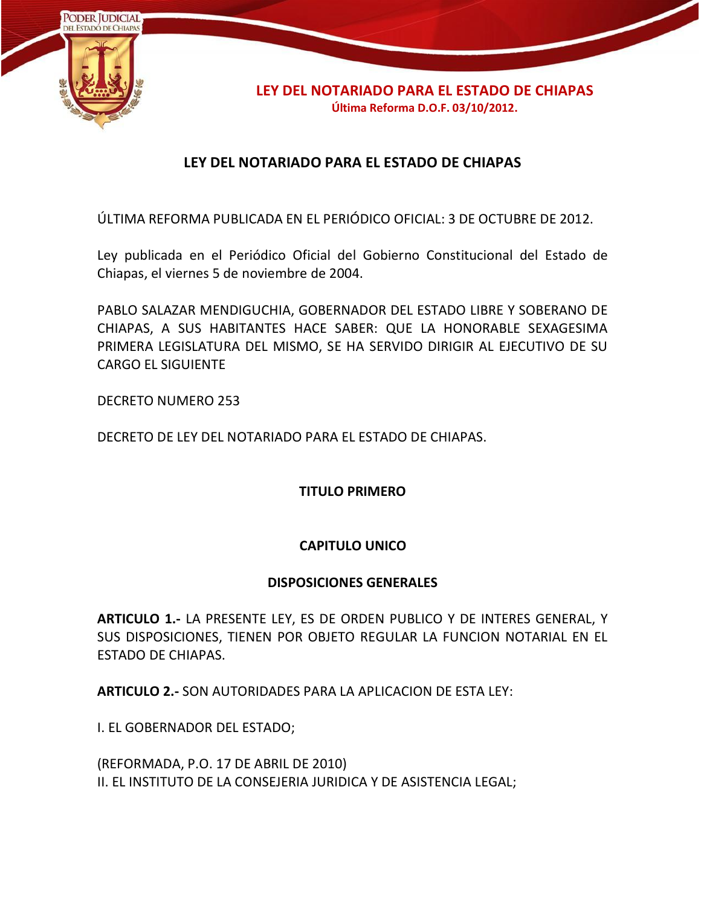# LEY DEL NOTARIADO PARA EL ESTADO DE CHIAPAS

ÚLTIMA REFORMA PUBLICADA EN EL PERIÓDICO OFICIAL: 3 DE OCTUBRE DE 2012.

Ley publicada en el Periódico Oficial del Gobierno Constitucional del Estado de Chiapas, el viernes 5 de noviembre de 2004.

PABLO SALAZAR MENDIGUCHIA, GOBERNADOR DEL ESTADO LIBRE Y SOBERANO DE CHIAPAS, A SUS HABITANTES HACE SABER: QUE LA HONORABLE SEXAGESIMA PRIMERA LEGISLATURA DEL MISMO, SE HA SERVIDO DIRIGIR AL EJECUTIVO DE SU CARGO EL SIGUIENTE

DECRETO NUMERO 253

DECRETO DE LEY DEL NOTARIADO PARA EL ESTADO DE CHIAPAS.

## TITULO PRIMERO

### CAPITULO UNICO

### DISPOSICIONES GENERALES

**ARTICULO 1.-** LA PRESENTE LEY, ES DE ORDEN PUBLICO Y DE INTERES GENERAL, Y SUS DISPOSICIONES, TIENEN POR OBJETO REGULAR LA FUNCION NOTARIAL EN EL ESTADO DE CHIAPAS.

**ARTICULO 2.-** SON AUTORIDADES PARA LA APLICACION DE ESTA LEY:

I. EL GOBERNADOR DEL ESTADO;

(REFORMADA, P.O. 17 DE ABRIL DE 2010)
II. EL INSTITUTO DE LA CONSEJERIA JURIDICA Y DE ASISTENCIA LEGAL;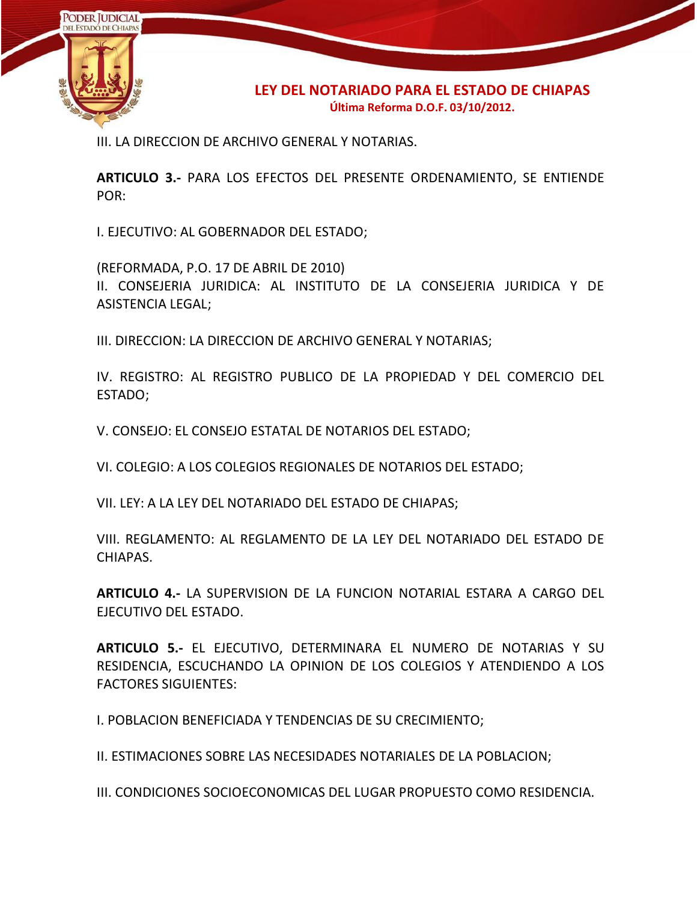III. LA DIRECCION DE ARCHIVO GENERAL Y NOTARIAS.

**ARTICULO 3.-** PARA LOS EFECTOS DEL PRESENTE ORDENAMIENTO, SE ENTIENDE POR:

I. EJECUTIVO: AL GOBERNADOR DEL ESTADO;

(REFORMADA, P.O. 17 DE ABRIL DE 2010)
II. CONSEJERIA JURIDICA: AL INSTITUTO DE LA CONSEJERIA JURIDICA Y DE ASISTENCIA LEGAL;

III. DIRECCION: LA DIRECCION DE ARCHIVO GENERAL Y NOTARIAS;

IV. REGISTRO: AL REGISTRO PUBLICO DE LA PROPIEDAD Y DEL COMERCIO DEL ESTADO;

V. CONSEJO: EL CONSEJO ESTATAL DE NOTARIOS DEL ESTADO;

VI. COLEGIO: A LOS COLEGIOS REGIONALES DE NOTARIOS DEL ESTADO;

VII. LEY: A LA LEY DEL NOTARIADO DEL ESTADO DE CHIAPAS;

VIII. REGLAMENTO: AL REGLAMENTO DE LA LEY DEL NOTARIADO DEL ESTADO DE CHIAPAS.

**ARTICULO 4.-** LA SUPERVISION DE LA FUNCION NOTARIAL ESTARA A CARGO DEL EJECUTIVO DEL ESTADO.

**ARTICULO 5.-** EL EJECUTIVO, DETERMINARA EL NUMERO DE NOTARIAS Y SU RESIDENCIA, ESCUCHANDO LA OPINION DE LOS COLEGIOS Y ATENDIENDO A LOS FACTORES SIGUIENTES:

I. POBLACION BENEFICIADA Y TENDENCIAS DE SU CRECIMIENTO;

II. ESTIMACIONES SOBRE LAS NECESIDADES NOTARIALES DE LA POBLACION;

III. CONDICIONES SOCIOECONOMICAS DEL LUGAR PROPUESTO COMO RESIDENCIA.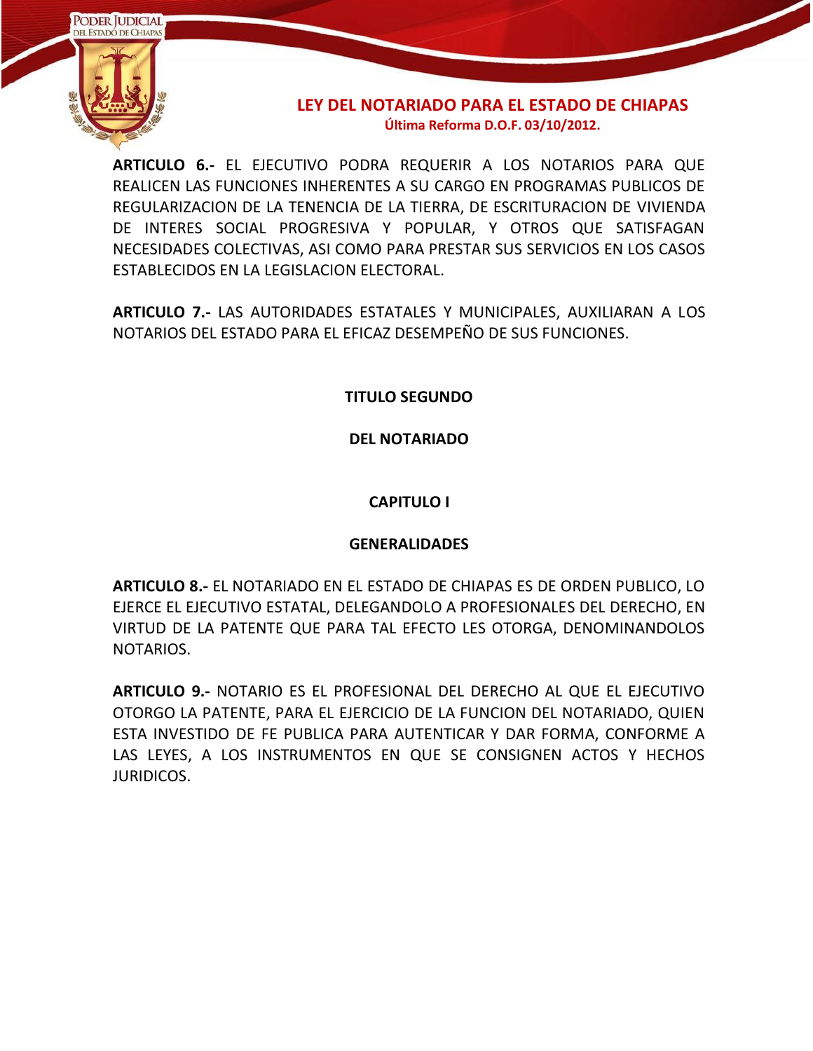**ARTICULO 6.-** EL EJECUTIVO PODRA REQUERIR A LOS NOTARIOS PARA QUE REALICEN LAS FUNCIONES INHERENTES A SU CARGO EN PROGRAMAS PUBLICOS DE REGULARIZACION DE LA TENENCIA DE LA TIERRA, DE ESCRITURACION DE VIVIENDA DE INTERES SOCIAL PROGRESIVA Y POPULAR, Y OTROS QUE SATISFAGAN NECESIDADES COLECTIVAS, ASI COMO PARA PRESTAR SUS SERVICIOS EN LOS CASOS ESTABLECIDOS EN LA LEGISLACION ELECTORAL.

**ARTICULO 7.-** LAS AUTORIDADES ESTATALES Y MUNICIPALES, AUXILIARAN A LOS NOTARIOS DEL ESTADO PARA EL EFICAZ DESEMPEÑO DE SUS FUNCIONES.

## TITULO SEGUNDO

## DEL NOTARIADO

### CAPITULO I

### GENERALIDADES

**ARTICULO 8.-** EL NOTARIADO EN EL ESTADO DE CHIAPAS ES DE ORDEN PUBLICO, LO EJERCE EL EJECUTIVO ESTATAL, DELEGANDOLO A PROFESIONALES DEL DERECHO, EN VIRTUD DE LA PATENTE QUE PARA TAL EFECTO LES OTORGA, DENOMINANDOLOS NOTARIOS.

**ARTICULO 9.-** NOTARIO ES EL PROFESIONAL DEL DERECHO AL QUE EL EJECUTIVO OTORGO LA PATENTE, PARA EL EJERCICIO DE LA FUNCION DEL NOTARIADO, QUIEN ESTA INVESTIDO DE FE PUBLICA PARA AUTENTICAR Y DAR FORMA, CONFORME A LAS LEYES, A LOS INSTRUMENTOS EN QUE SE CONSIGNEN ACTOS Y HECHOS JURIDICOS.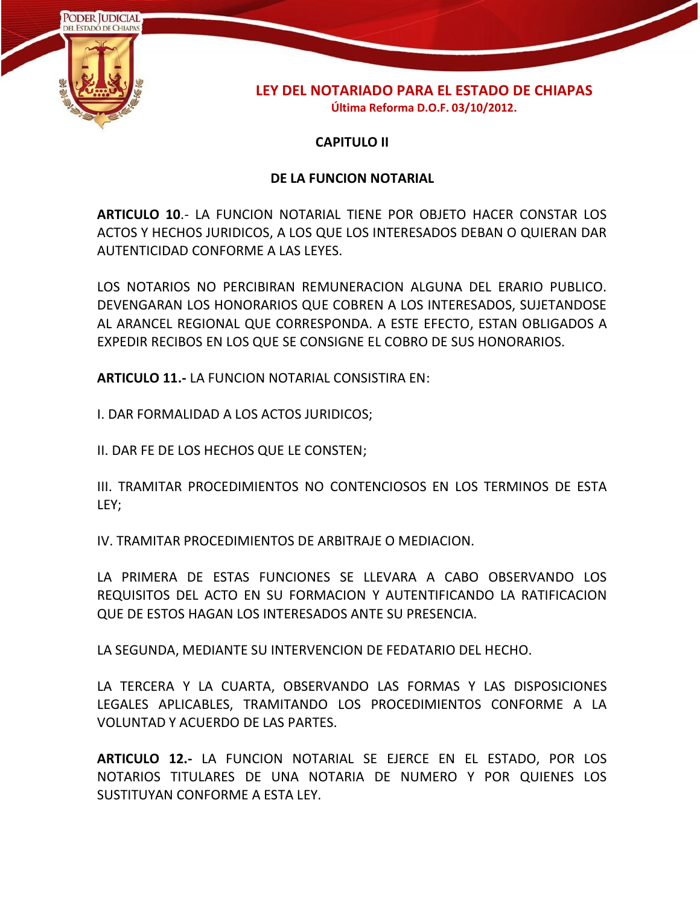## CAPITULO II

## DE LA FUNCION NOTARIAL

**ARTICULO 10**.- LA FUNCION NOTARIAL TIENE POR OBJETO HACER CONSTAR LOS ACTOS Y HECHOS JURIDICOS, A LOS QUE LOS INTERESADOS DEBAN O QUIERAN DAR AUTENTICIDAD CONFORME A LAS LEYES.

LOS NOTARIOS NO PERCIBIRAN REMUNERACION ALGUNA DEL ERARIO PUBLICO. DEVENGARAN LOS HONORARIOS QUE COBREN A LOS INTERESADOS, SUJETANDOSE AL ARANCEL REGIONAL QUE CORRESPONDA. A ESTE EFECTO, ESTAN OBLIGADOS A EXPEDIR RECIBOS EN LOS QUE SE CONSIGNE EL COBRO DE SUS HONORARIOS.

**ARTICULO 11.-** LA FUNCION NOTARIAL CONSISTIRA EN:

I. DAR FORMALIDAD A LOS ACTOS JURIDICOS;

II. DAR FE DE LOS HECHOS QUE LE CONSTEN;

III. TRAMITAR PROCEDIMIENTOS NO CONTENCIOSOS EN LOS TERMINOS DE ESTA LEY;

IV. TRAMITAR PROCEDIMIENTOS DE ARBITRAJE O MEDIACION.

LA PRIMERA DE ESTAS FUNCIONES SE LLEVARA A CABO OBSERVANDO LOS REQUISITOS DEL ACTO EN SU FORMACION Y AUTENTIFICANDO LA RATIFICACION QUE DE ESTOS HAGAN LOS INTERESADOS ANTE SU PRESENCIA.

LA SEGUNDA, MEDIANTE SU INTERVENCION DE FEDATARIO DEL HECHO.

LA TERCERA Y LA CUARTA, OBSERVANDO LAS FORMAS Y LAS DISPOSICIONES LEGALES APLICABLES, TRAMITANDO LOS PROCEDIMIENTOS CONFORME A LA VOLUNTAD Y ACUERDO DE LAS PARTES.

**ARTICULO 12.-** LA FUNCION NOTARIAL SE EJERCE EN EL ESTADO, POR LOS NOTARIOS TITULARES DE UNA NOTARIA DE NUMERO Y POR QUIENES LOS SUSTITUYAN CONFORME A ESTA LEY.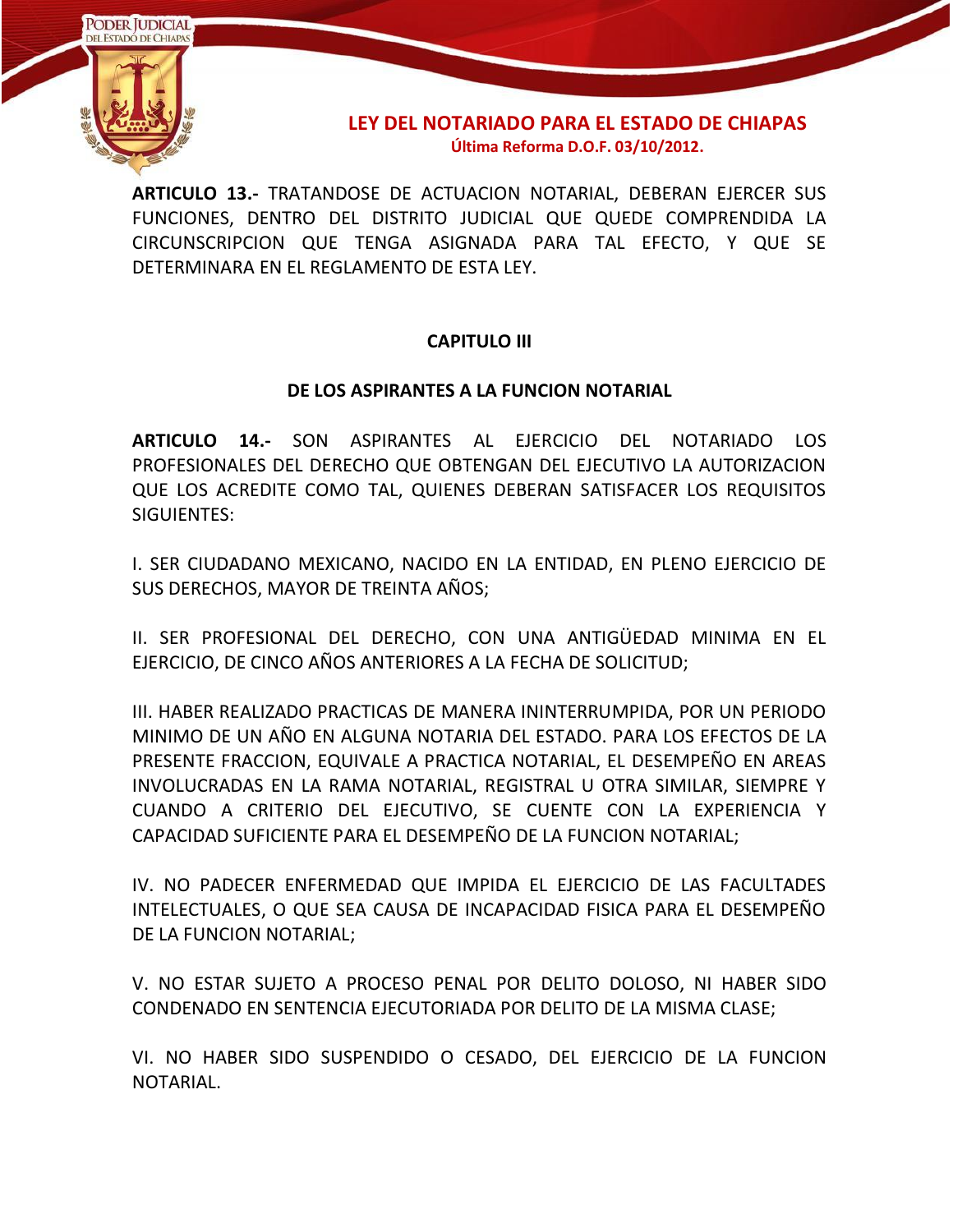**ARTICULO 13.-** TRATANDOSE DE ACTUACION NOTARIAL, DEBERAN EJERCER SUS FUNCIONES, DENTRO DEL DISTRITO JUDICIAL QUE QUEDE COMPRENDIDA LA CIRCUNSCRIPCION QUE TENGA ASIGNADA PARA TAL EFECTO, Y QUE SE DETERMINARA EN EL REGLAMENTO DE ESTA LEY.

## CAPITULO III

## DE LOS ASPIRANTES A LA FUNCION NOTARIAL

**ARTICULO 14.-** SON ASPIRANTES AL EJERCICIO DEL NOTARIADO LOS PROFESIONALES DEL DERECHO QUE OBTENGAN DEL EJECUTIVO LA AUTORIZACION QUE LOS ACREDITE COMO TAL, QUIENES DEBERAN SATISFACER LOS REQUISITOS SIGUIENTES:

I. SER CIUDADANO MEXICANO, NACIDO EN LA ENTIDAD, EN PLENO EJERCICIO DE SUS DERECHOS, MAYOR DE TREINTA AÑOS;

II. SER PROFESIONAL DEL DERECHO, CON UNA ANTIGÜEDAD MINIMA EN EL EJERCICIO, DE CINCO AÑOS ANTERIORES A LA FECHA DE SOLICITUD;

III. HABER REALIZADO PRACTICAS DE MANERA ININTERRUMPIDA, POR UN PERIODO MINIMO DE UN AÑO EN ALGUNA NOTARIA DEL ESTADO. PARA LOS EFECTOS DE LA PRESENTE FRACCION, EQUIVALE A PRACTICA NOTARIAL, EL DESEMPEÑO EN AREAS INVOLUCRADAS EN LA RAMA NOTARIAL, REGISTRAL U OTRA SIMILAR, SIEMPRE Y CUANDO A CRITERIO DEL EJECUTIVO, SE CUENTE CON LA EXPERIENCIA Y CAPACIDAD SUFICIENTE PARA EL DESEMPEÑO DE LA FUNCION NOTARIAL;

IV. NO PADECER ENFERMEDAD QUE IMPIDA EL EJERCICIO DE LAS FACULTADES INTELECTUALES, O QUE SEA CAUSA DE INCAPACIDAD FISICA PARA EL DESEMPEÑO DE LA FUNCION NOTARIAL;

V. NO ESTAR SUJETO A PROCESO PENAL POR DELITO DOLOSO, NI HABER SIDO CONDENADO EN SENTENCIA EJECUTORIADA POR DELITO DE LA MISMA CLASE;

VI. NO HABER SIDO SUSPENDIDO O CESADO, DEL EJERCICIO DE LA FUNCION NOTARIAL.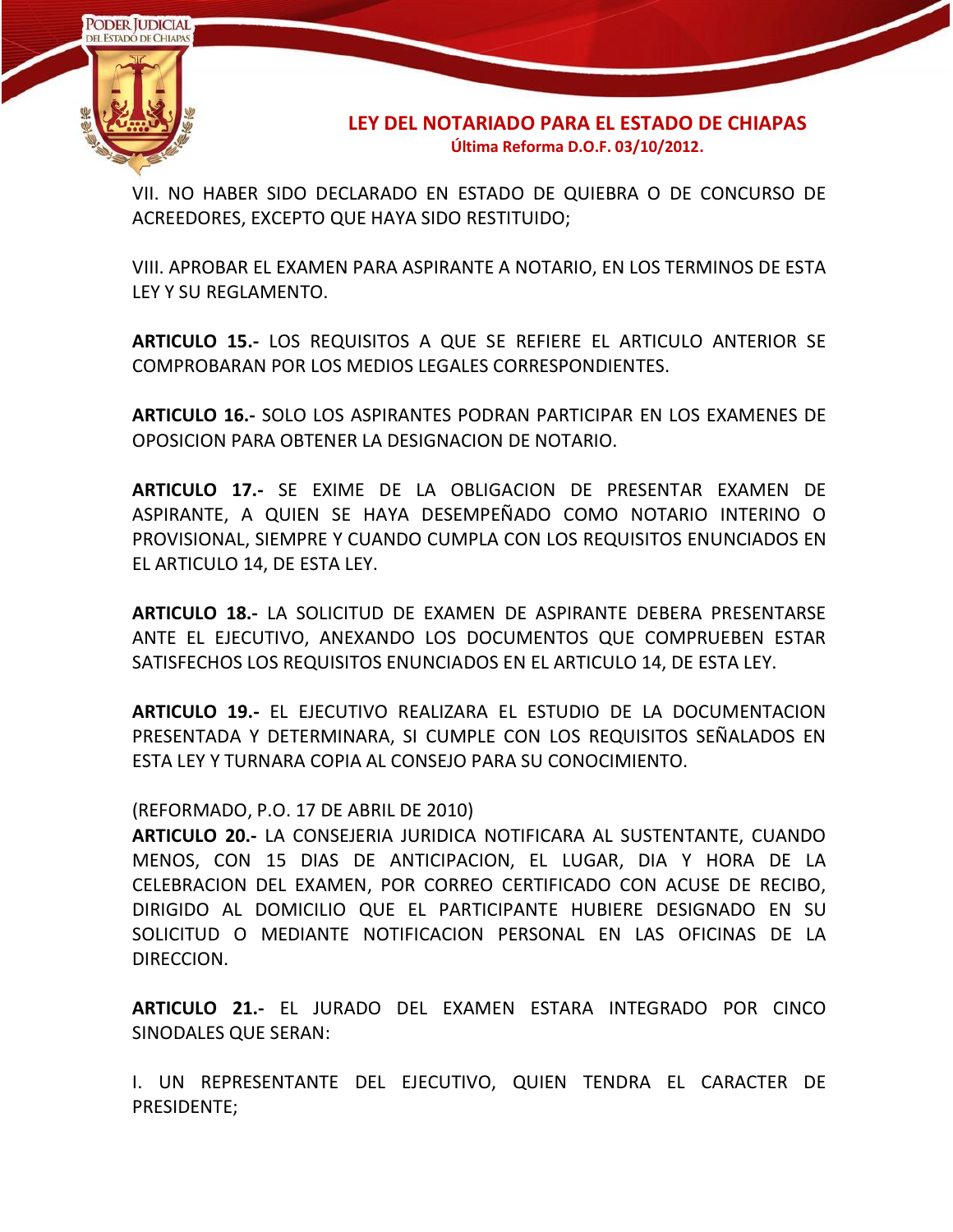VII. NO HABER SIDO DECLARADO EN ESTADO DE QUIEBRA O DE CONCURSO DE ACREEDORES, EXCEPTO QUE HAYA SIDO RESTITUIDO;

VIII. APROBAR EL EXAMEN PARA ASPIRANTE A NOTARIO, EN LOS TERMINOS DE ESTA LEY Y SU REGLAMENTO.

**ARTICULO 15.-** LOS REQUISITOS A QUE SE REFIERE EL ARTICULO ANTERIOR SE COMPROBARAN POR LOS MEDIOS LEGALES CORRESPONDIENTES.

**ARTICULO 16.-** SOLO LOS ASPIRANTES PODRAN PARTICIPAR EN LOS EXAMENES DE OPOSICION PARA OBTENER LA DESIGNACION DE NOTARIO.

**ARTICULO 17.-** SE EXIME DE LA OBLIGACION DE PRESENTAR EXAMEN DE ASPIRANTE, A QUIEN SE HAYA DESEMPEÑADO COMO NOTARIO INTERINO O PROVISIONAL, SIEMPRE Y CUANDO CUMPLA CON LOS REQUISITOS ENUNCIADOS EN EL ARTICULO 14, DE ESTA LEY.

**ARTICULO 18.-** LA SOLICITUD DE EXAMEN DE ASPIRANTE DEBERA PRESENTARSE ANTE EL EJECUTIVO, ANEXANDO LOS DOCUMENTOS QUE COMPRUEBEN ESTAR SATISFECHOS LOS REQUISITOS ENUNCIADOS EN EL ARTICULO 14, DE ESTA LEY.

**ARTICULO 19.-** EL EJECUTIVO REALIZARA EL ESTUDIO DE LA DOCUMENTACION PRESENTADA Y DETERMINARA, SI CUMPLE CON LOS REQUISITOS SEÑALADOS EN ESTA LEY Y TURNARA COPIA AL CONSEJO PARA SU CONOCIMIENTO.

(REFORMADO, P.O. 17 DE ABRIL DE 2010)
**ARTICULO 20.-** LA CONSEJERIA JURIDICA NOTIFICARA AL SUSTENTANTE, CUANDO MENOS, CON 15 DIAS DE ANTICIPACION, EL LUGAR, DIA Y HORA DE LA CELEBRACION DEL EXAMEN, POR CORREO CERTIFICADO CON ACUSE DE RECIBO, DIRIGIDO AL DOMICILIO QUE EL PARTICIPANTE HUBIERE DESIGNADO EN SU SOLICITUD O MEDIANTE NOTIFICACION PERSONAL EN LAS OFICINAS DE LA DIRECCION.

**ARTICULO 21.-** EL JURADO DEL EXAMEN ESTARA INTEGRADO POR CINCO SINODALES QUE SERAN:

I. UN REPRESENTANTE DEL EJECUTIVO, QUIEN TENDRA EL CARACTER DE PRESIDENTE;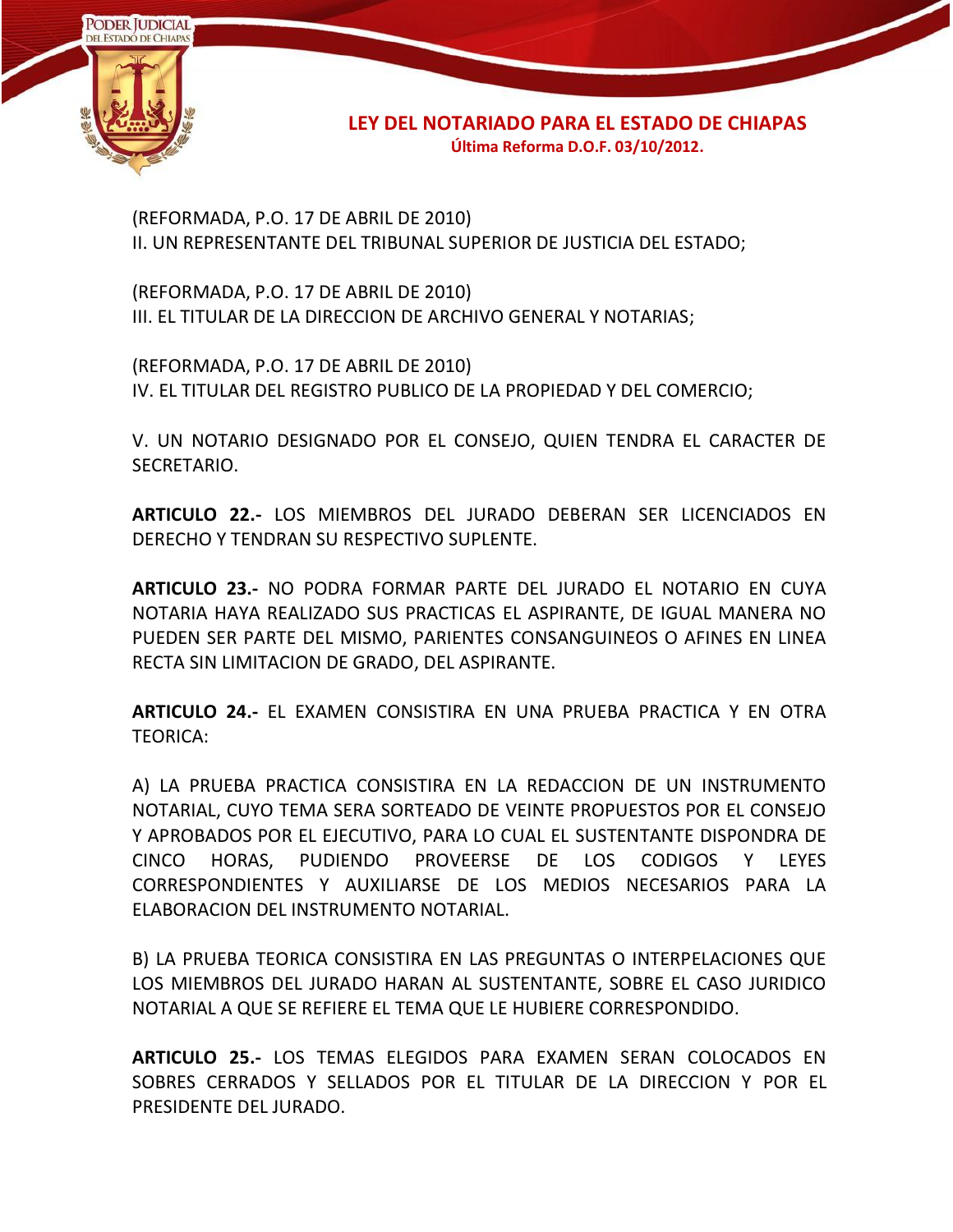(REFORMADA, P.O. 17 DE ABRIL DE 2010)
II. UN REPRESENTANTE DEL TRIBUNAL SUPERIOR DE JUSTICIA DEL ESTADO;

(REFORMADA, P.O. 17 DE ABRIL DE 2010)
III. EL TITULAR DE LA DIRECCION DE ARCHIVO GENERAL Y NOTARIAS;

(REFORMADA, P.O. 17 DE ABRIL DE 2010)
IV. EL TITULAR DEL REGISTRO PUBLICO DE LA PROPIEDAD Y DEL COMERCIO;

V. UN NOTARIO DESIGNADO POR EL CONSEJO, QUIEN TENDRA EL CARACTER DE SECRETARIO.

**ARTICULO 22.-** LOS MIEMBROS DEL JURADO DEBERAN SER LICENCIADOS EN DERECHO Y TENDRAN SU RESPECTIVO SUPLENTE.

**ARTICULO 23.-** NO PODRA FORMAR PARTE DEL JURADO EL NOTARIO EN CUYA NOTARIA HAYA REALIZADO SUS PRACTICAS EL ASPIRANTE, DE IGUAL MANERA NO PUEDEN SER PARTE DEL MISMO, PARIENTES CONSANGUINEOS O AFINES EN LINEA RECTA SIN LIMITACION DE GRADO, DEL ASPIRANTE.

**ARTICULO 24.-** EL EXAMEN CONSISTIRA EN UNA PRUEBA PRACTICA Y EN OTRA TEORICA:

A) LA PRUEBA PRACTICA CONSISTIRA EN LA REDACCION DE UN INSTRUMENTO NOTARIAL, CUYO TEMA SERA SORTEADO DE VEINTE PROPUESTOS POR EL CONSEJO Y APROBADOS POR EL EJECUTIVO, PARA LO CUAL EL SUSTENTANTE DISPONDRA DE CINCO HORAS, PUDIENDO PROVEERSE DE LOS CODIGOS Y LEYES CORRESPONDIENTES Y AUXILIARSE DE LOS MEDIOS NECESARIOS PARA LA ELABORACION DEL INSTRUMENTO NOTARIAL.

B) LA PRUEBA TEORICA CONSISTIRA EN LAS PREGUNTAS O INTERPELACIONES QUE LOS MIEMBROS DEL JURADO HARAN AL SUSTENTANTE, SOBRE EL CASO JURIDICO NOTARIAL A QUE SE REFIERE EL TEMA QUE LE HUBIERE CORRESPONDIDO.

**ARTICULO 25.-** LOS TEMAS ELEGIDOS PARA EXAMEN SERAN COLOCADOS EN SOBRES CERRADOS Y SELLADOS POR EL TITULAR DE LA DIRECCION Y POR EL PRESIDENTE DEL JURADO.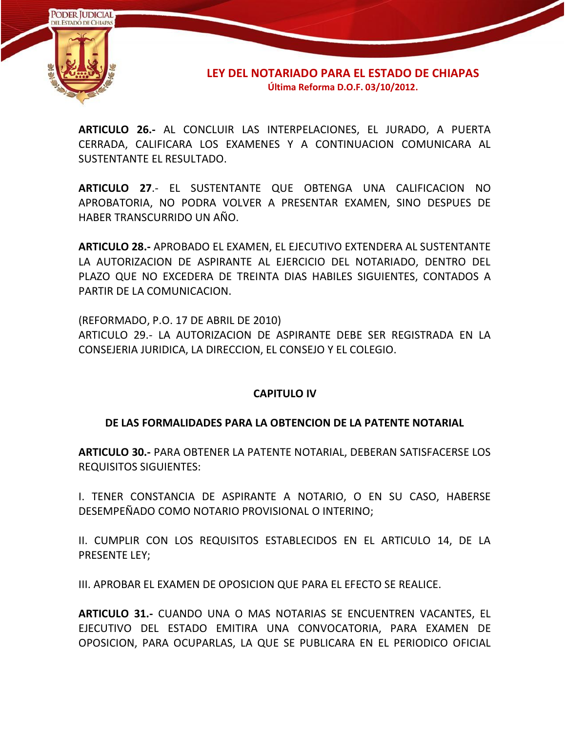**ARTICULO 26.-** AL CONCLUIR LAS INTERPELACIONES, EL JURADO, A PUERTA CERRADA, CALIFICARA LOS EXAMENES Y A CONTINUACION COMUNICARA AL SUSTENTANTE EL RESULTADO.

**ARTICULO 27**.- EL SUSTENTANTE QUE OBTENGA UNA CALIFICACION NO APROBATORIA, NO PODRA VOLVER A PRESENTAR EXAMEN, SINO DESPUES DE HABER TRANSCURRIDO UN AÑO.

**ARTICULO 28.-** APROBADO EL EXAMEN, EL EJECUTIVO EXTENDERA AL SUSTENTANTE LA AUTORIZACION DE ASPIRANTE AL EJERCICIO DEL NOTARIADO, DENTRO DEL PLAZO QUE NO EXCEDERA DE TREINTA DIAS HABILES SIGUIENTES, CONTADOS A PARTIR DE LA COMUNICACION.

(REFORMADO, P.O. 17 DE ABRIL DE 2010)
ARTICULO 29.- LA AUTORIZACION DE ASPIRANTE DEBE SER REGISTRADA EN LA CONSEJERIA JURIDICA, LA DIRECCION, EL CONSEJO Y EL COLEGIO.

## CAPITULO IV

## DE LAS FORMALIDADES PARA LA OBTENCION DE LA PATENTE NOTARIAL

**ARTICULO 30.-** PARA OBTENER LA PATENTE NOTARIAL, DEBERAN SATISFACERSE LOS REQUISITOS SIGUIENTES:

I. TENER CONSTANCIA DE ASPIRANTE A NOTARIO, O EN SU CASO, HABERSE DESEMPEÑADO COMO NOTARIO PROVISIONAL O INTERINO;

II. CUMPLIR CON LOS REQUISITOS ESTABLECIDOS EN EL ARTICULO 14, DE LA PRESENTE LEY;

III. APROBAR EL EXAMEN DE OPOSICION QUE PARA EL EFECTO SE REALICE.

**ARTICULO 31.-** CUANDO UNA O MAS NOTARIAS SE ENCUENTREN VACANTES, EL EJECUTIVO DEL ESTADO EMITIRA UNA CONVOCATORIA, PARA EXAMEN DE OPOSICION, PARA OCUPARLAS, LA QUE SE PUBLICARA EN EL PERIODICO OFICIAL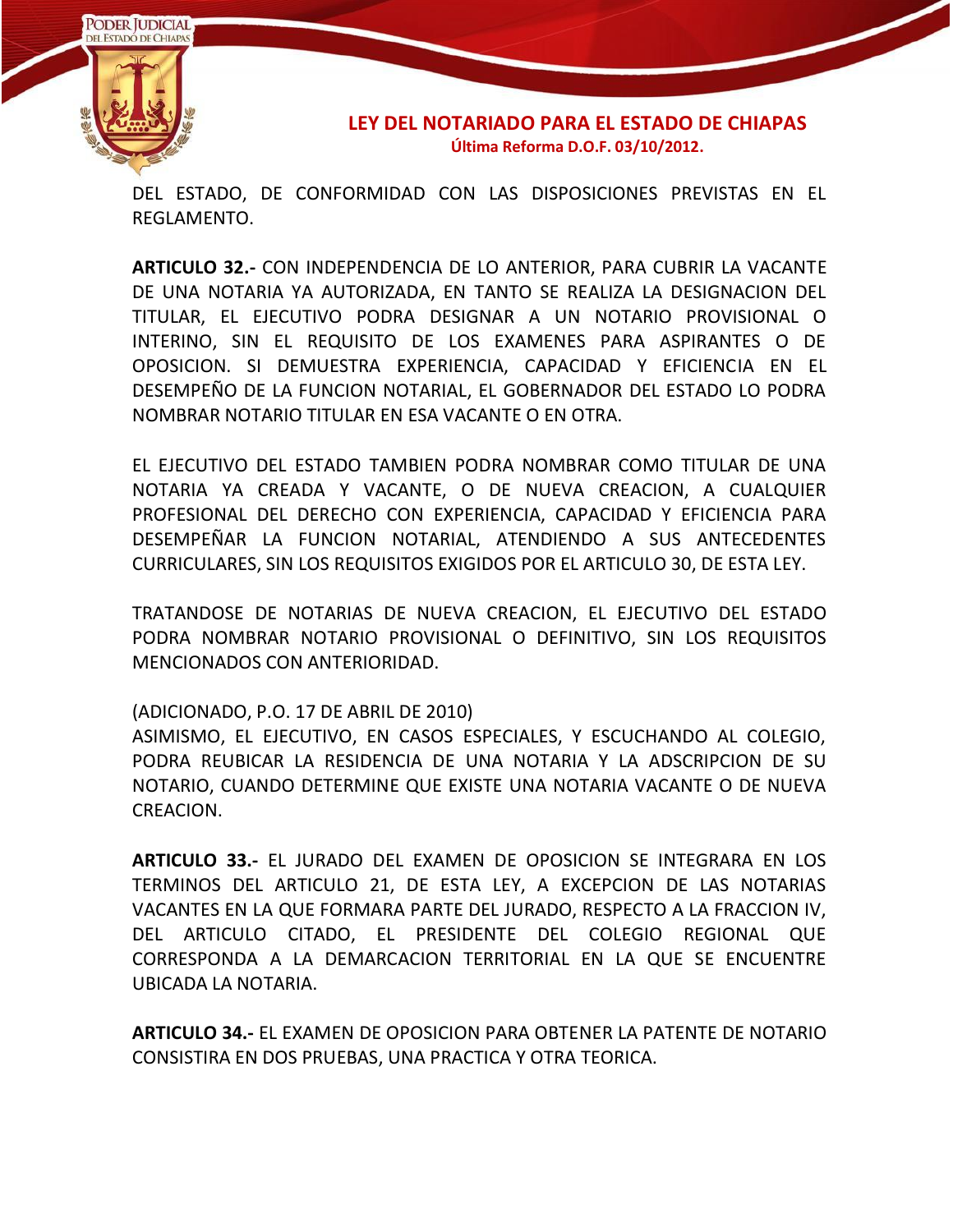DEL ESTADO, DE CONFORMIDAD CON LAS DISPOSICIONES PREVISTAS EN EL REGLAMENTO.

**ARTICULO 32.-** CON INDEPENDENCIA DE LO ANTERIOR, PARA CUBRIR LA VACANTE DE UNA NOTARIA YA AUTORIZADA, EN TANTO SE REALIZA LA DESIGNACION DEL TITULAR, EL EJECUTIVO PODRA DESIGNAR A UN NOTARIO PROVISIONAL O INTERINO, SIN EL REQUISITO DE LOS EXAMENES PARA ASPIRANTES O DE OPOSICION. SI DEMUESTRA EXPERIENCIA, CAPACIDAD Y EFICIENCIA EN EL DESEMPEÑO DE LA FUNCION NOTARIAL, EL GOBERNADOR DEL ESTADO LO PODRA NOMBRAR NOTARIO TITULAR EN ESA VACANTE O EN OTRA.

EL EJECUTIVO DEL ESTADO TAMBIEN PODRA NOMBRAR COMO TITULAR DE UNA NOTARIA YA CREADA Y VACANTE, O DE NUEVA CREACION, A CUALQUIER PROFESIONAL DEL DERECHO CON EXPERIENCIA, CAPACIDAD Y EFICIENCIA PARA DESEMPEÑAR LA FUNCION NOTARIAL, ATENDIENDO A SUS ANTECEDENTES CURRICULARES, SIN LOS REQUISITOS EXIGIDOS POR EL ARTICULO 30, DE ESTA LEY.

TRATANDOSE DE NOTARIAS DE NUEVA CREACION, EL EJECUTIVO DEL ESTADO PODRA NOMBRAR NOTARIO PROVISIONAL O DEFINITIVO, SIN LOS REQUISITOS MENCIONADOS CON ANTERIORIDAD.

(ADICIONADO, P.O. 17 DE ABRIL DE 2010)
ASIMISMO, EL EJECUTIVO, EN CASOS ESPECIALES, Y ESCUCHANDO AL COLEGIO, PODRA REUBICAR LA RESIDENCIA DE UNA NOTARIA Y LA ADSCRIPCION DE SU NOTARIO, CUANDO DETERMINE QUE EXISTE UNA NOTARIA VACANTE O DE NUEVA CREACION.

**ARTICULO 33.-** EL JURADO DEL EXAMEN DE OPOSICION SE INTEGRARA EN LOS TERMINOS DEL ARTICULO 21, DE ESTA LEY, A EXCEPCION DE LAS NOTARIAS VACANTES EN LA QUE FORMARA PARTE DEL JURADO, RESPECTO A LA FRACCION IV, DEL ARTICULO CITADO, EL PRESIDENTE DEL COLEGIO REGIONAL QUE CORRESPONDA A LA DEMARCACION TERRITORIAL EN LA QUE SE ENCUENTRE UBICADA LA NOTARIA.

**ARTICULO 34.-** EL EXAMEN DE OPOSICION PARA OBTENER LA PATENTE DE NOTARIO CONSISTIRA EN DOS PRUEBAS, UNA PRACTICA Y OTRA TEORICA.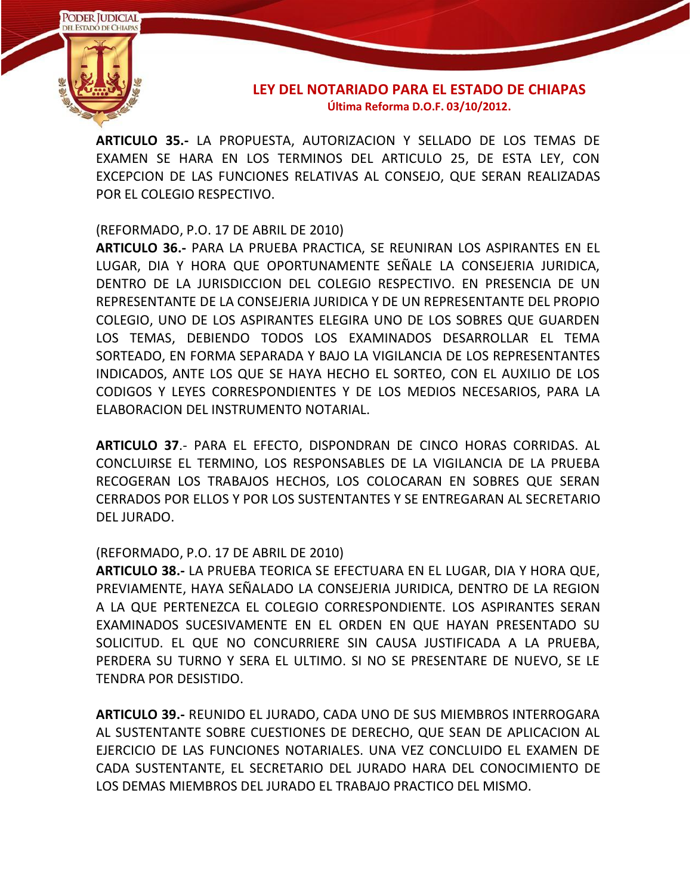**ARTICULO 35.-** LA PROPUESTA, AUTORIZACION Y SELLADO DE LOS TEMAS DE EXAMEN SE HARA EN LOS TERMINOS DEL ARTICULO 25, DE ESTA LEY, CON EXCEPCION DE LAS FUNCIONES RELATIVAS AL CONSEJO, QUE SERAN REALIZADAS POR EL COLEGIO RESPECTIVO.

(REFORMADO, P.O. 17 DE ABRIL DE 2010)
**ARTICULO 36.-** PARA LA PRUEBA PRACTICA, SE REUNIRAN LOS ASPIRANTES EN EL LUGAR, DIA Y HORA QUE OPORTUNAMENTE SEÑALE LA CONSEJERIA JURIDICA, DENTRO DE LA JURISDICCION DEL COLEGIO RESPECTIVO. EN PRESENCIA DE UN REPRESENTANTE DE LA CONSEJERIA JURIDICA Y DE UN REPRESENTANTE DEL PROPIO COLEGIO, UNO DE LOS ASPIRANTES ELEGIRA UNO DE LOS SOBRES QUE GUARDEN LOS TEMAS, DEBIENDO TODOS LOS EXAMINADOS DESARROLLAR EL TEMA SORTEADO, EN FORMA SEPARADA Y BAJO LA VIGILANCIA DE LOS REPRESENTANTES INDICADOS, ANTE LOS QUE SE HAYA HECHO EL SORTEO, CON EL AUXILIO DE LOS CODIGOS Y LEYES CORRESPONDIENTES Y DE LOS MEDIOS NECESARIOS, PARA LA ELABORACION DEL INSTRUMENTO NOTARIAL.

**ARTICULO 37**.- PARA EL EFECTO, DISPONDRAN DE CINCO HORAS CORRIDAS. AL CONCLUIRSE EL TERMINO, LOS RESPONSABLES DE LA VIGILANCIA DE LA PRUEBA RECOGERAN LOS TRABAJOS HECHOS, LOS COLOCARAN EN SOBRES QUE SERAN CERRADOS POR ELLOS Y POR LOS SUSTENTANTES Y SE ENTREGARAN AL SECRETARIO DEL JURADO.

(REFORMADO, P.O. 17 DE ABRIL DE 2010)
**ARTICULO 38.-** LA PRUEBA TEORICA SE EFECTUARA EN EL LUGAR, DIA Y HORA QUE, PREVIAMENTE, HAYA SEÑALADO LA CONSEJERIA JURIDICA, DENTRO DE LA REGION A LA QUE PERTENEZCA EL COLEGIO CORRESPONDIENTE. LOS ASPIRANTES SERAN EXAMINADOS SUCESIVAMENTE EN EL ORDEN EN QUE HAYAN PRESENTADO SU SOLICITUD. EL QUE NO CONCURRIERE SIN CAUSA JUSTIFICADA A LA PRUEBA, PERDERA SU TURNO Y SERA EL ULTIMO. SI NO SE PRESENTARE DE NUEVO, SE LE TENDRA POR DESISTIDO.

**ARTICULO 39.-** REUNIDO EL JURADO, CADA UNO DE SUS MIEMBROS INTERROGARA AL SUSTENTANTE SOBRE CUESTIONES DE DERECHO, QUE SEAN DE APLICACION AL EJERCICIO DE LAS FUNCIONES NOTARIALES. UNA VEZ CONCLUIDO EL EXAMEN DE CADA SUSTENTANTE, EL SECRETARIO DEL JURADO HARA DEL CONOCIMIENTO DE LOS DEMAS MIEMBROS DEL JURADO EL TRABAJO PRACTICO DEL MISMO.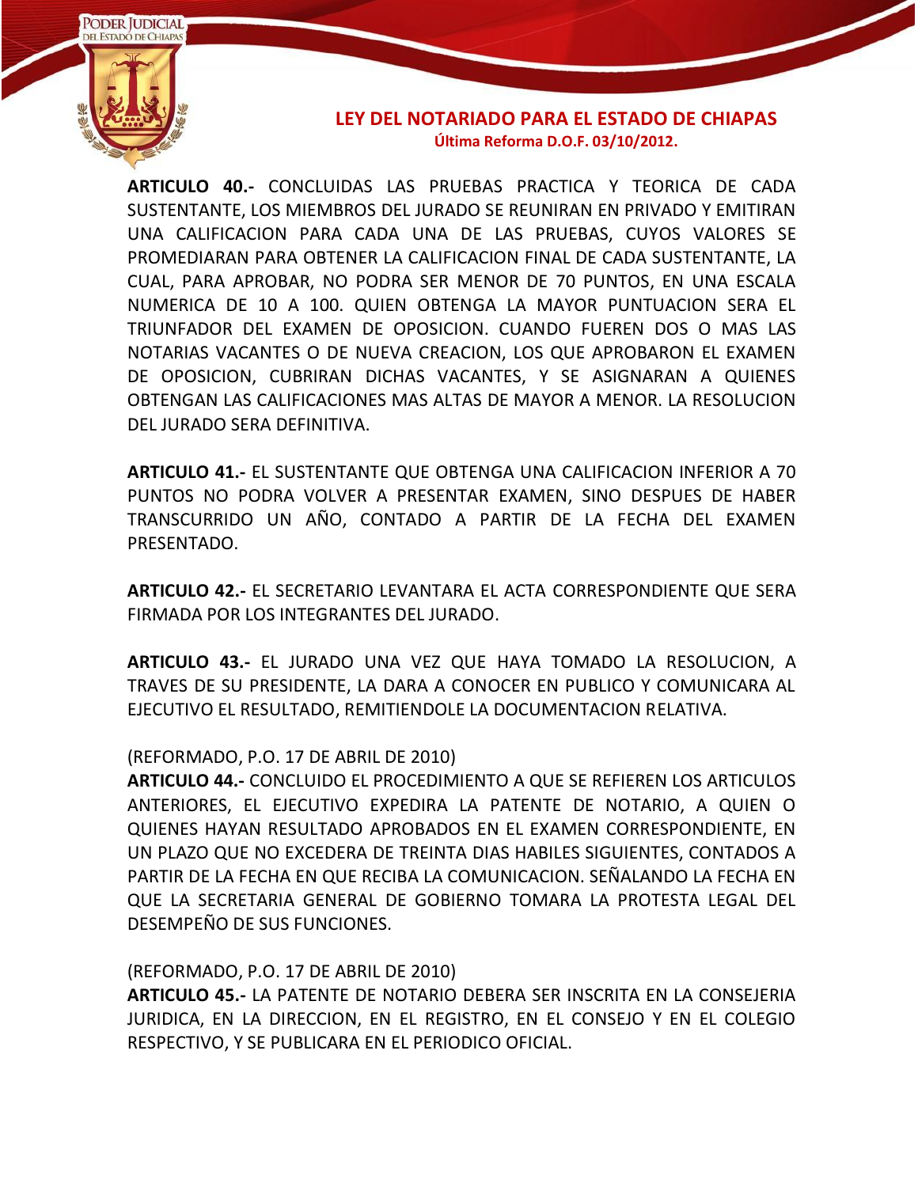**ARTICULO 40.-** CONCLUIDAS LAS PRUEBAS PRACTICA Y TEORICA DE CADA SUSTENTANTE, LOS MIEMBROS DEL JURADO SE REUNIRAN EN PRIVADO Y EMITIRAN UNA CALIFICACION PARA CADA UNA DE LAS PRUEBAS, CUYOS VALORES SE PROMEDIARAN PARA OBTENER LA CALIFICACION FINAL DE CADA SUSTENTANTE, LA CUAL, PARA APROBAR, NO PODRA SER MENOR DE 70 PUNTOS, EN UNA ESCALA NUMERICA DE 10 A 100. QUIEN OBTENGA LA MAYOR PUNTUACION SERA EL TRIUNFADOR DEL EXAMEN DE OPOSICION. CUANDO FUEREN DOS O MAS LAS NOTARIAS VACANTES O DE NUEVA CREACION, LOS QUE APROBARON EL EXAMEN DE OPOSICION, CUBRIRAN DICHAS VACANTES, Y SE ASIGNARAN A QUIENES OBTENGAN LAS CALIFICACIONES MAS ALTAS DE MAYOR A MENOR. LA RESOLUCION DEL JURADO SERA DEFINITIVA.

**ARTICULO 41.-** EL SUSTENTANTE QUE OBTENGA UNA CALIFICACION INFERIOR A 70 PUNTOS NO PODRA VOLVER A PRESENTAR EXAMEN, SINO DESPUES DE HABER TRANSCURRIDO UN AÑO, CONTADO A PARTIR DE LA FECHA DEL EXAMEN PRESENTADO.

**ARTICULO 42.-** EL SECRETARIO LEVANTARA EL ACTA CORRESPONDIENTE QUE SERA FIRMADA POR LOS INTEGRANTES DEL JURADO.

**ARTICULO 43.-** EL JURADO UNA VEZ QUE HAYA TOMADO LA RESOLUCION, A TRAVES DE SU PRESIDENTE, LA DARA A CONOCER EN PUBLICO Y COMUNICARA AL EJECUTIVO EL RESULTADO, REMITIENDOLE LA DOCUMENTACION RELATIVA.

(REFORMADO, P.O. 17 DE ABRIL DE 2010)
**ARTICULO 44.-** CONCLUIDO EL PROCEDIMIENTO A QUE SE REFIEREN LOS ARTICULOS ANTERIORES, EL EJECUTIVO EXPEDIRA LA PATENTE DE NOTARIO, A QUIEN O QUIENES HAYAN RESULTADO APROBADOS EN EL EXAMEN CORRESPONDIENTE, EN UN PLAZO QUE NO EXCEDERA DE TREINTA DIAS HABILES SIGUIENTES, CONTADOS A PARTIR DE LA FECHA EN QUE RECIBA LA COMUNICACION. SEÑALANDO LA FECHA EN QUE LA SECRETARIA GENERAL DE GOBIERNO TOMARA LA PROTESTA LEGAL DEL DESEMPEÑO DE SUS FUNCIONES.

(REFORMADO, P.O. 17 DE ABRIL DE 2010)
**ARTICULO 45.-** LA PATENTE DE NOTARIO DEBERA SER INSCRITA EN LA CONSEJERIA JURIDICA, EN LA DIRECCION, EN EL REGISTRO, EN EL CONSEJO Y EN EL COLEGIO RESPECTIVO, Y SE PUBLICARA EN EL PERIODICO OFICIAL.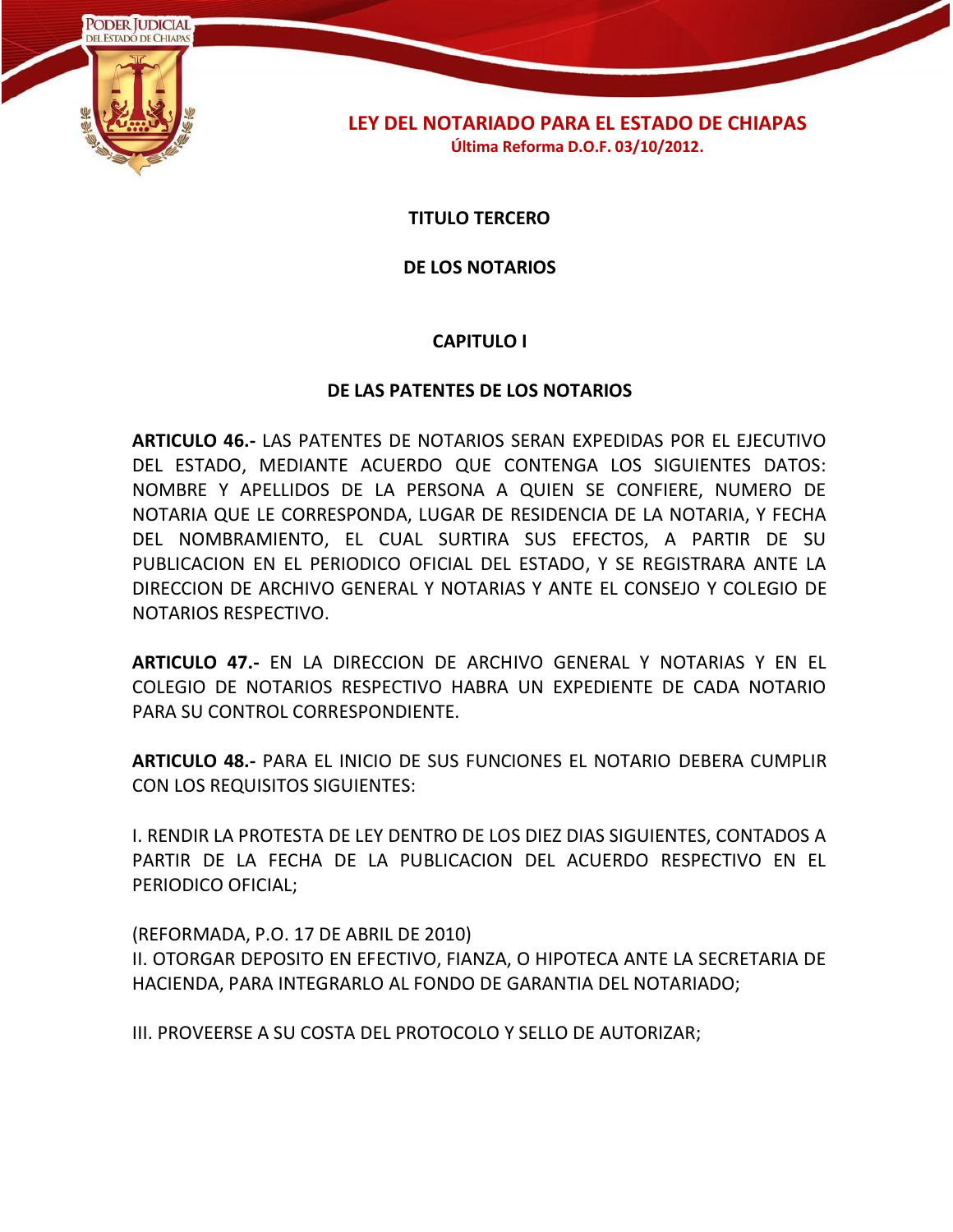## TITULO TERCERO

## DE LOS NOTARIOS

### CAPITULO I

### DE LAS PATENTES DE LOS NOTARIOS

**ARTICULO 46.-** LAS PATENTES DE NOTARIOS SERAN EXPEDIDAS POR EL EJECUTIVO DEL ESTADO, MEDIANTE ACUERDO QUE CONTENGA LOS SIGUIENTES DATOS: NOMBRE Y APELLIDOS DE LA PERSONA A QUIEN SE CONFIERE, NUMERO DE NOTARIA QUE LE CORRESPONDA, LUGAR DE RESIDENCIA DE LA NOTARIA, Y FECHA DEL NOMBRAMIENTO, EL CUAL SURTIRA SUS EFECTOS, A PARTIR DE SU PUBLICACION EN EL PERIODICO OFICIAL DEL ESTADO, Y SE REGISTRARA ANTE LA DIRECCION DE ARCHIVO GENERAL Y NOTARIAS Y ANTE EL CONSEJO Y COLEGIO DE NOTARIOS RESPECTIVO.

**ARTICULO 47.-** EN LA DIRECCION DE ARCHIVO GENERAL Y NOTARIAS Y EN EL COLEGIO DE NOTARIOS RESPECTIVO HABRA UN EXPEDIENTE DE CADA NOTARIO PARA SU CONTROL CORRESPONDIENTE.

**ARTICULO 48.-** PARA EL INICIO DE SUS FUNCIONES EL NOTARIO DEBERA CUMPLIR CON LOS REQUISITOS SIGUIENTES:

I. RENDIR LA PROTESTA DE LEY DENTRO DE LOS DIEZ DIAS SIGUIENTES, CONTADOS A PARTIR DE LA FECHA DE LA PUBLICACION DEL ACUERDO RESPECTIVO EN EL PERIODICO OFICIAL;

(REFORMADA, P.O. 17 DE ABRIL DE 2010)
II. OTORGAR DEPOSITO EN EFECTIVO, FIANZA, O HIPOTECA ANTE LA SECRETARIA DE HACIENDA, PARA INTEGRARLO AL FONDO DE GARANTIA DEL NOTARIADO;

III. PROVEERSE A SU COSTA DEL PROTOCOLO Y SELLO DE AUTORIZAR;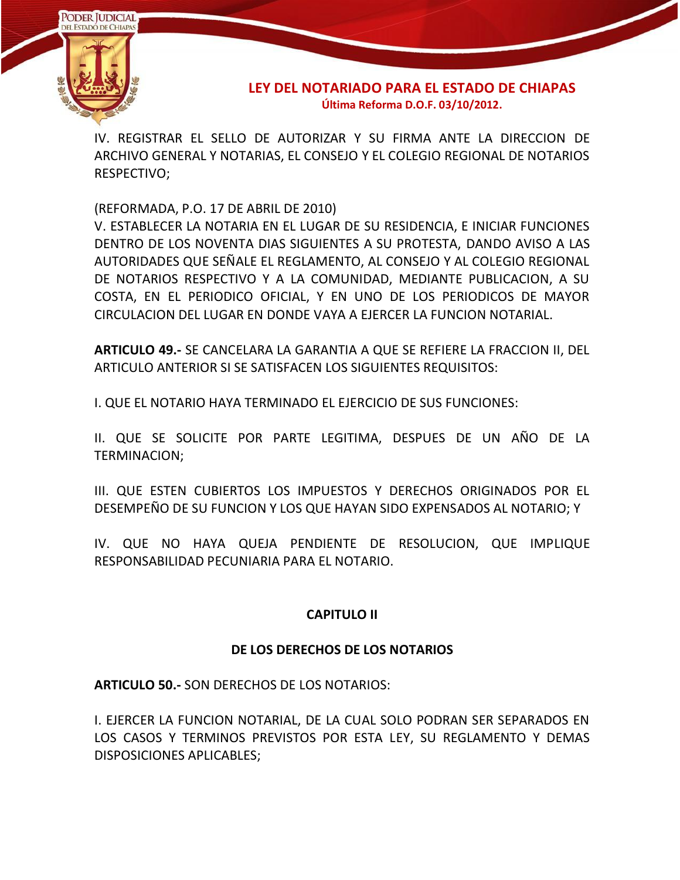IV. REGISTRAR EL SELLO DE AUTORIZAR Y SU FIRMA ANTE LA DIRECCION DE ARCHIVO GENERAL Y NOTARIAS, EL CONSEJO Y EL COLEGIO REGIONAL DE NOTARIOS RESPECTIVO;

(REFORMADA, P.O. 17 DE ABRIL DE 2010)
V. ESTABLECER LA NOTARIA EN EL LUGAR DE SU RESIDENCIA, E INICIAR FUNCIONES DENTRO DE LOS NOVENTA DIAS SIGUIENTES A SU PROTESTA, DANDO AVISO A LAS AUTORIDADES QUE SEÑALE EL REGLAMENTO, AL CONSEJO Y AL COLEGIO REGIONAL DE NOTARIOS RESPECTIVO Y A LA COMUNIDAD, MEDIANTE PUBLICACION, A SU COSTA, EN EL PERIODICO OFICIAL, Y EN UNO DE LOS PERIODICOS DE MAYOR CIRCULACION DEL LUGAR EN DONDE VAYA A EJERCER LA FUNCION NOTARIAL.

**ARTICULO 49.-** SE CANCELARA LA GARANTIA A QUE SE REFIERE LA FRACCION II, DEL ARTICULO ANTERIOR SI SE SATISFACEN LOS SIGUIENTES REQUISITOS:

I. QUE EL NOTARIO HAYA TERMINADO EL EJERCICIO DE SUS FUNCIONES:

II. QUE SE SOLICITE POR PARTE LEGITIMA, DESPUES DE UN AÑO DE LA TERMINACION;

III. QUE ESTEN CUBIERTOS LOS IMPUESTOS Y DERECHOS ORIGINADOS POR EL DESEMPEÑO DE SU FUNCION Y LOS QUE HAYAN SIDO EXPENSADOS AL NOTARIO; Y

IV. QUE NO HAYA QUEJA PENDIENTE DE RESOLUCION, QUE IMPLIQUE RESPONSABILIDAD PECUNIARIA PARA EL NOTARIO.

## CAPITULO II

## DE LOS DERECHOS DE LOS NOTARIOS

**ARTICULO 50.-** SON DERECHOS DE LOS NOTARIOS:

I. EJERCER LA FUNCION NOTARIAL, DE LA CUAL SOLO PODRAN SER SEPARADOS EN LOS CASOS Y TERMINOS PREVISTOS POR ESTA LEY, SU REGLAMENTO Y DEMAS DISPOSICIONES APLICABLES;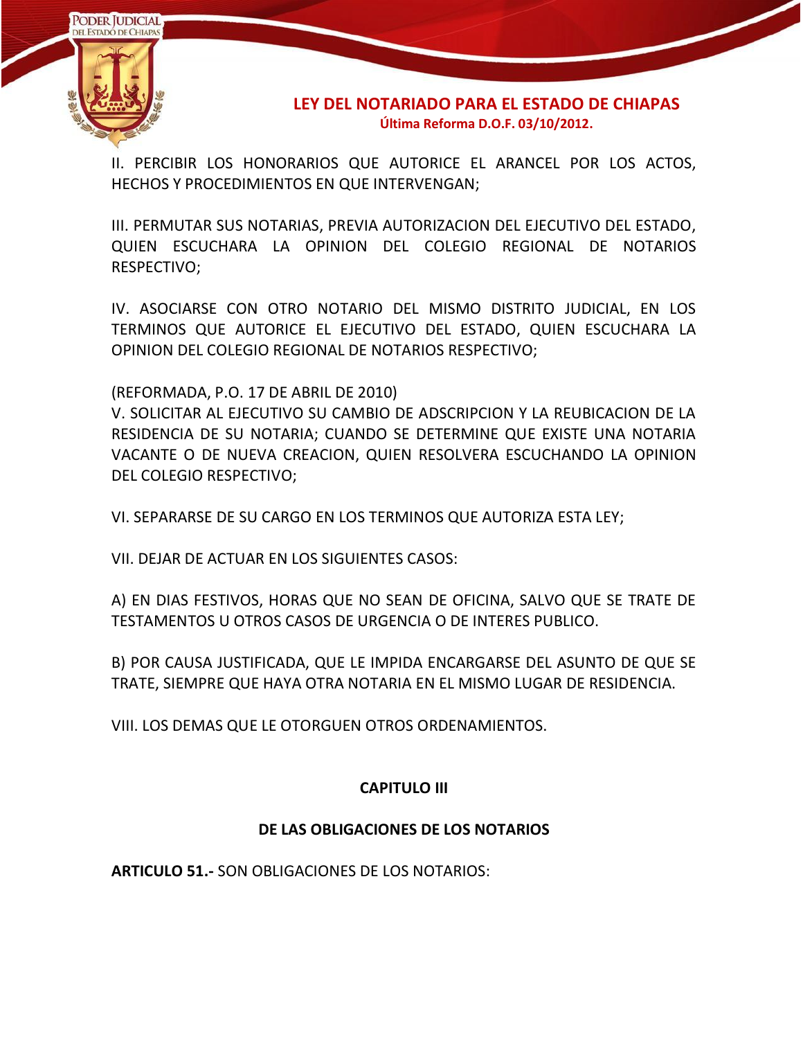II. PERCIBIR LOS HONORARIOS QUE AUTORICE EL ARANCEL POR LOS ACTOS, HECHOS Y PROCEDIMIENTOS EN QUE INTERVENGAN;

III. PERMUTAR SUS NOTARIAS, PREVIA AUTORIZACION DEL EJECUTIVO DEL ESTADO, QUIEN ESCUCHARA LA OPINION DEL COLEGIO REGIONAL DE NOTARIOS RESPECTIVO;

IV. ASOCIARSE CON OTRO NOTARIO DEL MISMO DISTRITO JUDICIAL, EN LOS TERMINOS QUE AUTORICE EL EJECUTIVO DEL ESTADO, QUIEN ESCUCHARA LA OPINION DEL COLEGIO REGIONAL DE NOTARIOS RESPECTIVO;

(REFORMADA, P.O. 17 DE ABRIL DE 2010)
V. SOLICITAR AL EJECUTIVO SU CAMBIO DE ADSCRIPCION Y LA REUBICACION DE LA RESIDENCIA DE SU NOTARIA; CUANDO SE DETERMINE QUE EXISTE UNA NOTARIA VACANTE O DE NUEVA CREACION, QUIEN RESOLVERA ESCUCHANDO LA OPINION DEL COLEGIO RESPECTIVO;

VI. SEPARARSE DE SU CARGO EN LOS TERMINOS QUE AUTORIZA ESTA LEY;

VII. DEJAR DE ACTUAR EN LOS SIGUIENTES CASOS:

A) EN DIAS FESTIVOS, HORAS QUE NO SEAN DE OFICINA, SALVO QUE SE TRATE DE TESTAMENTOS U OTROS CASOS DE URGENCIA O DE INTERES PUBLICO.

B) POR CAUSA JUSTIFICADA, QUE LE IMPIDA ENCARGARSE DEL ASUNTO DE QUE SE TRATE, SIEMPRE QUE HAYA OTRA NOTARIA EN EL MISMO LUGAR DE RESIDENCIA.

VIII. LOS DEMAS QUE LE OTORGUEN OTROS ORDENAMIENTOS.

## CAPITULO III

## DE LAS OBLIGACIONES DE LOS NOTARIOS

**ARTICULO 51.-** SON OBLIGACIONES DE LOS NOTARIOS: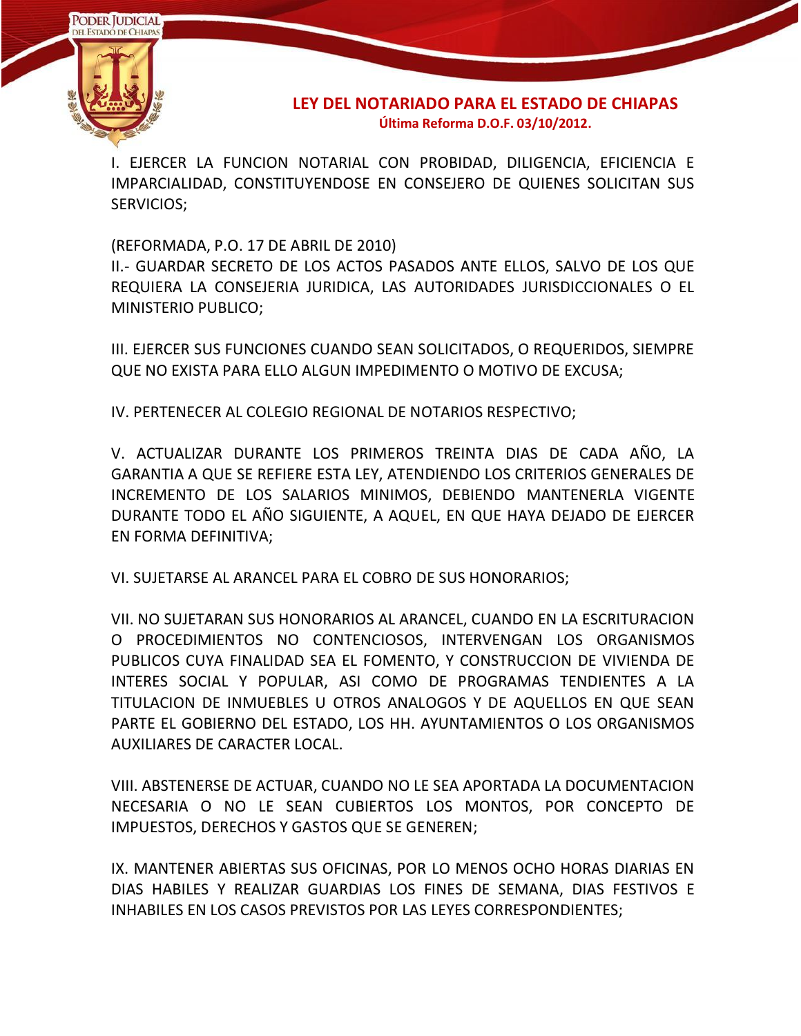I. EJERCER LA FUNCION NOTARIAL CON PROBIDAD, DILIGENCIA, EFICIENCIA E IMPARCIALIDAD, CONSTITUYENDOSE EN CONSEJERO DE QUIENES SOLICITAN SUS SERVICIOS;

(REFORMADA, P.O. 17 DE ABRIL DE 2010)
II.- GUARDAR SECRETO DE LOS ACTOS PASADOS ANTE ELLOS, SALVO DE LOS QUE REQUIERA LA CONSEJERIA JURIDICA, LAS AUTORIDADES JURISDICCIONALES O EL MINISTERIO PUBLICO;

III. EJERCER SUS FUNCIONES CUANDO SEAN SOLICITADOS, O REQUERIDOS, SIEMPRE QUE NO EXISTA PARA ELLO ALGUN IMPEDIMENTO O MOTIVO DE EXCUSA;

IV. PERTENECER AL COLEGIO REGIONAL DE NOTARIOS RESPECTIVO;

V. ACTUALIZAR DURANTE LOS PRIMEROS TREINTA DIAS DE CADA AÑO, LA GARANTIA A QUE SE REFIERE ESTA LEY, ATENDIENDO LOS CRITERIOS GENERALES DE INCREMENTO DE LOS SALARIOS MINIMOS, DEBIENDO MANTENERLA VIGENTE DURANTE TODO EL AÑO SIGUIENTE, A AQUEL, EN QUE HAYA DEJADO DE EJERCER EN FORMA DEFINITIVA;

VI. SUJETARSE AL ARANCEL PARA EL COBRO DE SUS HONORARIOS;

VII. NO SUJETARAN SUS HONORARIOS AL ARANCEL, CUANDO EN LA ESCRITURACION O PROCEDIMIENTOS NO CONTENCIOSOS, INTERVENGAN LOS ORGANISMOS PUBLICOS CUYA FINALIDAD SEA EL FOMENTO, Y CONSTRUCCION DE VIVIENDA DE INTERES SOCIAL Y POPULAR, ASI COMO DE PROGRAMAS TENDIENTES A LA TITULACION DE INMUEBLES U OTROS ANALOGOS Y DE AQUELLOS EN QUE SEAN PARTE EL GOBIERNO DEL ESTADO, LOS HH. AYUNTAMIENTOS O LOS ORGANISMOS AUXILIARES DE CARACTER LOCAL.

VIII. ABSTENERSE DE ACTUAR, CUANDO NO LE SEA APORTADA LA DOCUMENTACION NECESARIA O NO LE SEAN CUBIERTOS LOS MONTOS, POR CONCEPTO DE IMPUESTOS, DERECHOS Y GASTOS QUE SE GENEREN;

IX. MANTENER ABIERTAS SUS OFICINAS, POR LO MENOS OCHO HORAS DIARIAS EN DIAS HABILES Y REALIZAR GUARDIAS LOS FINES DE SEMANA, DIAS FESTIVOS E INHABILES EN LOS CASOS PREVISTOS POR LAS LEYES CORRESPONDIENTES;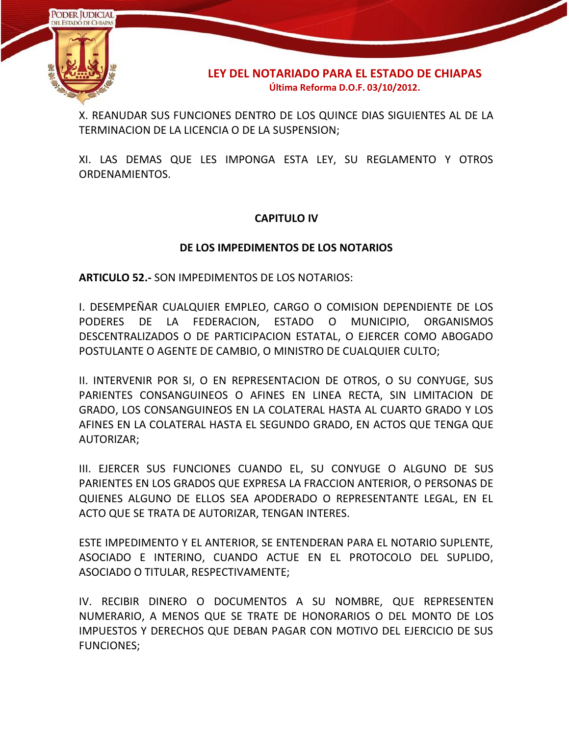X. REANUDAR SUS FUNCIONES DENTRO DE LOS QUINCE DIAS SIGUIENTES AL DE LA TERMINACION DE LA LICENCIA O DE LA SUSPENSION;

XI. LAS DEMAS QUE LES IMPONGA ESTA LEY, SU REGLAMENTO Y OTROS ORDENAMIENTOS.

## CAPITULO IV

## DE LOS IMPEDIMENTOS DE LOS NOTARIOS

**ARTICULO 52.-** SON IMPEDIMENTOS DE LOS NOTARIOS:

I. DESEMPEÑAR CUALQUIER EMPLEO, CARGO O COMISION DEPENDIENTE DE LOS PODERES DE LA FEDERACION, ESTADO O MUNICIPIO, ORGANISMOS DESCENTRALIZADOS O DE PARTICIPACION ESTATAL, O EJERCER COMO ABOGADO POSTULANTE O AGENTE DE CAMBIO, O MINISTRO DE CUALQUIER CULTO;

II. INTERVENIR POR SI, O EN REPRESENTACION DE OTROS, O SU CONYUGE, SUS PARIENTES CONSANGUINEOS O AFINES EN LINEA RECTA, SIN LIMITACION DE GRADO, LOS CONSANGUINEOS EN LA COLATERAL HASTA AL CUARTO GRADO Y LOS AFINES EN LA COLATERAL HASTA EL SEGUNDO GRADO, EN ACTOS QUE TENGA QUE AUTORIZAR;

III. EJERCER SUS FUNCIONES CUANDO EL, SU CONYUGE O ALGUNO DE SUS PARIENTES EN LOS GRADOS QUE EXPRESA LA FRACCION ANTERIOR, O PERSONAS DE QUIENES ALGUNO DE ELLOS SEA APODERADO O REPRESENTANTE LEGAL, EN EL ACTO QUE SE TRATA DE AUTORIZAR, TENGAN INTERES.

ESTE IMPEDIMENTO Y EL ANTERIOR, SE ENTENDERAN PARA EL NOTARIO SUPLENTE, ASOCIADO E INTERINO, CUANDO ACTUE EN EL PROTOCOLO DEL SUPLIDO, ASOCIADO O TITULAR, RESPECTIVAMENTE;

IV. RECIBIR DINERO O DOCUMENTOS A SU NOMBRE, QUE REPRESENTEN NUMERARIO, A MENOS QUE SE TRATE DE HONORARIOS O DEL MONTO DE LOS IMPUESTOS Y DERECHOS QUE DEBAN PAGAR CON MOTIVO DEL EJERCICIO DE SUS FUNCIONES;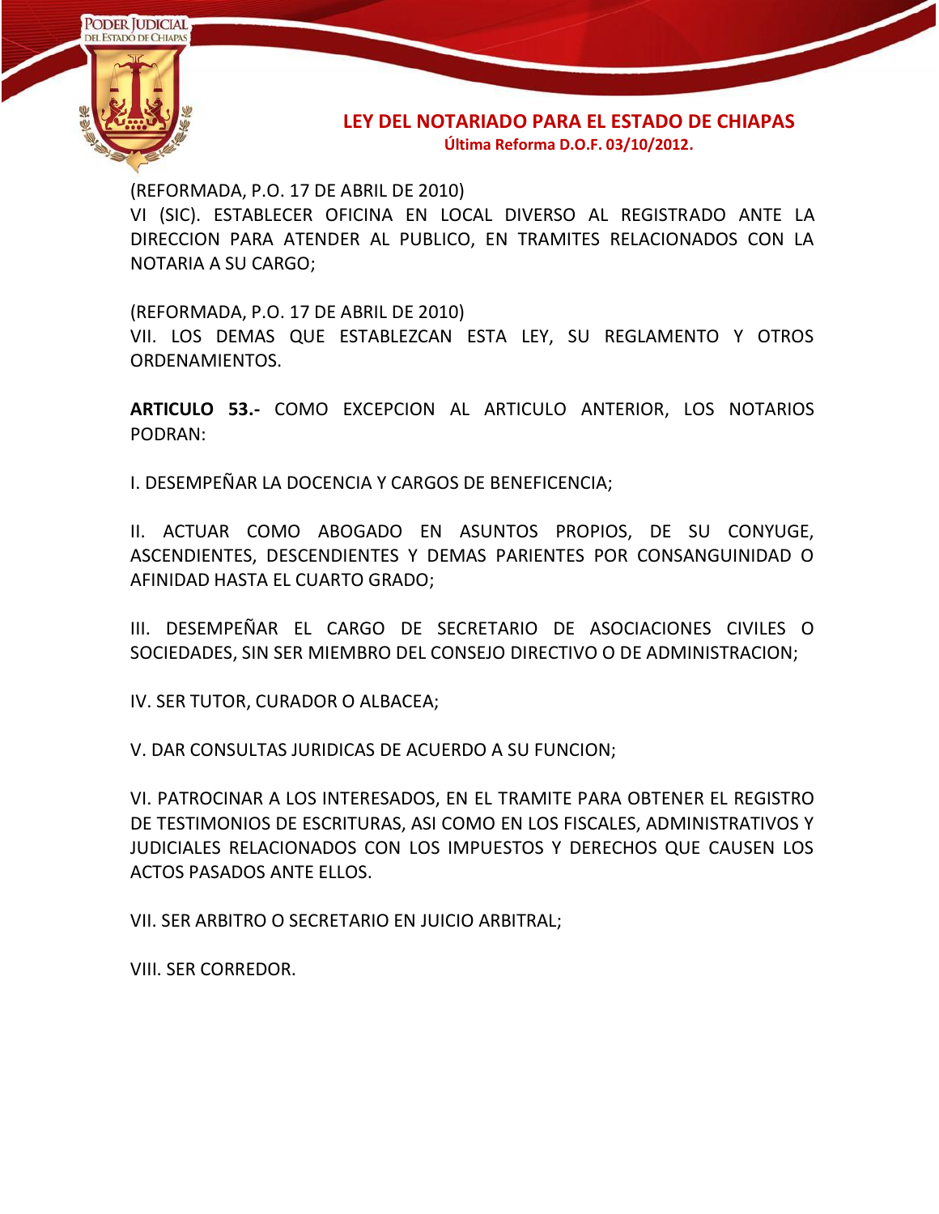(REFORMADA, P.O. 17 DE ABRIL DE 2010)
VI (SIC). ESTABLECER OFICINA EN LOCAL DIVERSO AL REGISTRADO ANTE LA DIRECCION PARA ATENDER AL PUBLICO, EN TRAMITES RELACIONADOS CON LA NOTARIA A SU CARGO;

(REFORMADA, P.O. 17 DE ABRIL DE 2010)
VII. LOS DEMAS QUE ESTABLEZCAN ESTA LEY, SU REGLAMENTO Y OTROS ORDENAMIENTOS.

**ARTICULO 53.-** COMO EXCEPCION AL ARTICULO ANTERIOR, LOS NOTARIOS PODRAN:

I. DESEMPEÑAR LA DOCENCIA Y CARGOS DE BENEFICENCIA;

II. ACTUAR COMO ABOGADO EN ASUNTOS PROPIOS, DE SU CONYUGE, ASCENDIENTES, DESCENDIENTES Y DEMAS PARIENTES POR CONSANGUINIDAD O AFINIDAD HASTA EL CUARTO GRADO;

III. DESEMPEÑAR EL CARGO DE SECRETARIO DE ASOCIACIONES CIVILES O SOCIEDADES, SIN SER MIEMBRO DEL CONSEJO DIRECTIVO O DE ADMINISTRACION;

IV. SER TUTOR, CURADOR O ALBACEA;

V. DAR CONSULTAS JURIDICAS DE ACUERDO A SU FUNCION;

VI. PATROCINAR A LOS INTERESADOS, EN EL TRAMITE PARA OBTENER EL REGISTRO DE TESTIMONIOS DE ESCRITURAS, ASI COMO EN LOS FISCALES, ADMINISTRATIVOS Y JUDICIALES RELACIONADOS CON LOS IMPUESTOS Y DERECHOS QUE CAUSEN LOS ACTOS PASADOS ANTE ELLOS.

VII. SER ARBITRO O SECRETARIO EN JUICIO ARBITRAL;

VIII. SER CORREDOR.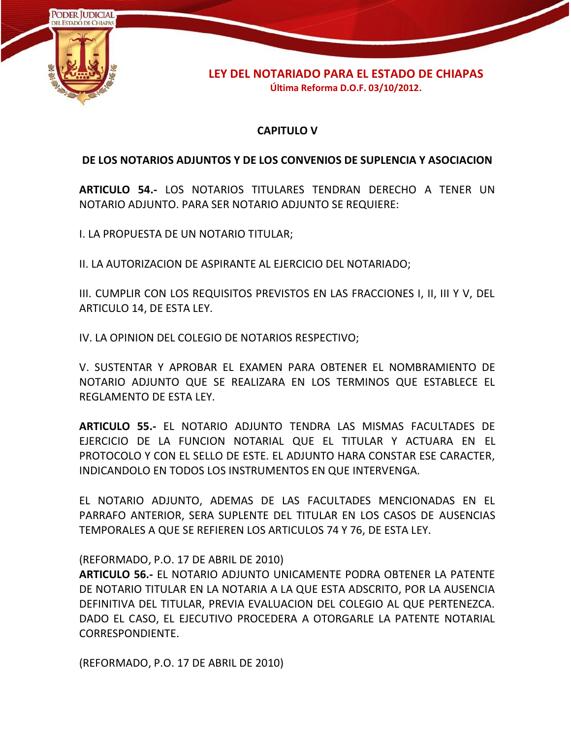## CAPITULO V

## DE LOS NOTARIOS ADJUNTOS Y DE LOS CONVENIOS DE SUPLENCIA Y ASOCIACION

**ARTICULO 54.-** LOS NOTARIOS TITULARES TENDRAN DERECHO A TENER UN NOTARIO ADJUNTO. PARA SER NOTARIO ADJUNTO SE REQUIERE:

I. LA PROPUESTA DE UN NOTARIO TITULAR;

II. LA AUTORIZACION DE ASPIRANTE AL EJERCICIO DEL NOTARIADO;

III. CUMPLIR CON LOS REQUISITOS PREVISTOS EN LAS FRACCIONES I, II, III Y V, DEL ARTICULO 14, DE ESTA LEY.

IV. LA OPINION DEL COLEGIO DE NOTARIOS RESPECTIVO;

V. SUSTENTAR Y APROBAR EL EXAMEN PARA OBTENER EL NOMBRAMIENTO DE NOTARIO ADJUNTO QUE SE REALIZARA EN LOS TERMINOS QUE ESTABLECE EL REGLAMENTO DE ESTA LEY.

**ARTICULO 55.-** EL NOTARIO ADJUNTO TENDRA LAS MISMAS FACULTADES DE EJERCICIO DE LA FUNCION NOTARIAL QUE EL TITULAR Y ACTUARA EN EL PROTOCOLO Y CON EL SELLO DE ESTE. EL ADJUNTO HARA CONSTAR ESE CARACTER, INDICANDOLO EN TODOS LOS INSTRUMENTOS EN QUE INTERVENGA.

EL NOTARIO ADJUNTO, ADEMAS DE LAS FACULTADES MENCIONADAS EN EL PARRAFO ANTERIOR, SERA SUPLENTE DEL TITULAR EN LOS CASOS DE AUSENCIAS TEMPORALES A QUE SE REFIEREN LOS ARTICULOS 74 Y 76, DE ESTA LEY.

(REFORMADO, P.O. 17 DE ABRIL DE 2010)
**ARTICULO 56.-** EL NOTARIO ADJUNTO UNICAMENTE PODRA OBTENER LA PATENTE DE NOTARIO TITULAR EN LA NOTARIA A LA QUE ESTA ADSCRITO, POR LA AUSENCIA DEFINITIVA DEL TITULAR, PREVIA EVALUACION DEL COLEGIO AL QUE PERTENEZCA. DADO EL CASO, EL EJECUTIVO PROCEDERA A OTORGARLE LA PATENTE NOTARIAL CORRESPONDIENTE.

(REFORMADO, P.O. 17 DE ABRIL DE 2010)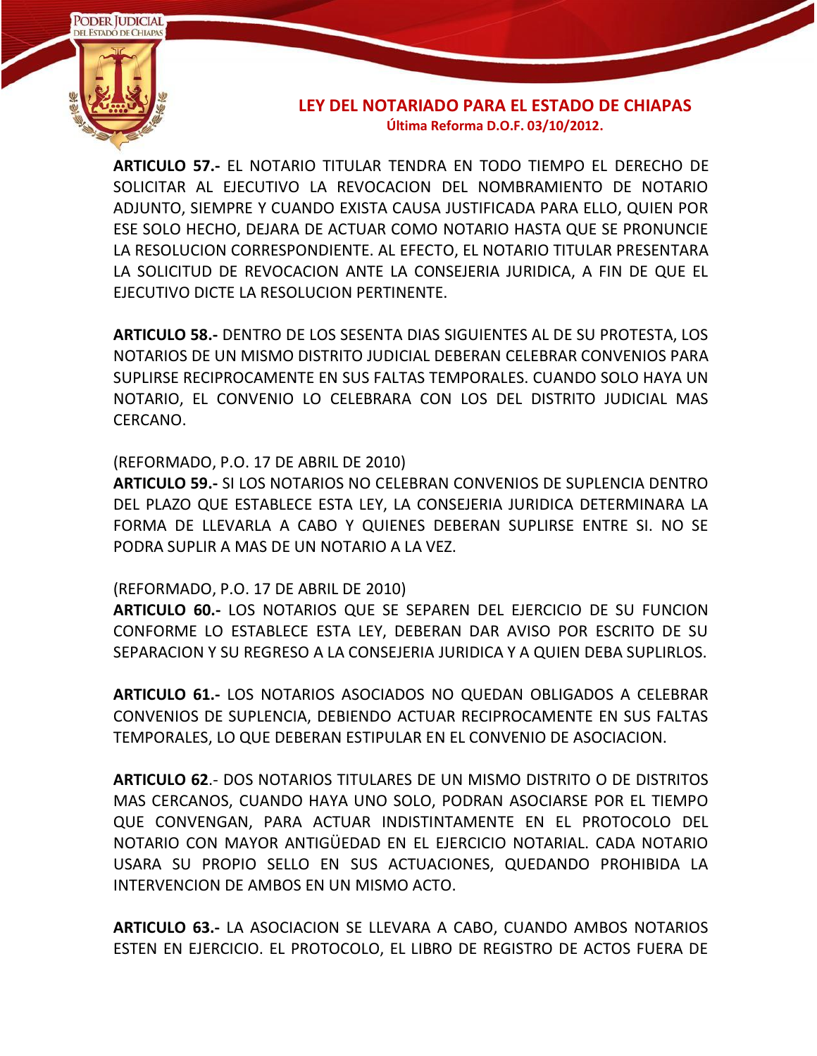**ARTICULO 57.-** EL NOTARIO TITULAR TENDRA EN TODO TIEMPO EL DERECHO DE SOLICITAR AL EJECUTIVO LA REVOCACION DEL NOMBRAMIENTO DE NOTARIO ADJUNTO, SIEMPRE Y CUANDO EXISTA CAUSA JUSTIFICADA PARA ELLO, QUIEN POR ESE SOLO HECHO, DEJARA DE ACTUAR COMO NOTARIO HASTA QUE SE PRONUNCIE LA RESOLUCION CORRESPONDIENTE. AL EFECTO, EL NOTARIO TITULAR PRESENTARA LA SOLICITUD DE REVOCACION ANTE LA CONSEJERIA JURIDICA, A FIN DE QUE EL EJECUTIVO DICTE LA RESOLUCION PERTINENTE.

**ARTICULO 58.-** DENTRO DE LOS SESENTA DIAS SIGUIENTES AL DE SU PROTESTA, LOS NOTARIOS DE UN MISMO DISTRITO JUDICIAL DEBERAN CELEBRAR CONVENIOS PARA SUPLIRSE RECIPROCAMENTE EN SUS FALTAS TEMPORALES. CUANDO SOLO HAYA UN NOTARIO, EL CONVENIO LO CELEBRARA CON LOS DEL DISTRITO JUDICIAL MAS CERCANO.

(REFORMADO, P.O. 17 DE ABRIL DE 2010)
**ARTICULO 59.-** SI LOS NOTARIOS NO CELEBRAN CONVENIOS DE SUPLENCIA DENTRO DEL PLAZO QUE ESTABLECE ESTA LEY, LA CONSEJERIA JURIDICA DETERMINARA LA FORMA DE LLEVARLA A CABO Y QUIENES DEBERAN SUPLIRSE ENTRE SI. NO SE PODRA SUPLIR A MAS DE UN NOTARIO A LA VEZ.

(REFORMADO, P.O. 17 DE ABRIL DE 2010)
**ARTICULO 60.-** LOS NOTARIOS QUE SE SEPAREN DEL EJERCICIO DE SU FUNCION CONFORME LO ESTABLECE ESTA LEY, DEBERAN DAR AVISO POR ESCRITO DE SU SEPARACION Y SU REGRESO A LA CONSEJERIA JURIDICA Y A QUIEN DEBA SUPLIRLOS.

**ARTICULO 61.-** LOS NOTARIOS ASOCIADOS NO QUEDAN OBLIGADOS A CELEBRAR CONVENIOS DE SUPLENCIA, DEBIENDO ACTUAR RECIPROCAMENTE EN SUS FALTAS TEMPORALES, LO QUE DEBERAN ESTIPULAR EN EL CONVENIO DE ASOCIACION.

**ARTICULO 62**.- DOS NOTARIOS TITULARES DE UN MISMO DISTRITO O DE DISTRITOS MAS CERCANOS, CUANDO HAYA UNO SOLO, PODRAN ASOCIARSE POR EL TIEMPO QUE CONVENGAN, PARA ACTUAR INDISTINTAMENTE EN EL PROTOCOLO DEL NOTARIO CON MAYOR ANTIGÜEDAD EN EL EJERCICIO NOTARIAL. CADA NOTARIO USARA SU PROPIO SELLO EN SUS ACTUACIONES, QUEDANDO PROHIBIDA LA INTERVENCION DE AMBOS EN UN MISMO ACTO.

**ARTICULO 63.-** LA ASOCIACION SE LLEVARA A CABO, CUANDO AMBOS NOTARIOS ESTEN EN EJERCICIO. EL PROTOCOLO, EL LIBRO DE REGISTRO DE ACTOS FUERA DE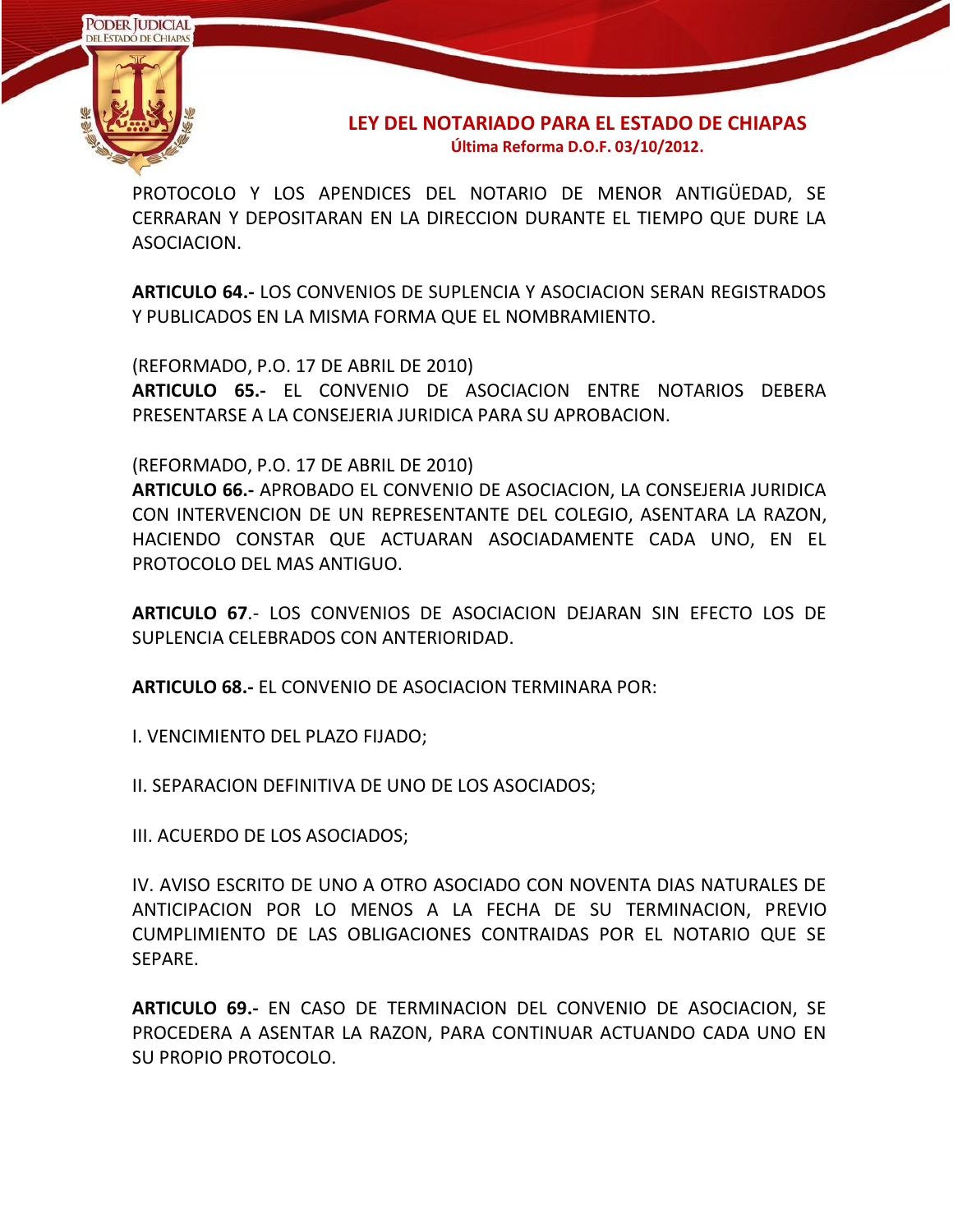PROTOCOLO Y LOS APENDICES DEL NOTARIO DE MENOR ANTIGÜEDAD, SE CERRARAN Y DEPOSITARAN EN LA DIRECCION DURANTE EL TIEMPO QUE DURE LA ASOCIACION.

**ARTICULO 64.-** LOS CONVENIOS DE SUPLENCIA Y ASOCIACION SERAN REGISTRADOS Y PUBLICADOS EN LA MISMA FORMA QUE EL NOMBRAMIENTO.

(REFORMADO, P.O. 17 DE ABRIL DE 2010)
**ARTICULO 65.-** EL CONVENIO DE ASOCIACION ENTRE NOTARIOS DEBERA PRESENTARSE A LA CONSEJERIA JURIDICA PARA SU APROBACION.

(REFORMADO, P.O. 17 DE ABRIL DE 2010)
**ARTICULO 66.-** APROBADO EL CONVENIO DE ASOCIACION, LA CONSEJERIA JURIDICA CON INTERVENCION DE UN REPRESENTANTE DEL COLEGIO, ASENTARA LA RAZON, HACIENDO CONSTAR QUE ACTUARAN ASOCIADAMENTE CADA UNO, EN EL PROTOCOLO DEL MAS ANTIGUO.

**ARTICULO 67**.- LOS CONVENIOS DE ASOCIACION DEJARAN SIN EFECTO LOS DE SUPLENCIA CELEBRADOS CON ANTERIORIDAD.

**ARTICULO 68.-** EL CONVENIO DE ASOCIACION TERMINARA POR:

I. VENCIMIENTO DEL PLAZO FIJADO;

II. SEPARACION DEFINITIVA DE UNO DE LOS ASOCIADOS;

III. ACUERDO DE LOS ASOCIADOS;

IV. AVISO ESCRITO DE UNO A OTRO ASOCIADO CON NOVENTA DIAS NATURALES DE ANTICIPACION POR LO MENOS A LA FECHA DE SU TERMINACION, PREVIO CUMPLIMIENTO DE LAS OBLIGACIONES CONTRAIDAS POR EL NOTARIO QUE SE SEPARE.

**ARTICULO 69.-** EN CASO DE TERMINACION DEL CONVENIO DE ASOCIACION, SE PROCEDERA A ASENTAR LA RAZON, PARA CONTINUAR ACTUANDO CADA UNO EN SU PROPIO PROTOCOLO.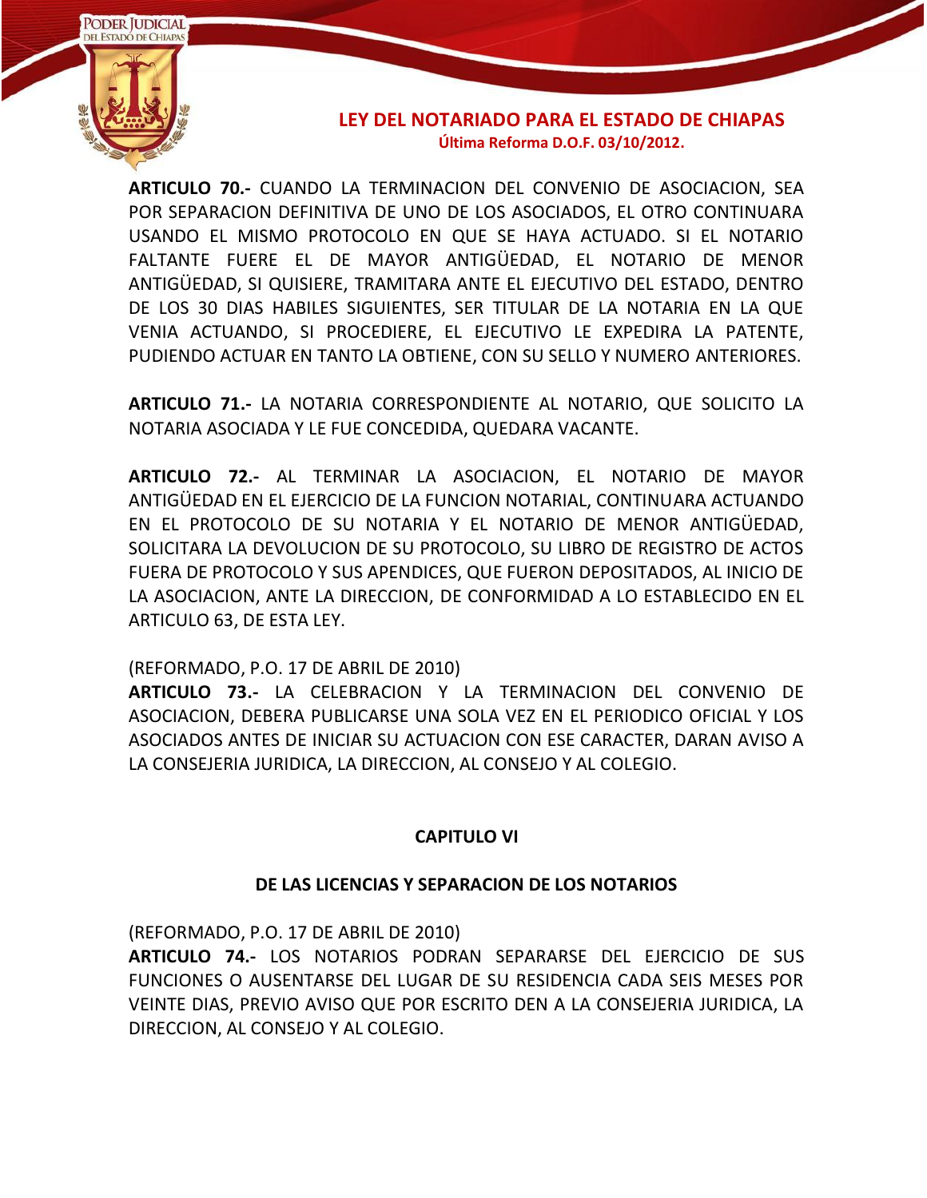**ARTICULO 70.-** CUANDO LA TERMINACION DEL CONVENIO DE ASOCIACION, SEA POR SEPARACION DEFINITIVA DE UNO DE LOS ASOCIADOS, EL OTRO CONTINUARA USANDO EL MISMO PROTOCOLO EN QUE SE HAYA ACTUADO. SI EL NOTARIO FALTANTE FUERE EL DE MAYOR ANTIGÜEDAD, EL NOTARIO DE MENOR ANTIGÜEDAD, SI QUISIERE, TRAMITARA ANTE EL EJECUTIVO DEL ESTADO, DENTRO DE LOS 30 DIAS HABILES SIGUIENTES, SER TITULAR DE LA NOTARIA EN LA QUE VENIA ACTUANDO, SI PROCEDIERE, EL EJECUTIVO LE EXPEDIRA LA PATENTE, PUDIENDO ACTUAR EN TANTO LA OBTIENE, CON SU SELLO Y NUMERO ANTERIORES.

**ARTICULO 71.-** LA NOTARIA CORRESPONDIENTE AL NOTARIO, QUE SOLICITO LA NOTARIA ASOCIADA Y LE FUE CONCEDIDA, QUEDARA VACANTE.

**ARTICULO 72.-** AL TERMINAR LA ASOCIACION, EL NOTARIO DE MAYOR ANTIGÜEDAD EN EL EJERCICIO DE LA FUNCION NOTARIAL, CONTINUARA ACTUANDO EN EL PROTOCOLO DE SU NOTARIA Y EL NOTARIO DE MENOR ANTIGÜEDAD, SOLICITARA LA DEVOLUCION DE SU PROTOCOLO, SU LIBRO DE REGISTRO DE ACTOS FUERA DE PROTOCOLO Y SUS APENDICES, QUE FUERON DEPOSITADOS, AL INICIO DE LA ASOCIACION, ANTE LA DIRECCION, DE CONFORMIDAD A LO ESTABLECIDO EN EL ARTICULO 63, DE ESTA LEY.

(REFORMADO, P.O. 17 DE ABRIL DE 2010)
**ARTICULO 73.-** LA CELEBRACION Y LA TERMINACION DEL CONVENIO DE ASOCIACION, DEBERA PUBLICARSE UNA SOLA VEZ EN EL PERIODICO OFICIAL Y LOS ASOCIADOS ANTES DE INICIAR SU ACTUACION CON ESE CARACTER, DARAN AVISO A LA CONSEJERIA JURIDICA, LA DIRECCION, AL CONSEJO Y AL COLEGIO.

## CAPITULO VI

## DE LAS LICENCIAS Y SEPARACION DE LOS NOTARIOS

(REFORMADO, P.O. 17 DE ABRIL DE 2010)
**ARTICULO 74.-** LOS NOTARIOS PODRAN SEPARARSE DEL EJERCICIO DE SUS FUNCIONES O AUSENTARSE DEL LUGAR DE SU RESIDENCIA CADA SEIS MESES POR VEINTE DIAS, PREVIO AVISO QUE POR ESCRITO DEN A LA CONSEJERIA JURIDICA, LA DIRECCION, AL CONSEJO Y AL COLEGIO.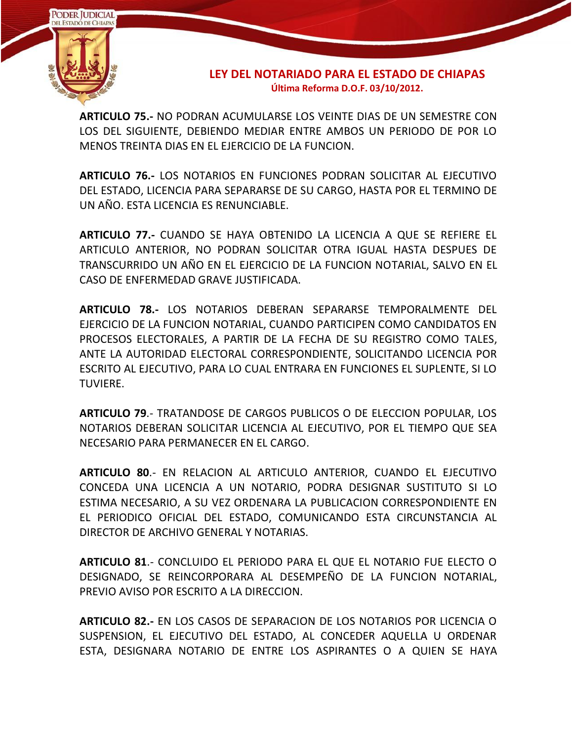**ARTICULO 75.-** NO PODRAN ACUMULARSE LOS VEINTE DIAS DE UN SEMESTRE CON LOS DEL SIGUIENTE, DEBIENDO MEDIAR ENTRE AMBOS UN PERIODO DE POR LO MENOS TREINTA DIAS EN EL EJERCICIO DE LA FUNCION.

**ARTICULO 76.-** LOS NOTARIOS EN FUNCIONES PODRAN SOLICITAR AL EJECUTIVO DEL ESTADO, LICENCIA PARA SEPARARSE DE SU CARGO, HASTA POR EL TERMINO DE UN AÑO. ESTA LICENCIA ES RENUNCIABLE.

**ARTICULO 77.-** CUANDO SE HAYA OBTENIDO LA LICENCIA A QUE SE REFIERE EL ARTICULO ANTERIOR, NO PODRAN SOLICITAR OTRA IGUAL HASTA DESPUES DE TRANSCURRIDO UN AÑO EN EL EJERCICIO DE LA FUNCION NOTARIAL, SALVO EN EL CASO DE ENFERMEDAD GRAVE JUSTIFICADA.

**ARTICULO 78.-** LOS NOTARIOS DEBERAN SEPARARSE TEMPORALMENTE DEL EJERCICIO DE LA FUNCION NOTARIAL, CUANDO PARTICIPEN COMO CANDIDATOS EN PROCESOS ELECTORALES, A PARTIR DE LA FECHA DE SU REGISTRO COMO TALES, ANTE LA AUTORIDAD ELECTORAL CORRESPONDIENTE, SOLICITANDO LICENCIA POR ESCRITO AL EJECUTIVO, PARA LO CUAL ENTRARA EN FUNCIONES EL SUPLENTE, SI LO TUVIERE.

**ARTICULO 79**.- TRATANDOSE DE CARGOS PUBLICOS O DE ELECCION POPULAR, LOS NOTARIOS DEBERAN SOLICITAR LICENCIA AL EJECUTIVO, POR EL TIEMPO QUE SEA NECESARIO PARA PERMANECER EN EL CARGO.

**ARTICULO 80**.- EN RELACION AL ARTICULO ANTERIOR, CUANDO EL EJECUTIVO CONCEDA UNA LICENCIA A UN NOTARIO, PODRA DESIGNAR SUSTITUTO SI LO ESTIMA NECESARIO, A SU VEZ ORDENARA LA PUBLICACION CORRESPONDIENTE EN EL PERIODICO OFICIAL DEL ESTADO, COMUNICANDO ESTA CIRCUNSTANCIA AL DIRECTOR DE ARCHIVO GENERAL Y NOTARIAS.

**ARTICULO 81**.- CONCLUIDO EL PERIODO PARA EL QUE EL NOTARIO FUE ELECTO O DESIGNADO, SE REINCORPORARA AL DESEMPEÑO DE LA FUNCION NOTARIAL, PREVIO AVISO POR ESCRITO A LA DIRECCION.

**ARTICULO 82.-** EN LOS CASOS DE SEPARACION DE LOS NOTARIOS POR LICENCIA O SUSPENSION, EL EJECUTIVO DEL ESTADO, AL CONCEDER AQUELLA U ORDENAR ESTA, DESIGNARA NOTARIO DE ENTRE LOS ASPIRANTES O A QUIEN SE HAYA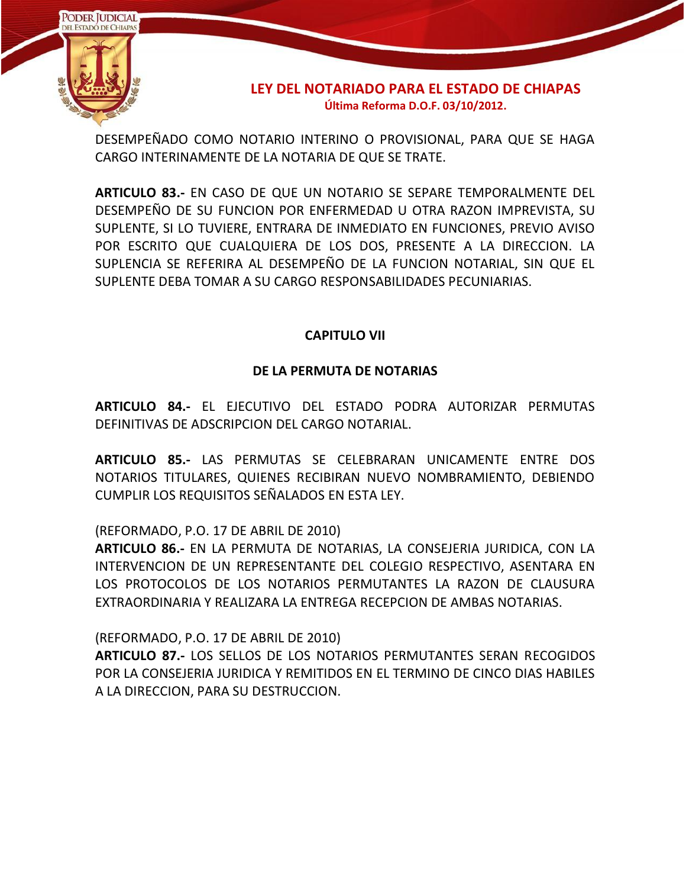DESEMPEÑADO COMO NOTARIO INTERINO O PROVISIONAL, PARA QUE SE HAGA CARGO INTERINAMENTE DE LA NOTARIA DE QUE SE TRATE.

**ARTICULO 83.-** EN CASO DE QUE UN NOTARIO SE SEPARE TEMPORALMENTE DEL DESEMPEÑO DE SU FUNCION POR ENFERMEDAD U OTRA RAZON IMPREVISTA, SU SUPLENTE, SI LO TUVIERE, ENTRARA DE INMEDIATO EN FUNCIONES, PREVIO AVISO POR ESCRITO QUE CUALQUIERA DE LOS DOS, PRESENTE A LA DIRECCION. LA SUPLENCIA SE REFERIRA AL DESEMPEÑO DE LA FUNCION NOTARIAL, SIN QUE EL SUPLENTE DEBA TOMAR A SU CARGO RESPONSABILIDADES PECUNIARIAS.

## CAPITULO VII

## DE LA PERMUTA DE NOTARIAS

**ARTICULO 84.-** EL EJECUTIVO DEL ESTADO PODRA AUTORIZAR PERMUTAS DEFINITIVAS DE ADSCRIPCION DEL CARGO NOTARIAL.

**ARTICULO 85.-** LAS PERMUTAS SE CELEBRARAN UNICAMENTE ENTRE DOS NOTARIOS TITULARES, QUIENES RECIBIRAN NUEVO NOMBRAMIENTO, DEBIENDO CUMPLIR LOS REQUISITOS SEÑALADOS EN ESTA LEY.

(REFORMADO, P.O. 17 DE ABRIL DE 2010)
**ARTICULO 86.-** EN LA PERMUTA DE NOTARIAS, LA CONSEJERIA JURIDICA, CON LA INTERVENCION DE UN REPRESENTANTE DEL COLEGIO RESPECTIVO, ASENTARA EN LOS PROTOCOLOS DE LOS NOTARIOS PERMUTANTES LA RAZON DE CLAUSURA EXTRAORDINARIA Y REALIZARA LA ENTREGA RECEPCION DE AMBAS NOTARIAS.

(REFORMADO, P.O. 17 DE ABRIL DE 2010)
**ARTICULO 87.-** LOS SELLOS DE LOS NOTARIOS PERMUTANTES SERAN RECOGIDOS POR LA CONSEJERIA JURIDICA Y REMITIDOS EN EL TERMINO DE CINCO DIAS HABILES A LA DIRECCION, PARA SU DESTRUCCION.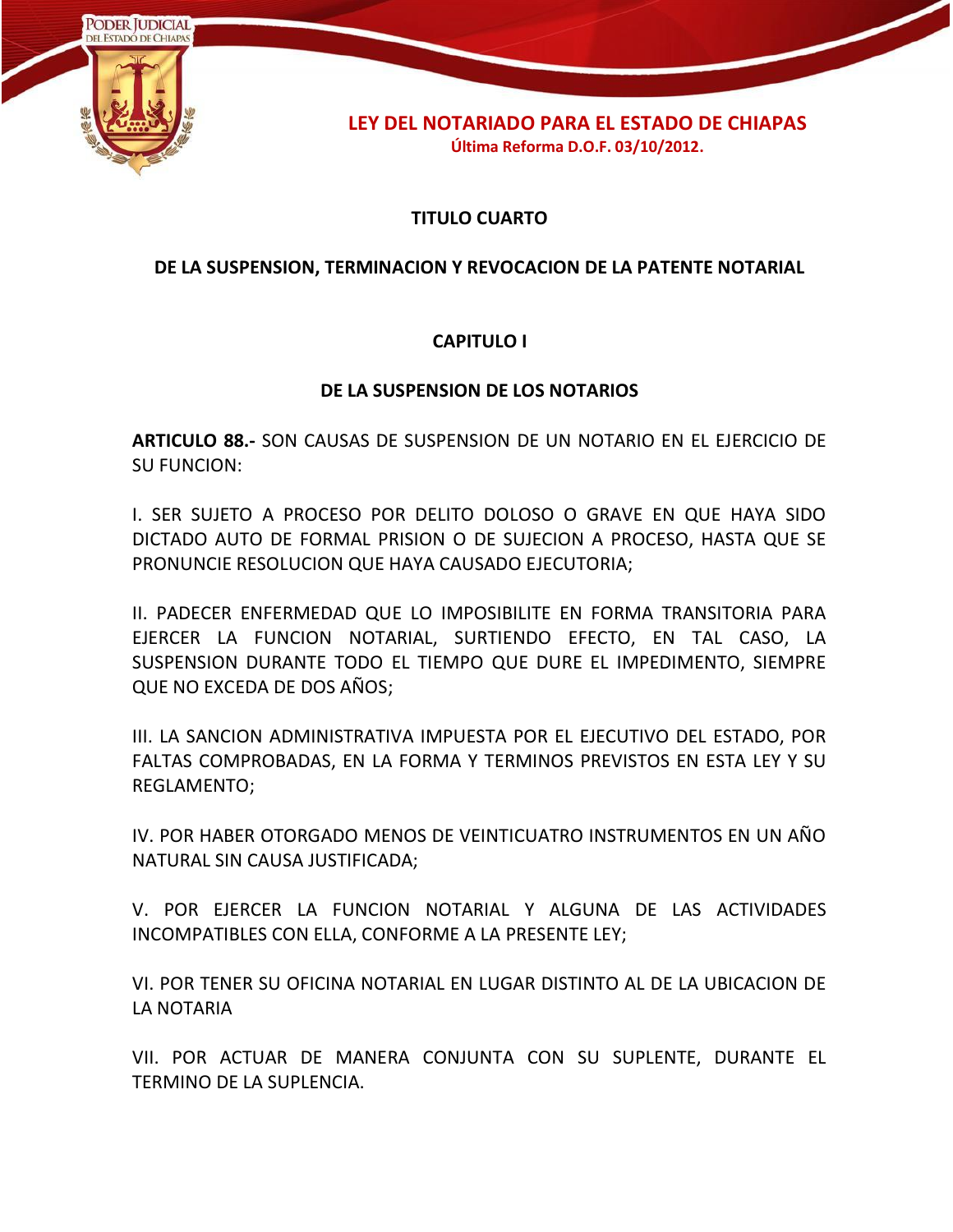## TITULO CUARTO

## DE LA SUSPENSION, TERMINACION Y REVOCACION DE LA PATENTE NOTARIAL

### CAPITULO I

### DE LA SUSPENSION DE LOS NOTARIOS

**ARTICULO 88.-** SON CAUSAS DE SUSPENSION DE UN NOTARIO EN EL EJERCICIO DE SU FUNCION:

I. SER SUJETO A PROCESO POR DELITO DOLOSO O GRAVE EN QUE HAYA SIDO DICTADO AUTO DE FORMAL PRISION O DE SUJECION A PROCESO, HASTA QUE SE PRONUNCIE RESOLUCION QUE HAYA CAUSADO EJECUTORIA;

II. PADECER ENFERMEDAD QUE LO IMPOSIBILITE EN FORMA TRANSITORIA PARA EJERCER LA FUNCION NOTARIAL, SURTIENDO EFECTO, EN TAL CASO, LA SUSPENSION DURANTE TODO EL TIEMPO QUE DURE EL IMPEDIMENTO, SIEMPRE QUE NO EXCEDA DE DOS AÑOS;

III. LA SANCION ADMINISTRATIVA IMPUESTA POR EL EJECUTIVO DEL ESTADO, POR FALTAS COMPROBADAS, EN LA FORMA Y TERMINOS PREVISTOS EN ESTA LEY Y SU REGLAMENTO;

IV. POR HABER OTORGADO MENOS DE VEINTICUATRO INSTRUMENTOS EN UN AÑO NATURAL SIN CAUSA JUSTIFICADA;

V. POR EJERCER LA FUNCION NOTARIAL Y ALGUNA DE LAS ACTIVIDADES INCOMPATIBLES CON ELLA, CONFORME A LA PRESENTE LEY;

VI. POR TENER SU OFICINA NOTARIAL EN LUGAR DISTINTO AL DE LA UBICACION DE LA NOTARIA

VII. POR ACTUAR DE MANERA CONJUNTA CON SU SUPLENTE, DURANTE EL TERMINO DE LA SUPLENCIA.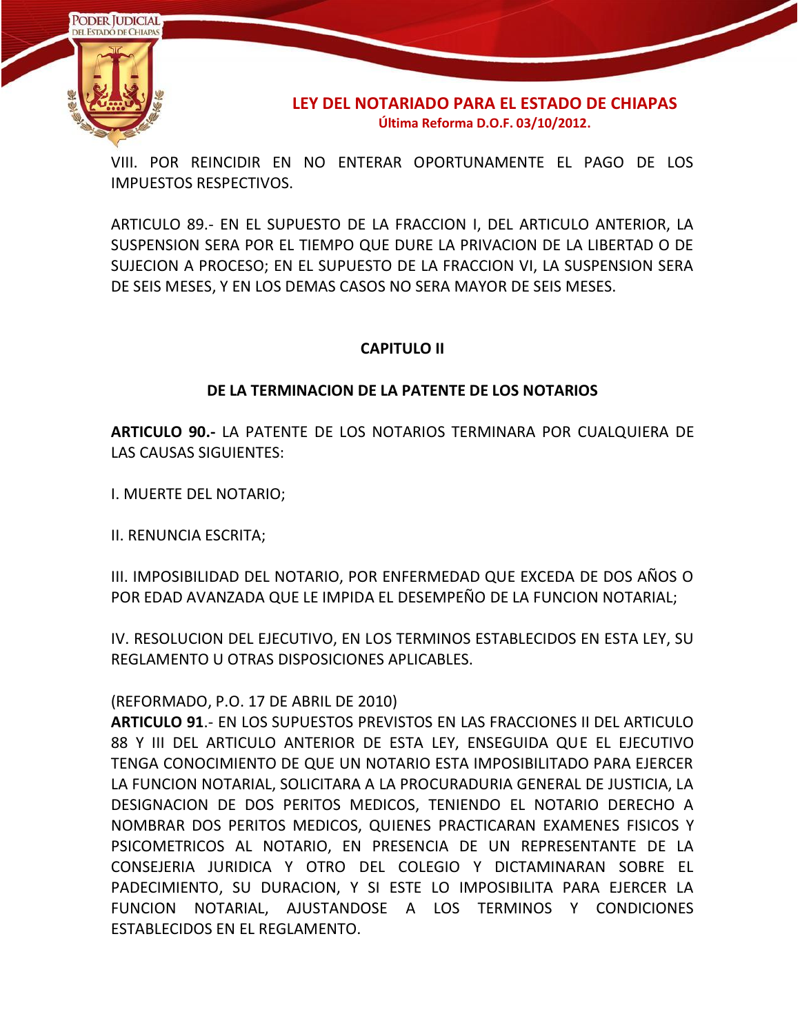VIII. POR REINCIDIR EN NO ENTERAR OPORTUNAMENTE EL PAGO DE LOS IMPUESTOS RESPECTIVOS.

ARTICULO 89.- EN EL SUPUESTO DE LA FRACCION I, DEL ARTICULO ANTERIOR, LA SUSPENSION SERA POR EL TIEMPO QUE DURE LA PRIVACION DE LA LIBERTAD O DE SUJECION A PROCESO; EN EL SUPUESTO DE LA FRACCION VI, LA SUSPENSION SERA DE SEIS MESES, Y EN LOS DEMAS CASOS NO SERA MAYOR DE SEIS MESES.

## CAPITULO II

## DE LA TERMINACION DE LA PATENTE DE LOS NOTARIOS

**ARTICULO 90.-** LA PATENTE DE LOS NOTARIOS TERMINARA POR CUALQUIERA DE LAS CAUSAS SIGUIENTES:

I. MUERTE DEL NOTARIO;

II. RENUNCIA ESCRITA;

III. IMPOSIBILIDAD DEL NOTARIO, POR ENFERMEDAD QUE EXCEDA DE DOS AÑOS O POR EDAD AVANZADA QUE LE IMPIDA EL DESEMPEÑO DE LA FUNCION NOTARIAL;

IV. RESOLUCION DEL EJECUTIVO, EN LOS TERMINOS ESTABLECIDOS EN ESTA LEY, SU REGLAMENTO U OTRAS DISPOSICIONES APLICABLES.

(REFORMADO, P.O. 17 DE ABRIL DE 2010)
**ARTICULO 91**.- EN LOS SUPUESTOS PREVISTOS EN LAS FRACCIONES II DEL ARTICULO 88 Y III DEL ARTICULO ANTERIOR DE ESTA LEY, ENSEGUIDA QUE EL EJECUTIVO TENGA CONOCIMIENTO DE QUE UN NOTARIO ESTA IMPOSIBILITADO PARA EJERCER LA FUNCION NOTARIAL, SOLICITARA A LA PROCURADURIA GENERAL DE JUSTICIA, LA DESIGNACION DE DOS PERITOS MEDICOS, TENIENDO EL NOTARIO DERECHO A NOMBRAR DOS PERITOS MEDICOS, QUIENES PRACTICARAN EXAMENES FISICOS Y PSICOMETRICOS AL NOTARIO, EN PRESENCIA DE UN REPRESENTANTE DE LA CONSEJERIA JURIDICA Y OTRO DEL COLEGIO Y DICTAMINARAN SOBRE EL PADECIMIENTO, SU DURACION, Y SI ESTE LO IMPOSIBILITA PARA EJERCER LA FUNCION NOTARIAL, AJUSTANDOSE A LOS TERMINOS Y CONDICIONES ESTABLECIDOS EN EL REGLAMENTO.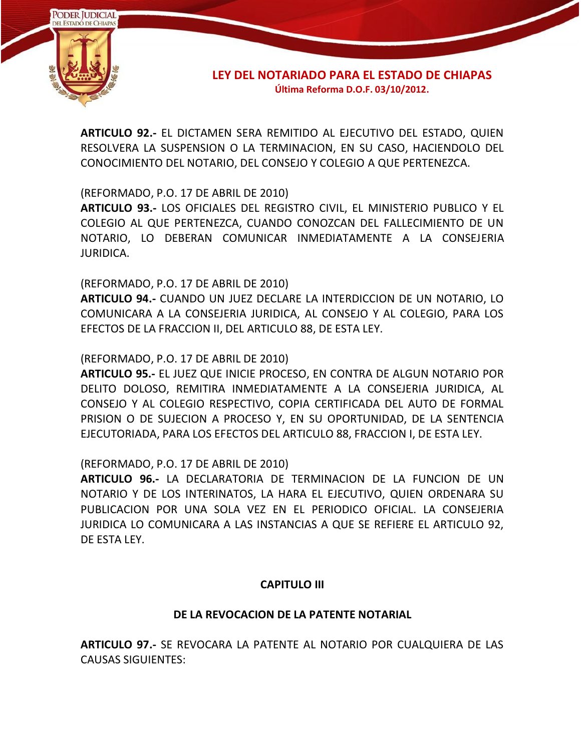**ARTICULO 92.-** EL DICTAMEN SERA REMITIDO AL EJECUTIVO DEL ESTADO, QUIEN RESOLVERA LA SUSPENSION O LA TERMINACION, EN SU CASO, HACIENDOLO DEL CONOCIMIENTO DEL NOTARIO, DEL CONSEJO Y COLEGIO A QUE PERTENEZCA.

(REFORMADO, P.O. 17 DE ABRIL DE 2010)
**ARTICULO 93.-** LOS OFICIALES DEL REGISTRO CIVIL, EL MINISTERIO PUBLICO Y EL COLEGIO AL QUE PERTENEZCA, CUANDO CONOZCAN DEL FALLECIMIENTO DE UN NOTARIO, LO DEBERAN COMUNICAR INMEDIATAMENTE A LA CONSEJERIA JURIDICA.

(REFORMADO, P.O. 17 DE ABRIL DE 2010)
**ARTICULO 94.-** CUANDO UN JUEZ DECLARE LA INTERDICCION DE UN NOTARIO, LO COMUNICARA A LA CONSEJERIA JURIDICA, AL CONSEJO Y AL COLEGIO, PARA LOS EFECTOS DE LA FRACCION II, DEL ARTICULO 88, DE ESTA LEY.

(REFORMADO, P.O. 17 DE ABRIL DE 2010)
**ARTICULO 95.-** EL JUEZ QUE INICIE PROCESO, EN CONTRA DE ALGUN NOTARIO POR DELITO DOLOSO, REMITIRA INMEDIATAMENTE A LA CONSEJERIA JURIDICA, AL CONSEJO Y AL COLEGIO RESPECTIVO, COPIA CERTIFICADA DEL AUTO DE FORMAL PRISION O DE SUJECION A PROCESO Y, EN SU OPORTUNIDAD, DE LA SENTENCIA EJECUTORIADA, PARA LOS EFECTOS DEL ARTICULO 88, FRACCION I, DE ESTA LEY.

(REFORMADO, P.O. 17 DE ABRIL DE 2010)
**ARTICULO 96.-** LA DECLARATORIA DE TERMINACION DE LA FUNCION DE UN NOTARIO Y DE LOS INTERINATOS, LA HARA EL EJECUTIVO, QUIEN ORDENARA SU PUBLICACION POR UNA SOLA VEZ EN EL PERIODICO OFICIAL. LA CONSEJERIA JURIDICA LO COMUNICARA A LAS INSTANCIAS A QUE SE REFIERE EL ARTICULO 92, DE ESTA LEY.

## CAPITULO III

## DE LA REVOCACION DE LA PATENTE NOTARIAL

**ARTICULO 97.-** SE REVOCARA LA PATENTE AL NOTARIO POR CUALQUIERA DE LAS CAUSAS SIGUIENTES: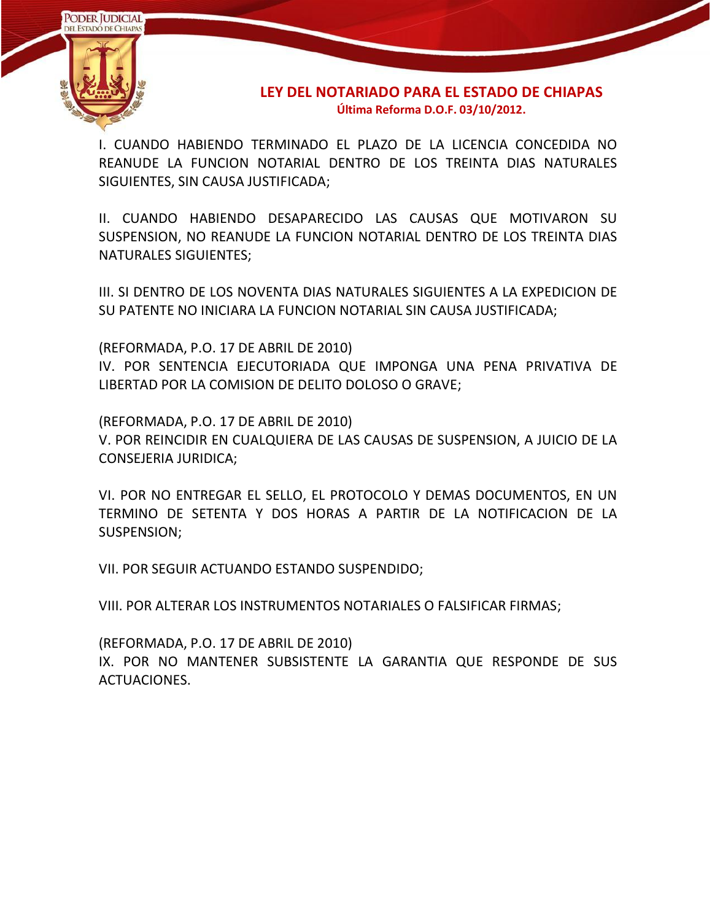I. CUANDO HABIENDO TERMINADO EL PLAZO DE LA LICENCIA CONCEDIDA NO REANUDE LA FUNCION NOTARIAL DENTRO DE LOS TREINTA DIAS NATURALES SIGUIENTES, SIN CAUSA JUSTIFICADA;

II. CUANDO HABIENDO DESAPARECIDO LAS CAUSAS QUE MOTIVARON SU SUSPENSION, NO REANUDE LA FUNCION NOTARIAL DENTRO DE LOS TREINTA DIAS NATURALES SIGUIENTES;

III. SI DENTRO DE LOS NOVENTA DIAS NATURALES SIGUIENTES A LA EXPEDICION DE SU PATENTE NO INICIARA LA FUNCION NOTARIAL SIN CAUSA JUSTIFICADA;

(REFORMADA, P.O. 17 DE ABRIL DE 2010)
IV. POR SENTENCIA EJECUTORIADA QUE IMPONGA UNA PENA PRIVATIVA DE LIBERTAD POR LA COMISION DE DELITO DOLOSO O GRAVE;

(REFORMADA, P.O. 17 DE ABRIL DE 2010)
V. POR REINCIDIR EN CUALQUIERA DE LAS CAUSAS DE SUSPENSION, A JUICIO DE LA CONSEJERIA JURIDICA;

VI. POR NO ENTREGAR EL SELLO, EL PROTOCOLO Y DEMAS DOCUMENTOS, EN UN TERMINO DE SETENTA Y DOS HORAS A PARTIR DE LA NOTIFICACION DE LA SUSPENSION;

VII. POR SEGUIR ACTUANDO ESTANDO SUSPENDIDO;

VIII. POR ALTERAR LOS INSTRUMENTOS NOTARIALES O FALSIFICAR FIRMAS;

(REFORMADA, P.O. 17 DE ABRIL DE 2010)
IX. POR NO MANTENER SUBSISTENTE LA GARANTIA QUE RESPONDE DE SUS ACTUACIONES.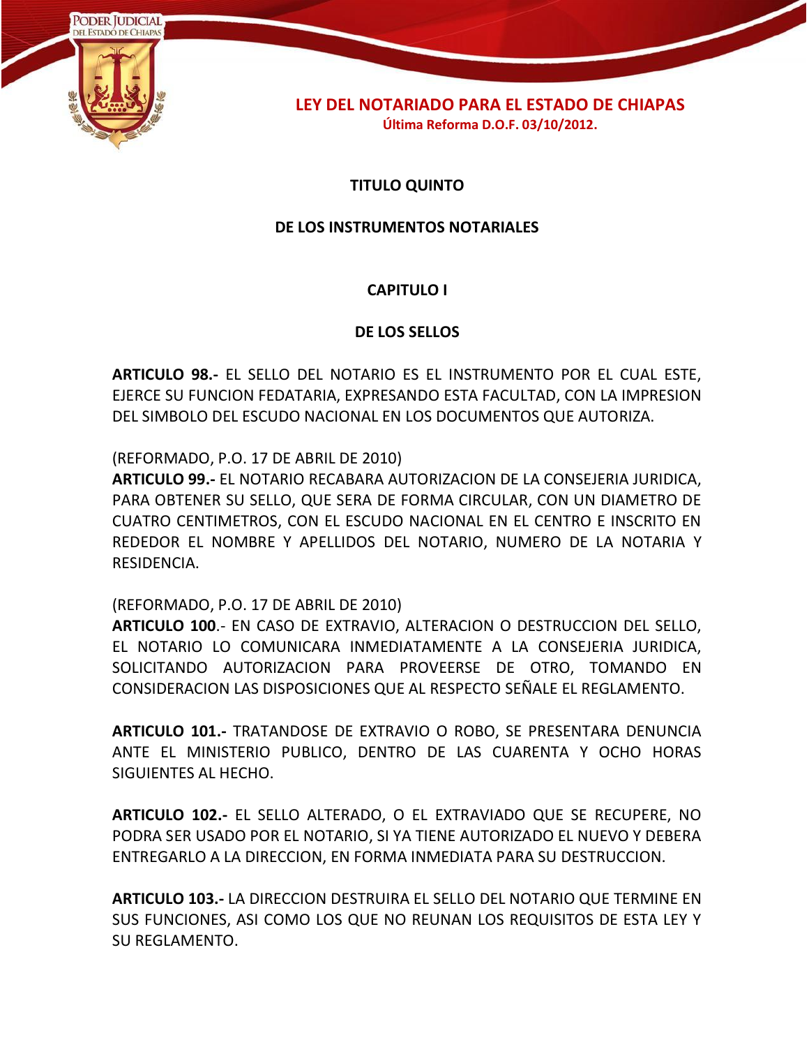## TITULO QUINTO

## DE LOS INSTRUMENTOS NOTARIALES

### CAPITULO I

### DE LOS SELLOS

**ARTICULO 98.-** EL SELLO DEL NOTARIO ES EL INSTRUMENTO POR EL CUAL ESTE, EJERCE SU FUNCION FEDATARIA, EXPRESANDO ESTA FACULTAD, CON LA IMPRESION DEL SIMBOLO DEL ESCUDO NACIONAL EN LOS DOCUMENTOS QUE AUTORIZA.

(REFORMADO, P.O. 17 DE ABRIL DE 2010)
**ARTICULO 99.-** EL NOTARIO RECABARA AUTORIZACION DE LA CONSEJERIA JURIDICA, PARA OBTENER SU SELLO, QUE SERA DE FORMA CIRCULAR, CON UN DIAMETRO DE CUATRO CENTIMETROS, CON EL ESCUDO NACIONAL EN EL CENTRO E INSCRITO EN REDEDOR EL NOMBRE Y APELLIDOS DEL NOTARIO, NUMERO DE LA NOTARIA Y RESIDENCIA.

(REFORMADO, P.O. 17 DE ABRIL DE 2010)
**ARTICULO 100**.- EN CASO DE EXTRAVIO, ALTERACION O DESTRUCCION DEL SELLO, EL NOTARIO LO COMUNICARA INMEDIATAMENTE A LA CONSEJERIA JURIDICA, SOLICITANDO AUTORIZACION PARA PROVEERSE DE OTRO, TOMANDO EN CONSIDERACION LAS DISPOSICIONES QUE AL RESPECTO SEÑALE EL REGLAMENTO.

**ARTICULO 101.-** TRATANDOSE DE EXTRAVIO O ROBO, SE PRESENTARA DENUNCIA ANTE EL MINISTERIO PUBLICO, DENTRO DE LAS CUARENTA Y OCHO HORAS SIGUIENTES AL HECHO.

**ARTICULO 102.-** EL SELLO ALTERADO, O EL EXTRAVIADO QUE SE RECUPERE, NO PODRA SER USADO POR EL NOTARIO, SI YA TIENE AUTORIZADO EL NUEVO Y DEBERA ENTREGARLO A LA DIRECCION, EN FORMA INMEDIATA PARA SU DESTRUCCION.

**ARTICULO 103.-** LA DIRECCION DESTRUIRA EL SELLO DEL NOTARIO QUE TERMINE EN SUS FUNCIONES, ASI COMO LOS QUE NO REUNAN LOS REQUISITOS DE ESTA LEY Y SU REGLAMENTO.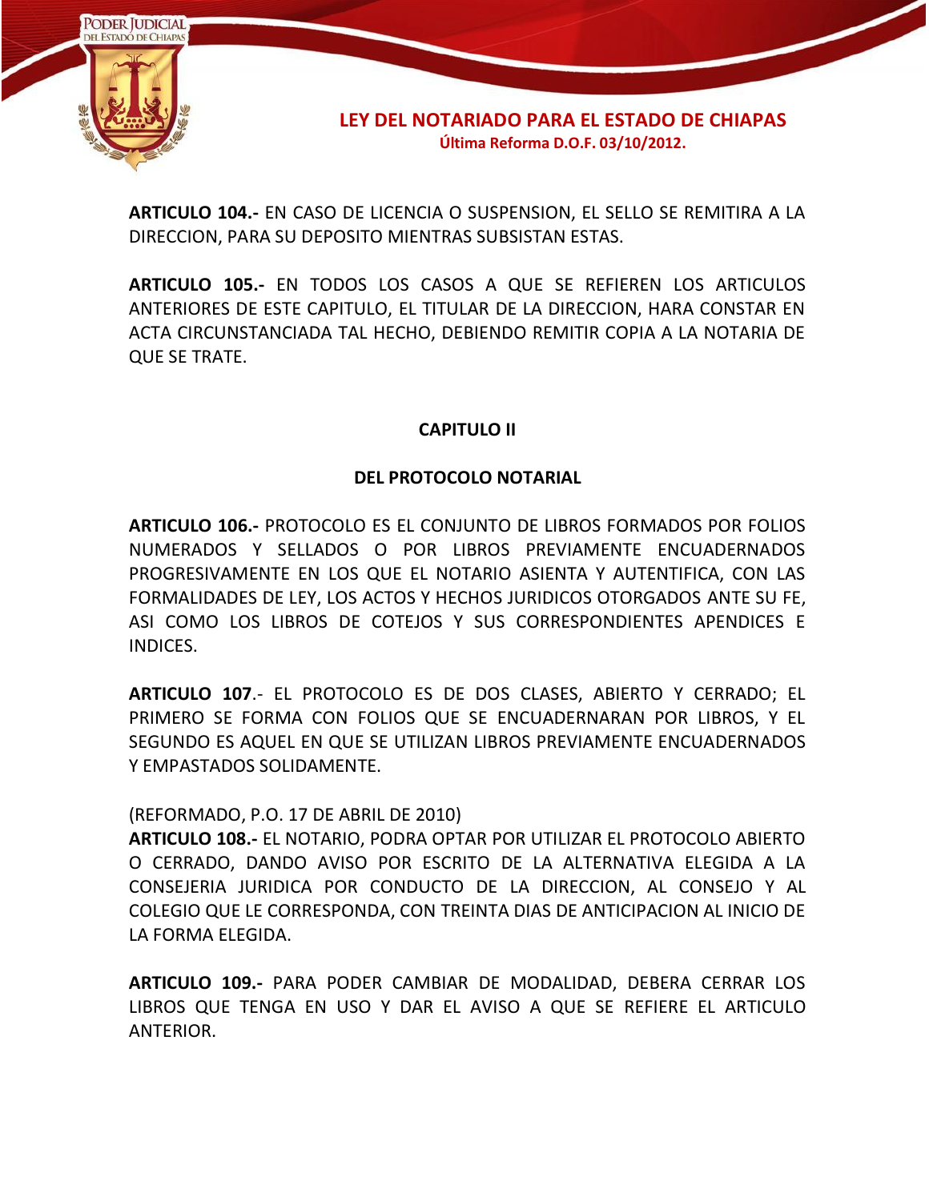**ARTICULO 104.-** EN CASO DE LICENCIA O SUSPENSION, EL SELLO SE REMITIRA A LA DIRECCION, PARA SU DEPOSITO MIENTRAS SUBSISTAN ESTAS.

**ARTICULO 105.-** EN TODOS LOS CASOS A QUE SE REFIEREN LOS ARTICULOS ANTERIORES DE ESTE CAPITULO, EL TITULAR DE LA DIRECCION, HARA CONSTAR EN ACTA CIRCUNSTANCIADA TAL HECHO, DEBIENDO REMITIR COPIA A LA NOTARIA DE QUE SE TRATE.

## CAPITULO II

## DEL PROTOCOLO NOTARIAL

**ARTICULO 106.-** PROTOCOLO ES EL CONJUNTO DE LIBROS FORMADOS POR FOLIOS NUMERADOS Y SELLADOS O POR LIBROS PREVIAMENTE ENCUADERNADOS PROGRESIVAMENTE EN LOS QUE EL NOTARIO ASIENTA Y AUTENTIFICA, CON LAS FORMALIDADES DE LEY, LOS ACTOS Y HECHOS JURIDICOS OTORGADOS ANTE SU FE, ASI COMO LOS LIBROS DE COTEJOS Y SUS CORRESPONDIENTES APENDICES E INDICES.

**ARTICULO 107**.- EL PROTOCOLO ES DE DOS CLASES, ABIERTO Y CERRADO; EL PRIMERO SE FORMA CON FOLIOS QUE SE ENCUADERNARAN POR LIBROS, Y EL SEGUNDO ES AQUEL EN QUE SE UTILIZAN LIBROS PREVIAMENTE ENCUADERNADOS Y EMPASTADOS SOLIDAMENTE.

(REFORMADO, P.O. 17 DE ABRIL DE 2010)
**ARTICULO 108.-** EL NOTARIO, PODRA OPTAR POR UTILIZAR EL PROTOCOLO ABIERTO O CERRADO, DANDO AVISO POR ESCRITO DE LA ALTERNATIVA ELEGIDA A LA CONSEJERIA JURIDICA POR CONDUCTO DE LA DIRECCION, AL CONSEJO Y AL COLEGIO QUE LE CORRESPONDA, CON TREINTA DIAS DE ANTICIPACION AL INICIO DE LA FORMA ELEGIDA.

**ARTICULO 109.-** PARA PODER CAMBIAR DE MODALIDAD, DEBERA CERRAR LOS LIBROS QUE TENGA EN USO Y DAR EL AVISO A QUE SE REFIERE EL ARTICULO ANTERIOR.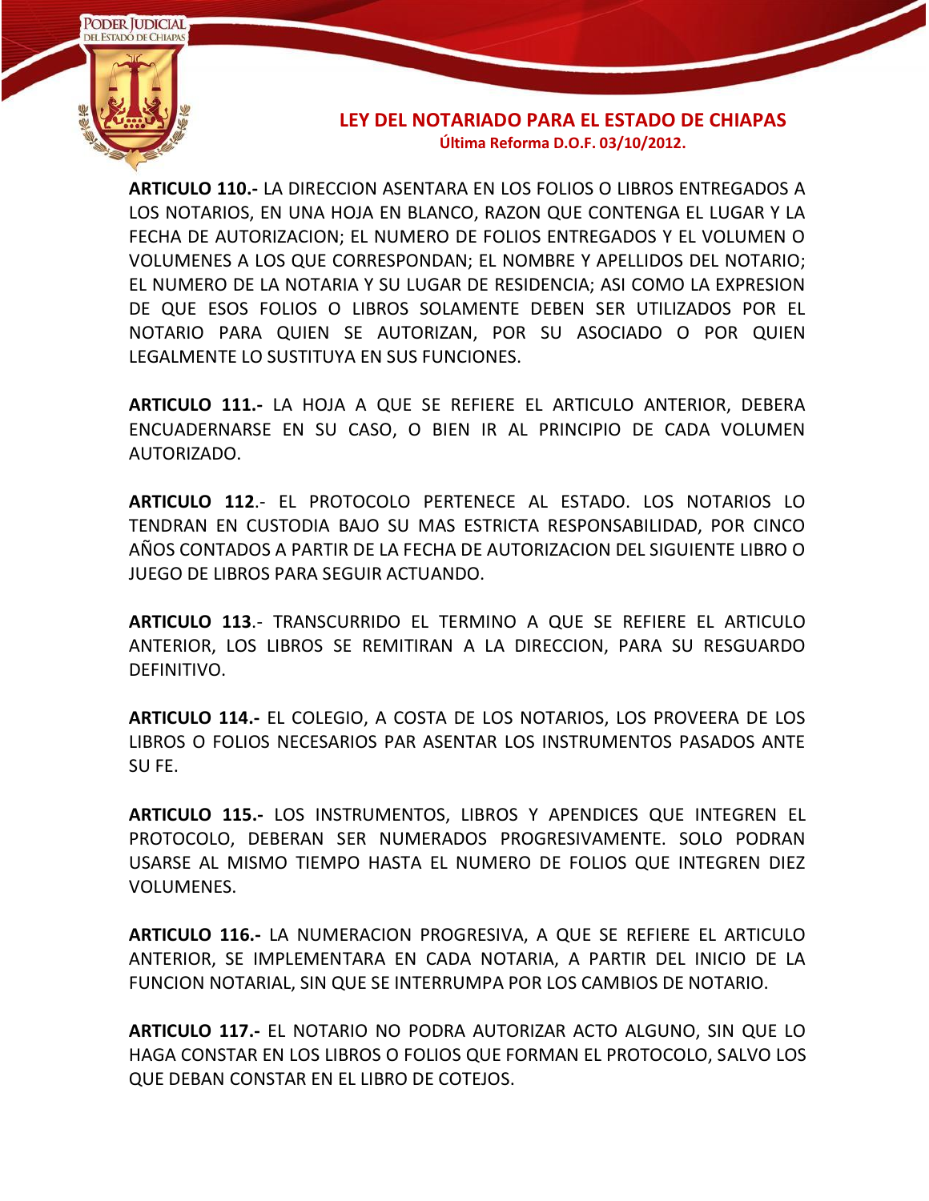**ARTICULO 110.-** LA DIRECCION ASENTARA EN LOS FOLIOS O LIBROS ENTREGADOS A LOS NOTARIOS, EN UNA HOJA EN BLANCO, RAZON QUE CONTENGA EL LUGAR Y LA FECHA DE AUTORIZACION; EL NUMERO DE FOLIOS ENTREGADOS Y EL VOLUMEN O VOLUMENES A LOS QUE CORRESPONDAN; EL NOMBRE Y APELLIDOS DEL NOTARIO; EL NUMERO DE LA NOTARIA Y SU LUGAR DE RESIDENCIA; ASI COMO LA EXPRESION DE QUE ESOS FOLIOS O LIBROS SOLAMENTE DEBEN SER UTILIZADOS POR EL NOTARIO PARA QUIEN SE AUTORIZAN, POR SU ASOCIADO O POR QUIEN LEGALMENTE LO SUSTITUYA EN SUS FUNCIONES.

**ARTICULO 111.-** LA HOJA A QUE SE REFIERE EL ARTICULO ANTERIOR, DEBERA ENCUADERNARSE EN SU CASO, O BIEN IR AL PRINCIPIO DE CADA VOLUMEN AUTORIZADO.

**ARTICULO 112**.- EL PROTOCOLO PERTENECE AL ESTADO. LOS NOTARIOS LO TENDRAN EN CUSTODIA BAJO SU MAS ESTRICTA RESPONSABILIDAD, POR CINCO AÑOS CONTADOS A PARTIR DE LA FECHA DE AUTORIZACION DEL SIGUIENTE LIBRO O JUEGO DE LIBROS PARA SEGUIR ACTUANDO.

**ARTICULO 113**.- TRANSCURRIDO EL TERMINO A QUE SE REFIERE EL ARTICULO ANTERIOR, LOS LIBROS SE REMITIRAN A LA DIRECCION, PARA SU RESGUARDO DEFINITIVO.

**ARTICULO 114.-** EL COLEGIO, A COSTA DE LOS NOTARIOS, LOS PROVEERA DE LOS LIBROS O FOLIOS NECESARIOS PAR ASENTAR LOS INSTRUMENTOS PASADOS ANTE SU FE.

**ARTICULO 115.-** LOS INSTRUMENTOS, LIBROS Y APENDICES QUE INTEGREN EL PROTOCOLO, DEBERAN SER NUMERADOS PROGRESIVAMENTE. SOLO PODRAN USARSE AL MISMO TIEMPO HASTA EL NUMERO DE FOLIOS QUE INTEGREN DIEZ VOLUMENES.

**ARTICULO 116.-** LA NUMERACION PROGRESIVA, A QUE SE REFIERE EL ARTICULO ANTERIOR, SE IMPLEMENTARA EN CADA NOTARIA, A PARTIR DEL INICIO DE LA FUNCION NOTARIAL, SIN QUE SE INTERRUMPA POR LOS CAMBIOS DE NOTARIO.

**ARTICULO 117.-** EL NOTARIO NO PODRA AUTORIZAR ACTO ALGUNO, SIN QUE LO HAGA CONSTAR EN LOS LIBROS O FOLIOS QUE FORMAN EL PROTOCOLO, SALVO LOS QUE DEBAN CONSTAR EN EL LIBRO DE COTEJOS.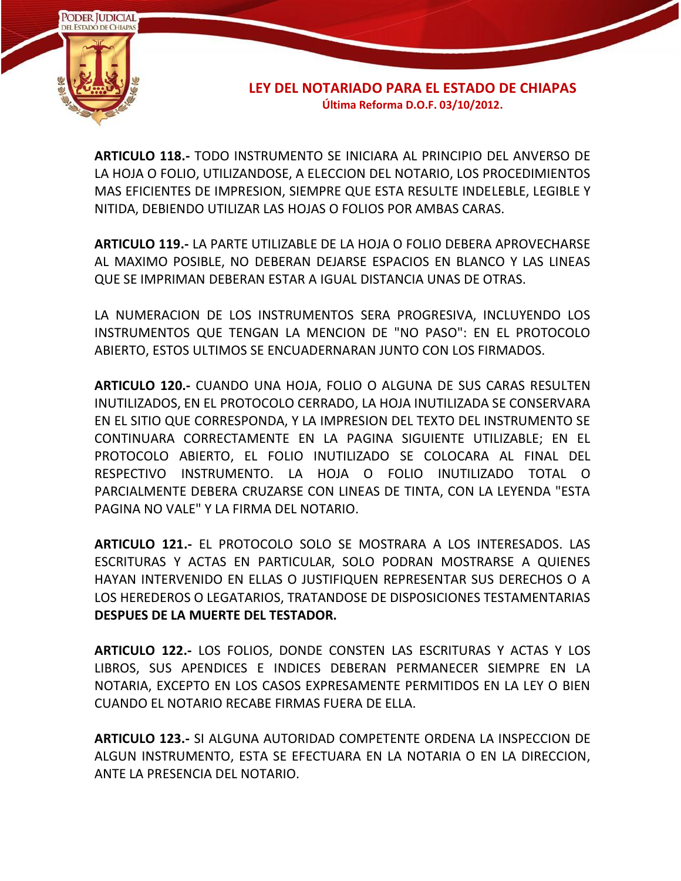**ARTICULO 118.-** TODO INSTRUMENTO SE INICIARA AL PRINCIPIO DEL ANVERSO DE LA HOJA O FOLIO, UTILIZANDOSE, A ELECCION DEL NOTARIO, LOS PROCEDIMIENTOS MAS EFICIENTES DE IMPRESION, SIEMPRE QUE ESTA RESULTE INDELEBLE, LEGIBLE Y NITIDA, DEBIENDO UTILIZAR LAS HOJAS O FOLIOS POR AMBAS CARAS.

**ARTICULO 119.-** LA PARTE UTILIZABLE DE LA HOJA O FOLIO DEBERA APROVECHARSE AL MAXIMO POSIBLE, NO DEBERAN DEJARSE ESPACIOS EN BLANCO Y LAS LINEAS QUE SE IMPRIMAN DEBERAN ESTAR A IGUAL DISTANCIA UNAS DE OTRAS.

LA NUMERACION DE LOS INSTRUMENTOS SERA PROGRESIVA, INCLUYENDO LOS INSTRUMENTOS QUE TENGAN LA MENCION DE "NO PASO": EN EL PROTOCOLO ABIERTO, ESTOS ULTIMOS SE ENCUADERNARAN JUNTO CON LOS FIRMADOS.

**ARTICULO 120.-** CUANDO UNA HOJA, FOLIO O ALGUNA DE SUS CARAS RESULTEN INUTILIZADOS, EN EL PROTOCOLO CERRADO, LA HOJA INUTILIZADA SE CONSERVARA EN EL SITIO QUE CORRESPONDA, Y LA IMPRESION DEL TEXTO DEL INSTRUMENTO SE CONTINUARA CORRECTAMENTE EN LA PAGINA SIGUIENTE UTILIZABLE; EN EL PROTOCOLO ABIERTO, EL FOLIO INUTILIZADO SE COLOCARA AL FINAL DEL RESPECTIVO INSTRUMENTO. LA HOJA O FOLIO INUTILIZADO TOTAL O PARCIALMENTE DEBERA CRUZARSE CON LINEAS DE TINTA, CON LA LEYENDA "ESTA PAGINA NO VALE" Y LA FIRMA DEL NOTARIO.

**ARTICULO 121.-** EL PROTOCOLO SOLO SE MOSTRARA A LOS INTERESADOS. LAS ESCRITURAS Y ACTAS EN PARTICULAR, SOLO PODRAN MOSTRARSE A QUIENES HAYAN INTERVENIDO EN ELLAS O JUSTIFIQUEN REPRESENTAR SUS DERECHOS O A LOS HEREDEROS O LEGATARIOS, TRATANDOSE DE DISPOSICIONES TESTAMENTARIAS **DESPUES DE LA MUERTE DEL TESTADOR.**

**ARTICULO 122.-** LOS FOLIOS, DONDE CONSTEN LAS ESCRITURAS Y ACTAS Y LOS LIBROS, SUS APENDICES E INDICES DEBERAN PERMANECER SIEMPRE EN LA NOTARIA, EXCEPTO EN LOS CASOS EXPRESAMENTE PERMITIDOS EN LA LEY O BIEN CUANDO EL NOTARIO RECABE FIRMAS FUERA DE ELLA.

**ARTICULO 123.-** SI ALGUNA AUTORIDAD COMPETENTE ORDENA LA INSPECCION DE ALGUN INSTRUMENTO, ESTA SE EFECTUARA EN LA NOTARIA O EN LA DIRECCION, ANTE LA PRESENCIA DEL NOTARIO.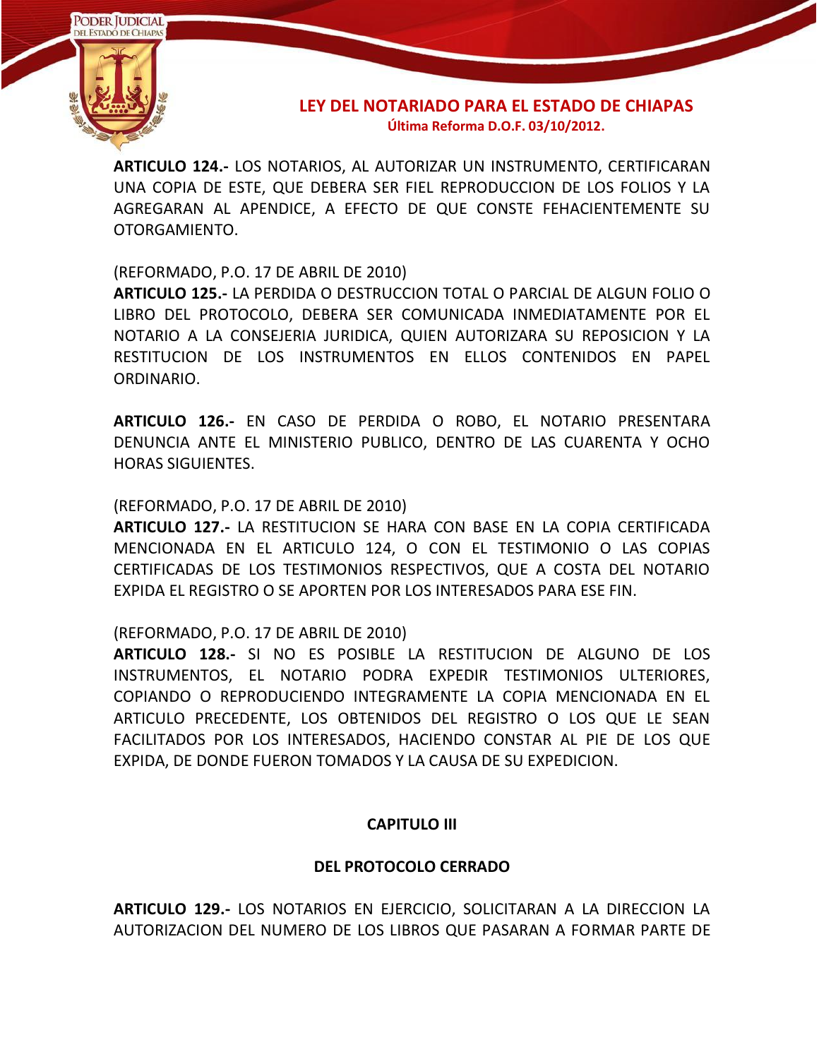**ARTICULO 124.-** LOS NOTARIOS, AL AUTORIZAR UN INSTRUMENTO, CERTIFICARAN UNA COPIA DE ESTE, QUE DEBERA SER FIEL REPRODUCCION DE LOS FOLIOS Y LA AGREGARAN AL APENDICE, A EFECTO DE QUE CONSTE FEHACIENTEMENTE SU OTORGAMIENTO.

(REFORMADO, P.O. 17 DE ABRIL DE 2010)
**ARTICULO 125.-** LA PERDIDA O DESTRUCCION TOTAL O PARCIAL DE ALGUN FOLIO O LIBRO DEL PROTOCOLO, DEBERA SER COMUNICADA INMEDIATAMENTE POR EL NOTARIO A LA CONSEJERIA JURIDICA, QUIEN AUTORIZARA SU REPOSICION Y LA RESTITUCION DE LOS INSTRUMENTOS EN ELLOS CONTENIDOS EN PAPEL ORDINARIO.

**ARTICULO 126.-** EN CASO DE PERDIDA O ROBO, EL NOTARIO PRESENTARA DENUNCIA ANTE EL MINISTERIO PUBLICO, DENTRO DE LAS CUARENTA Y OCHO HORAS SIGUIENTES.

(REFORMADO, P.O. 17 DE ABRIL DE 2010)
**ARTICULO 127.-** LA RESTITUCION SE HARA CON BASE EN LA COPIA CERTIFICADA MENCIONADA EN EL ARTICULO 124, O CON EL TESTIMONIO O LAS COPIAS CERTIFICADAS DE LOS TESTIMONIOS RESPECTIVOS, QUE A COSTA DEL NOTARIO EXPIDA EL REGISTRO O SE APORTEN POR LOS INTERESADOS PARA ESE FIN.

(REFORMADO, P.O. 17 DE ABRIL DE 2010)
**ARTICULO 128.-** SI NO ES POSIBLE LA RESTITUCION DE ALGUNO DE LOS INSTRUMENTOS, EL NOTARIO PODRA EXPEDIR TESTIMONIOS ULTERIORES, COPIANDO O REPRODUCIENDO INTEGRAMENTE LA COPIA MENCIONADA EN EL ARTICULO PRECEDENTE, LOS OBTENIDOS DEL REGISTRO O LOS QUE LE SEAN FACILITADOS POR LOS INTERESADOS, HACIENDO CONSTAR AL PIE DE LOS QUE EXPIDA, DE DONDE FUERON TOMADOS Y LA CAUSA DE SU EXPEDICION.

## CAPITULO III

## DEL PROTOCOLO CERRADO

**ARTICULO 129.-** LOS NOTARIOS EN EJERCICIO, SOLICITARAN A LA DIRECCION LA AUTORIZACION DEL NUMERO DE LOS LIBROS QUE PASARAN A FORMAR PARTE DE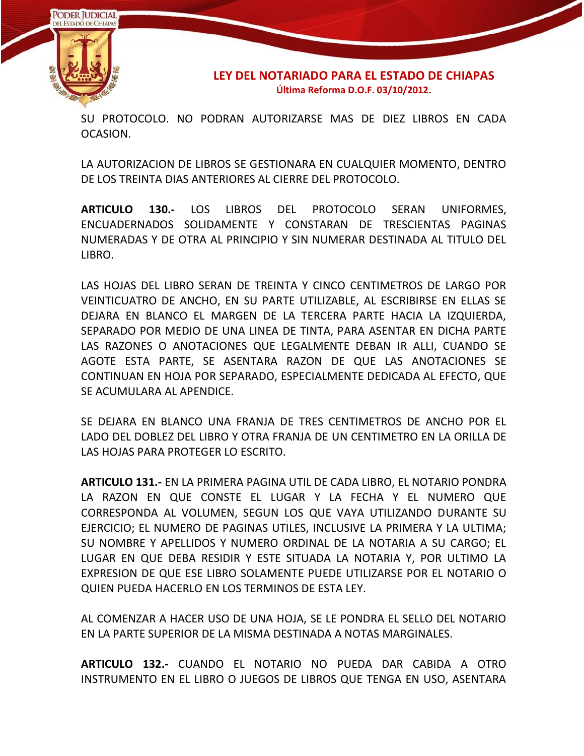SU PROTOCOLO. NO PODRAN AUTORIZARSE MAS DE DIEZ LIBROS EN CADA OCASION.

LA AUTORIZACION DE LIBROS SE GESTIONARA EN CUALQUIER MOMENTO, DENTRO DE LOS TREINTA DIAS ANTERIORES AL CIERRE DEL PROTOCOLO.

**ARTICULO 130.-** LOS LIBROS DEL PROTOCOLO SERAN UNIFORMES, ENCUADERNADOS SOLIDAMENTE Y CONSTARAN DE TRESCIENTAS PAGINAS NUMERADAS Y DE OTRA AL PRINCIPIO Y SIN NUMERAR DESTINADA AL TITULO DEL LIBRO.

LAS HOJAS DEL LIBRO SERAN DE TREINTA Y CINCO CENTIMETROS DE LARGO POR VEINTICUATRO DE ANCHO, EN SU PARTE UTILIZABLE, AL ESCRIBIRSE EN ELLAS SE DEJARA EN BLANCO EL MARGEN DE LA TERCERA PARTE HACIA LA IZQUIERDA, SEPARADO POR MEDIO DE UNA LINEA DE TINTA, PARA ASENTAR EN DICHA PARTE LAS RAZONES O ANOTACIONES QUE LEGALMENTE DEBAN IR ALLI, CUANDO SE AGOTE ESTA PARTE, SE ASENTARA RAZON DE QUE LAS ANOTACIONES SE CONTINUAN EN HOJA POR SEPARADO, ESPECIALMENTE DEDICADA AL EFECTO, QUE SE ACUMULARA AL APENDICE.

SE DEJARA EN BLANCO UNA FRANJA DE TRES CENTIMETROS DE ANCHO POR EL LADO DEL DOBLEZ DEL LIBRO Y OTRA FRANJA DE UN CENTIMETRO EN LA ORILLA DE LAS HOJAS PARA PROTEGER LO ESCRITO.

**ARTICULO 131.-** EN LA PRIMERA PAGINA UTIL DE CADA LIBRO, EL NOTARIO PONDRA LA RAZON EN QUE CONSTE EL LUGAR Y LA FECHA Y EL NUMERO QUE CORRESPONDA AL VOLUMEN, SEGUN LOS QUE VAYA UTILIZANDO DURANTE SU EJERCICIO; EL NUMERO DE PAGINAS UTILES, INCLUSIVE LA PRIMERA Y LA ULTIMA; SU NOMBRE Y APELLIDOS Y NUMERO ORDINAL DE LA NOTARIA A SU CARGO; EL LUGAR EN QUE DEBA RESIDIR Y ESTE SITUADA LA NOTARIA Y, POR ULTIMO LA EXPRESION DE QUE ESE LIBRO SOLAMENTE PUEDE UTILIZARSE POR EL NOTARIO O QUIEN PUEDA HACERLO EN LOS TERMINOS DE ESTA LEY.

AL COMENZAR A HACER USO DE UNA HOJA, SE LE PONDRA EL SELLO DEL NOTARIO EN LA PARTE SUPERIOR DE LA MISMA DESTINADA A NOTAS MARGINALES.

**ARTICULO 132.-** CUANDO EL NOTARIO NO PUEDA DAR CABIDA A OTRO INSTRUMENTO EN EL LIBRO O JUEGOS DE LIBROS QUE TENGA EN USO, ASENTARA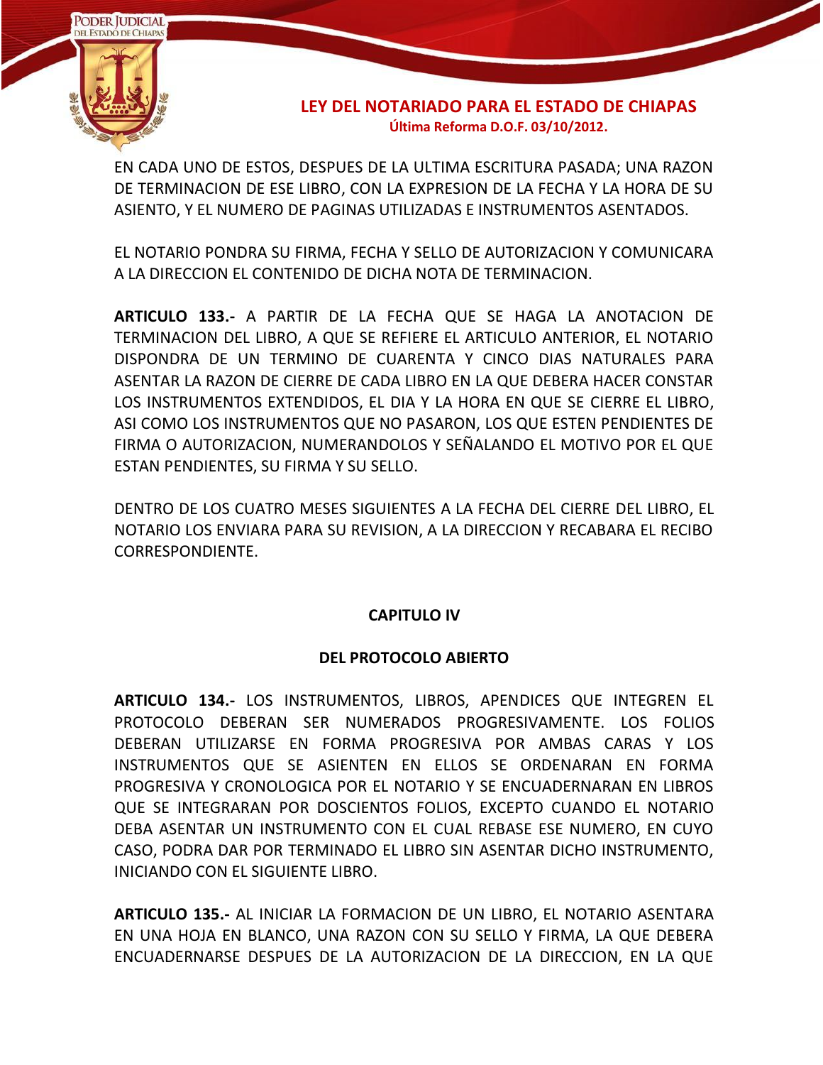EN CADA UNO DE ESTOS, DESPUES DE LA ULTIMA ESCRITURA PASADA; UNA RAZON DE TERMINACION DE ESE LIBRO, CON LA EXPRESION DE LA FECHA Y LA HORA DE SU ASIENTO, Y EL NUMERO DE PAGINAS UTILIZADAS E INSTRUMENTOS ASENTADOS.

EL NOTARIO PONDRA SU FIRMA, FECHA Y SELLO DE AUTORIZACION Y COMUNICARA A LA DIRECCION EL CONTENIDO DE DICHA NOTA DE TERMINACION.

**ARTICULO 133.-** A PARTIR DE LA FECHA QUE SE HAGA LA ANOTACION DE TERMINACION DEL LIBRO, A QUE SE REFIERE EL ARTICULO ANTERIOR, EL NOTARIO DISPONDRA DE UN TERMINO DE CUARENTA Y CINCO DIAS NATURALES PARA ASENTAR LA RAZON DE CIERRE DE CADA LIBRO EN LA QUE DEBERA HACER CONSTAR LOS INSTRUMENTOS EXTENDIDOS, EL DIA Y LA HORA EN QUE SE CIERRE EL LIBRO, ASI COMO LOS INSTRUMENTOS QUE NO PASARON, LOS QUE ESTEN PENDIENTES DE FIRMA O AUTORIZACION, NUMERANDOLOS Y SEÑALANDO EL MOTIVO POR EL QUE ESTAN PENDIENTES, SU FIRMA Y SU SELLO.

DENTRO DE LOS CUATRO MESES SIGUIENTES A LA FECHA DEL CIERRE DEL LIBRO, EL NOTARIO LOS ENVIARA PARA SU REVISION, A LA DIRECCION Y RECABARA EL RECIBO CORRESPONDIENTE.

## CAPITULO IV

## DEL PROTOCOLO ABIERTO

**ARTICULO 134.-** LOS INSTRUMENTOS, LIBROS, APENDICES QUE INTEGREN EL PROTOCOLO DEBERAN SER NUMERADOS PROGRESIVAMENTE. LOS FOLIOS DEBERAN UTILIZARSE EN FORMA PROGRESIVA POR AMBAS CARAS Y LOS INSTRUMENTOS QUE SE ASIENTEN EN ELLOS SE ORDENARAN EN FORMA PROGRESIVA Y CRONOLOGICA POR EL NOTARIO Y SE ENCUADERNARAN EN LIBROS QUE SE INTEGRARAN POR DOSCIENTOS FOLIOS, EXCEPTO CUANDO EL NOTARIO DEBA ASENTAR UN INSTRUMENTO CON EL CUAL REBASE ESE NUMERO, EN CUYO CASO, PODRA DAR POR TERMINADO EL LIBRO SIN ASENTAR DICHO INSTRUMENTO, INICIANDO CON EL SIGUIENTE LIBRO.

**ARTICULO 135.-** AL INICIAR LA FORMACION DE UN LIBRO, EL NOTARIO ASENTARA EN UNA HOJA EN BLANCO, UNA RAZON CON SU SELLO Y FIRMA, LA QUE DEBERA ENCUADERNARSE DESPUES DE LA AUTORIZACION DE LA DIRECCION, EN LA QUE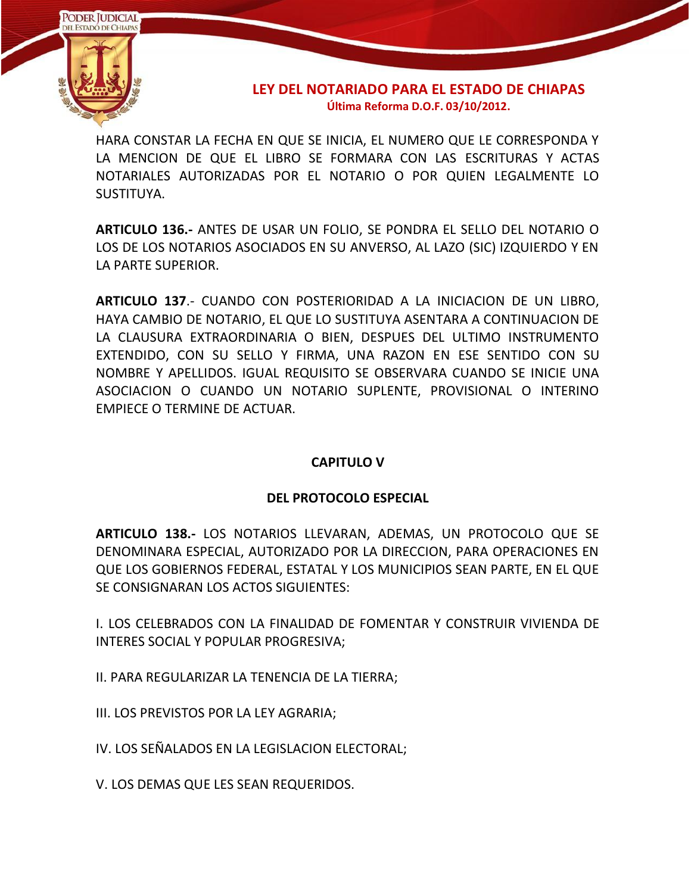HARA CONSTAR LA FECHA EN QUE SE INICIA, EL NUMERO QUE LE CORRESPONDA Y LA MENCION DE QUE EL LIBRO SE FORMARA CON LAS ESCRITURAS Y ACTAS NOTARIALES AUTORIZADAS POR EL NOTARIO O POR QUIEN LEGALMENTE LO SUSTITUYA.

**ARTICULO 136.-** ANTES DE USAR UN FOLIO, SE PONDRA EL SELLO DEL NOTARIO O LOS DE LOS NOTARIOS ASOCIADOS EN SU ANVERSO, AL LAZO (SIC) IZQUIERDO Y EN LA PARTE SUPERIOR.

**ARTICULO 137**.- CUANDO CON POSTERIORIDAD A LA INICIACION DE UN LIBRO, HAYA CAMBIO DE NOTARIO, EL QUE LO SUSTITUYA ASENTARA A CONTINUACION DE LA CLAUSURA EXTRAORDINARIA O BIEN, DESPUES DEL ULTIMO INSTRUMENTO EXTENDIDO, CON SU SELLO Y FIRMA, UNA RAZON EN ESE SENTIDO CON SU NOMBRE Y APELLIDOS. IGUAL REQUISITO SE OBSERVARA CUANDO SE INICIE UNA ASOCIACION O CUANDO UN NOTARIO SUPLENTE, PROVISIONAL O INTERINO EMPIECE O TERMINE DE ACTUAR.

## CAPITULO V

## DEL PROTOCOLO ESPECIAL

**ARTICULO 138.-** LOS NOTARIOS LLEVARAN, ADEMAS, UN PROTOCOLO QUE SE DENOMINARA ESPECIAL, AUTORIZADO POR LA DIRECCION, PARA OPERACIONES EN QUE LOS GOBIERNOS FEDERAL, ESTATAL Y LOS MUNICIPIOS SEAN PARTE, EN EL QUE SE CONSIGNARAN LOS ACTOS SIGUIENTES:

I. LOS CELEBRADOS CON LA FINALIDAD DE FOMENTAR Y CONSTRUIR VIVIENDA DE INTERES SOCIAL Y POPULAR PROGRESIVA;

II. PARA REGULARIZAR LA TENENCIA DE LA TIERRA;

III. LOS PREVISTOS POR LA LEY AGRARIA;

IV. LOS SEÑALADOS EN LA LEGISLACION ELECTORAL;

V. LOS DEMAS QUE LES SEAN REQUERIDOS.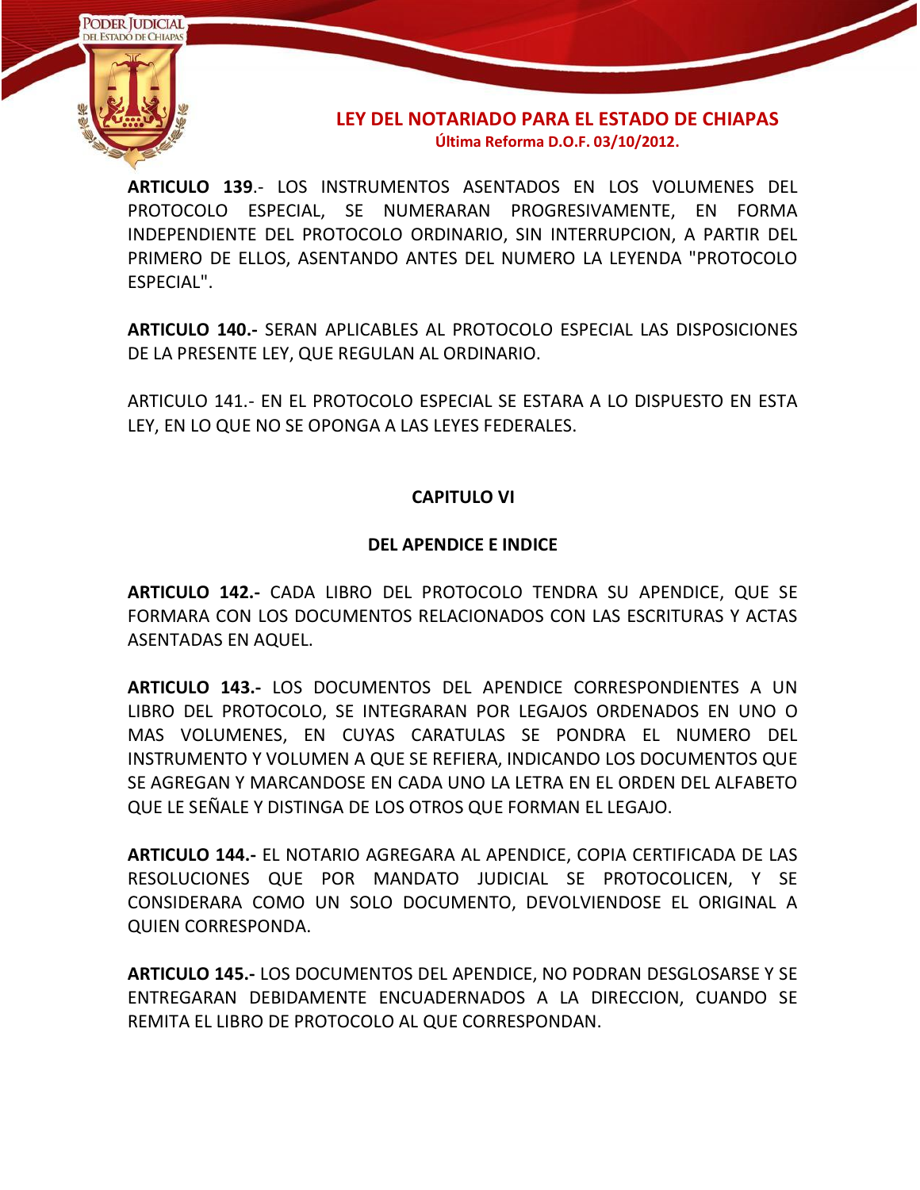**ARTICULO 139**.- LOS INSTRUMENTOS ASENTADOS EN LOS VOLUMENES DEL PROTOCOLO ESPECIAL, SE NUMERARAN PROGRESIVAMENTE, EN FORMA INDEPENDIENTE DEL PROTOCOLO ORDINARIO, SIN INTERRUPCION, A PARTIR DEL PRIMERO DE ELLOS, ASENTANDO ANTES DEL NUMERO LA LEYENDA "PROTOCOLO ESPECIAL".

**ARTICULO 140.-** SERAN APLICABLES AL PROTOCOLO ESPECIAL LAS DISPOSICIONES DE LA PRESENTE LEY, QUE REGULAN AL ORDINARIO.

ARTICULO 141.- EN EL PROTOCOLO ESPECIAL SE ESTARA A LO DISPUESTO EN ESTA LEY, EN LO QUE NO SE OPONGA A LAS LEYES FEDERALES.

## CAPITULO VI

## DEL APENDICE E INDICE

**ARTICULO 142.-** CADA LIBRO DEL PROTOCOLO TENDRA SU APENDICE, QUE SE FORMARA CON LOS DOCUMENTOS RELACIONADOS CON LAS ESCRITURAS Y ACTAS ASENTADAS EN AQUEL.

**ARTICULO 143.-** LOS DOCUMENTOS DEL APENDICE CORRESPONDIENTES A UN LIBRO DEL PROTOCOLO, SE INTEGRARAN POR LEGAJOS ORDENADOS EN UNO O MAS VOLUMENES, EN CUYAS CARATULAS SE PONDRA EL NUMERO DEL INSTRUMENTO Y VOLUMEN A QUE SE REFIERA, INDICANDO LOS DOCUMENTOS QUE SE AGREGAN Y MARCANDOSE EN CADA UNO LA LETRA EN EL ORDEN DEL ALFABETO QUE LE SEÑALE Y DISTINGA DE LOS OTROS QUE FORMAN EL LEGAJO.

**ARTICULO 144.-** EL NOTARIO AGREGARA AL APENDICE, COPIA CERTIFICADA DE LAS RESOLUCIONES QUE POR MANDATO JUDICIAL SE PROTOCOLICEN, Y SE CONSIDERARA COMO UN SOLO DOCUMENTO, DEVOLVIENDOSE EL ORIGINAL A QUIEN CORRESPONDA.

**ARTICULO 145.-** LOS DOCUMENTOS DEL APENDICE, NO PODRAN DESGLOSARSE Y SE ENTREGARAN DEBIDAMENTE ENCUADERNADOS A LA DIRECCION, CUANDO SE REMITA EL LIBRO DE PROTOCOLO AL QUE CORRESPONDAN.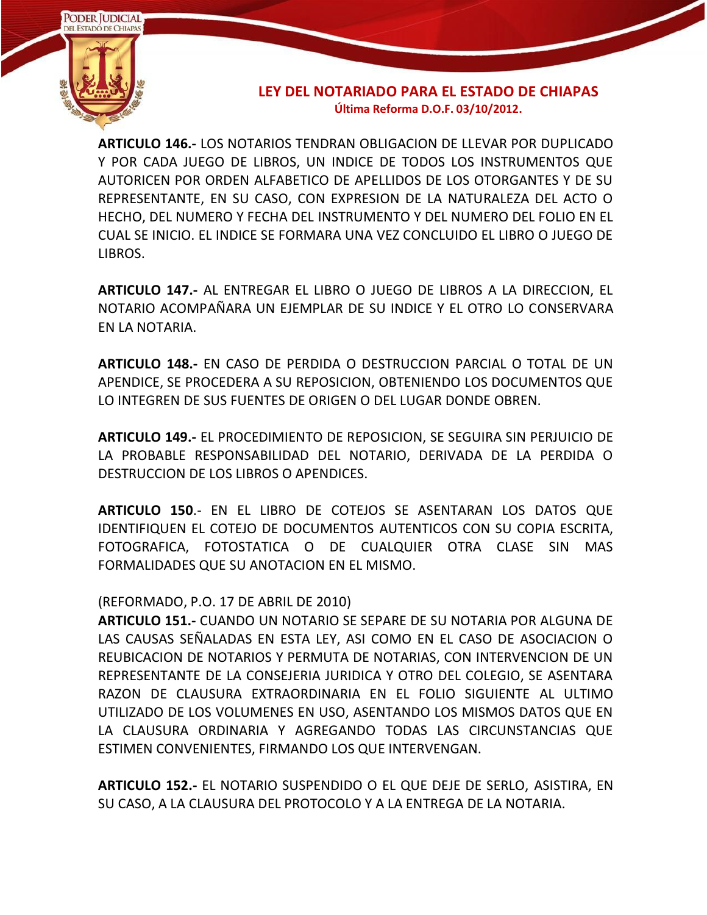**ARTICULO 146.-** LOS NOTARIOS TENDRAN OBLIGACION DE LLEVAR POR DUPLICADO Y POR CADA JUEGO DE LIBROS, UN INDICE DE TODOS LOS INSTRUMENTOS QUE AUTORICEN POR ORDEN ALFABETICO DE APELLIDOS DE LOS OTORGANTES Y DE SU REPRESENTANTE, EN SU CASO, CON EXPRESION DE LA NATURALEZA DEL ACTO O HECHO, DEL NUMERO Y FECHA DEL INSTRUMENTO Y DEL NUMERO DEL FOLIO EN EL CUAL SE INICIO. EL INDICE SE FORMARA UNA VEZ CONCLUIDO EL LIBRO O JUEGO DE LIBROS.

**ARTICULO 147.-** AL ENTREGAR EL LIBRO O JUEGO DE LIBROS A LA DIRECCION, EL NOTARIO ACOMPAÑARA UN EJEMPLAR DE SU INDICE Y EL OTRO LO CONSERVARA EN LA NOTARIA.

**ARTICULO 148.-** EN CASO DE PERDIDA O DESTRUCCION PARCIAL O TOTAL DE UN APENDICE, SE PROCEDERA A SU REPOSICION, OBTENIENDO LOS DOCUMENTOS QUE LO INTEGREN DE SUS FUENTES DE ORIGEN O DEL LUGAR DONDE OBREN.

**ARTICULO 149.-** EL PROCEDIMIENTO DE REPOSICION, SE SEGUIRA SIN PERJUICIO DE LA PROBABLE RESPONSABILIDAD DEL NOTARIO, DERIVADA DE LA PERDIDA O DESTRUCCION DE LOS LIBROS O APENDICES.

**ARTICULO 150**.- EN EL LIBRO DE COTEJOS SE ASENTARAN LOS DATOS QUE IDENTIFIQUEN EL COTEJO DE DOCUMENTOS AUTENTICOS CON SU COPIA ESCRITA, FOTOGRAFICA, FOTOSTATICA O DE CUALQUIER OTRA CLASE SIN MAS FORMALIDADES QUE SU ANOTACION EN EL MISMO.

(REFORMADO, P.O. 17 DE ABRIL DE 2010)

**ARTICULO 151.-** CUANDO UN NOTARIO SE SEPARE DE SU NOTARIA POR ALGUNA DE LAS CAUSAS SEÑALADAS EN ESTA LEY, ASI COMO EN EL CASO DE ASOCIACION O REUBICACION DE NOTARIOS Y PERMUTA DE NOTARIAS, CON INTERVENCION DE UN REPRESENTANTE DE LA CONSEJERIA JURIDICA Y OTRO DEL COLEGIO, SE ASENTARA RAZON DE CLAUSURA EXTRAORDINARIA EN EL FOLIO SIGUIENTE AL ULTIMO UTILIZADO DE LOS VOLUMENES EN USO, ASENTANDO LOS MISMOS DATOS QUE EN LA CLAUSURA ORDINARIA Y AGREGANDO TODAS LAS CIRCUNSTANCIAS QUE ESTIMEN CONVENIENTES, FIRMANDO LOS QUE INTERVENGAN.

**ARTICULO 152.-** EL NOTARIO SUSPENDIDO O EL QUE DEJE DE SERLO, ASISTIRA, EN SU CASO, A LA CLAUSURA DEL PROTOCOLO Y A LA ENTREGA DE LA NOTARIA.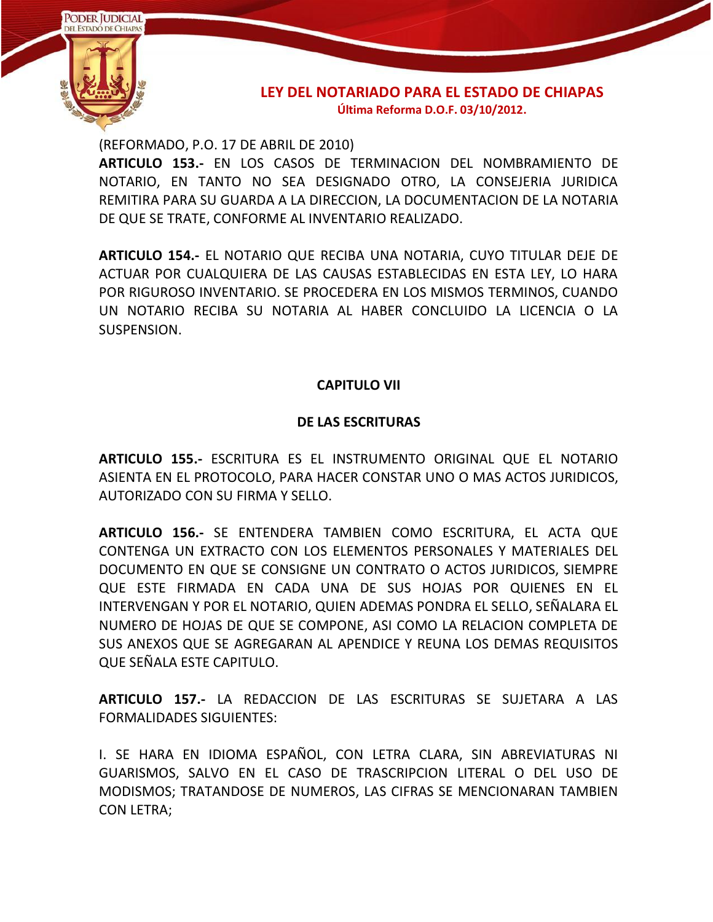(REFORMADO, P.O. 17 DE ABRIL DE 2010)
**ARTICULO 153.-** EN LOS CASOS DE TERMINACION DEL NOMBRAMIENTO DE NOTARIO, EN TANTO NO SEA DESIGNADO OTRO, LA CONSEJERIA JURIDICA REMITIRA PARA SU GUARDA A LA DIRECCION, LA DOCUMENTACION DE LA NOTARIA DE QUE SE TRATE, CONFORME AL INVENTARIO REALIZADO.

**ARTICULO 154.-** EL NOTARIO QUE RECIBA UNA NOTARIA, CUYO TITULAR DEJE DE ACTUAR POR CUALQUIERA DE LAS CAUSAS ESTABLECIDAS EN ESTA LEY, LO HARA POR RIGUROSO INVENTARIO. SE PROCEDERA EN LOS MISMOS TERMINOS, CUANDO UN NOTARIO RECIBA SU NOTARIA AL HABER CONCLUIDO LA LICENCIA O LA SUSPENSION.

## CAPITULO VII

## DE LAS ESCRITURAS

**ARTICULO 155.-** ESCRITURA ES EL INSTRUMENTO ORIGINAL QUE EL NOTARIO ASIENTA EN EL PROTOCOLO, PARA HACER CONSTAR UNO O MAS ACTOS JURIDICOS, AUTORIZADO CON SU FIRMA Y SELLO.

**ARTICULO 156.-** SE ENTENDERA TAMBIEN COMO ESCRITURA, EL ACTA QUE CONTENGA UN EXTRACTO CON LOS ELEMENTOS PERSONALES Y MATERIALES DEL DOCUMENTO EN QUE SE CONSIGNE UN CONTRATO O ACTOS JURIDICOS, SIEMPRE QUE ESTE FIRMADA EN CADA UNA DE SUS HOJAS POR QUIENES EN EL INTERVENGAN Y POR EL NOTARIO, QUIEN ADEMAS PONDRA EL SELLO, SEÑALARA EL NUMERO DE HOJAS DE QUE SE COMPONE, ASI COMO LA RELACION COMPLETA DE SUS ANEXOS QUE SE AGREGARAN AL APENDICE Y REUNA LOS DEMAS REQUISITOS QUE SEÑALA ESTE CAPITULO.

**ARTICULO 157.-** LA REDACCION DE LAS ESCRITURAS SE SUJETARA A LAS FORMALIDADES SIGUIENTES:

I. SE HARA EN IDIOMA ESPAÑOL, CON LETRA CLARA, SIN ABREVIATURAS NI GUARISMOS, SALVO EN EL CASO DE TRASCRIPCION LITERAL O DEL USO DE MODISMOS; TRATANDOSE DE NUMEROS, LAS CIFRAS SE MENCIONARAN TAMBIEN CON LETRA;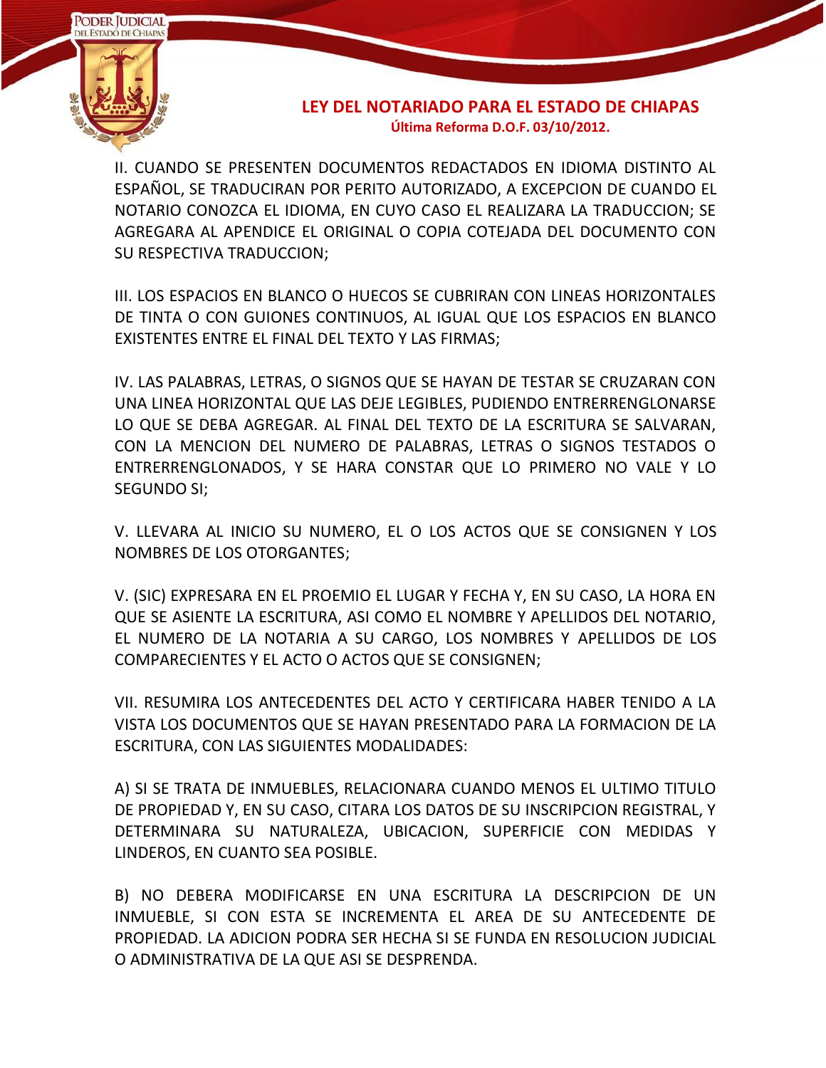II. CUANDO SE PRESENTEN DOCUMENTOS REDACTADOS EN IDIOMA DISTINTO AL ESPAÑOL, SE TRADUCIRAN POR PERITO AUTORIZADO, A EXCEPCION DE CUANDO EL NOTARIO CONOZCA EL IDIOMA, EN CUYO CASO EL REALIZARA LA TRADUCCION; SE AGREGARA AL APENDICE EL ORIGINAL O COPIA COTEJADA DEL DOCUMENTO CON SU RESPECTIVA TRADUCCION;

III. LOS ESPACIOS EN BLANCO O HUECOS SE CUBRIRAN CON LINEAS HORIZONTALES DE TINTA O CON GUIONES CONTINUOS, AL IGUAL QUE LOS ESPACIOS EN BLANCO EXISTENTES ENTRE EL FINAL DEL TEXTO Y LAS FIRMAS;

IV. LAS PALABRAS, LETRAS, O SIGNOS QUE SE HAYAN DE TESTAR SE CRUZARAN CON UNA LINEA HORIZONTAL QUE LAS DEJE LEGIBLES, PUDIENDO ENTRERRENGLONARSE LO QUE SE DEBA AGREGAR. AL FINAL DEL TEXTO DE LA ESCRITURA SE SALVARAN, CON LA MENCION DEL NUMERO DE PALABRAS, LETRAS O SIGNOS TESTADOS O ENTRERRENGLONADOS, Y SE HARA CONSTAR QUE LO PRIMERO NO VALE Y LO SEGUNDO SI;

V. LLEVARA AL INICIO SU NUMERO, EL O LOS ACTOS QUE SE CONSIGNEN Y LOS NOMBRES DE LOS OTORGANTES;

V. (SIC) EXPRESARA EN EL PROEMIO EL LUGAR Y FECHA Y, EN SU CASO, LA HORA EN QUE SE ASIENTE LA ESCRITURA, ASI COMO EL NOMBRE Y APELLIDOS DEL NOTARIO, EL NUMERO DE LA NOTARIA A SU CARGO, LOS NOMBRES Y APELLIDOS DE LOS COMPARECIENTES Y EL ACTO O ACTOS QUE SE CONSIGNEN;

VII. RESUMIRA LOS ANTECEDENTES DEL ACTO Y CERTIFICARA HABER TENIDO A LA VISTA LOS DOCUMENTOS QUE SE HAYAN PRESENTADO PARA LA FORMACION DE LA ESCRITURA, CON LAS SIGUIENTES MODALIDADES:

A) SI SE TRATA DE INMUEBLES, RELACIONARA CUANDO MENOS EL ULTIMO TITULO DE PROPIEDAD Y, EN SU CASO, CITARA LOS DATOS DE SU INSCRIPCION REGISTRAL, Y DETERMINARA SU NATURALEZA, UBICACION, SUPERFICIE CON MEDIDAS Y LINDEROS, EN CUANTO SEA POSIBLE.

B) NO DEBERA MODIFICARSE EN UNA ESCRITURA LA DESCRIPCION DE UN INMUEBLE, SI CON ESTA SE INCREMENTA EL AREA DE SU ANTECEDENTE DE PROPIEDAD. LA ADICION PODRA SER HECHA SI SE FUNDA EN RESOLUCION JUDICIAL O ADMINISTRATIVA DE LA QUE ASI SE DESPRENDA.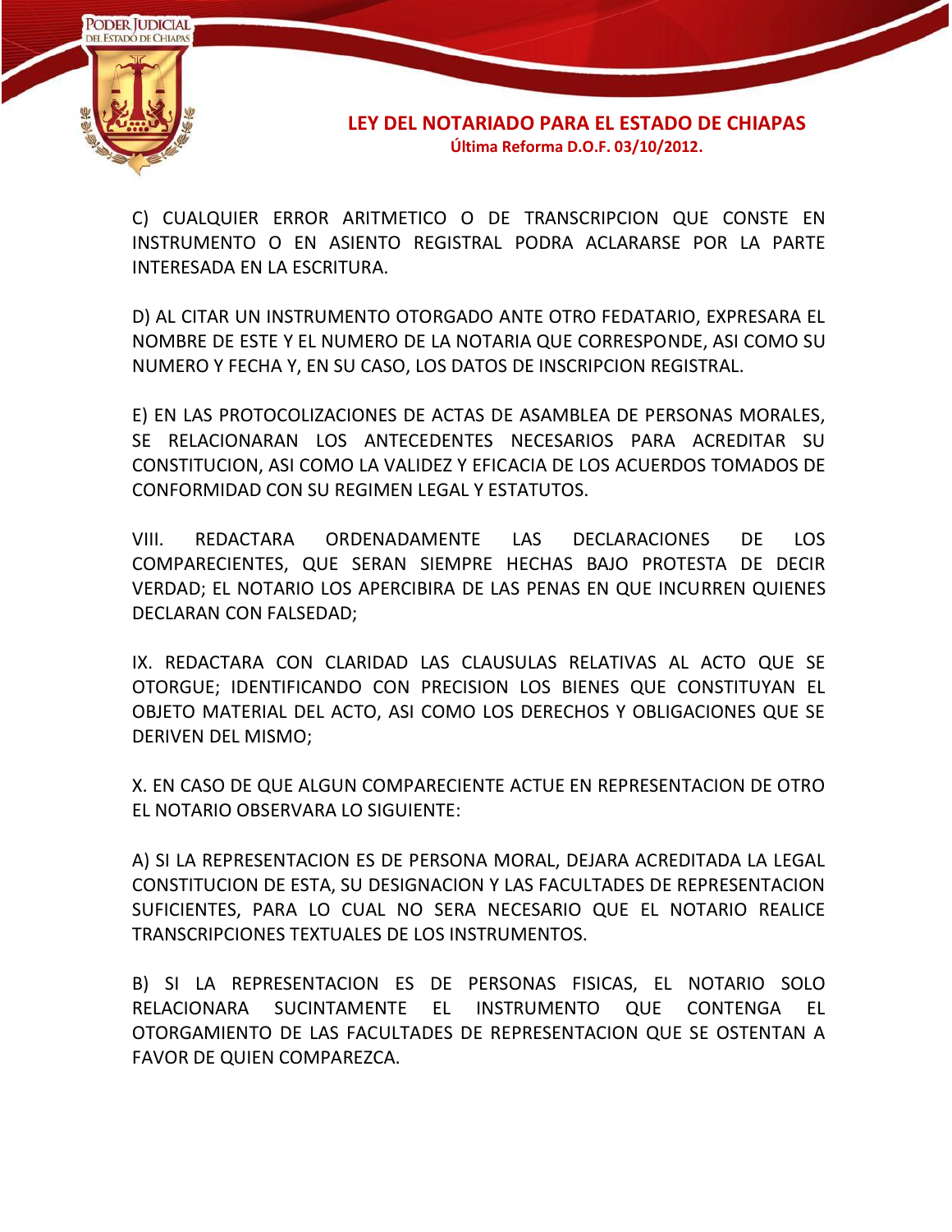C) CUALQUIER ERROR ARITMETICO O DE TRANSCRIPCION QUE CONSTE EN INSTRUMENTO O EN ASIENTO REGISTRAL PODRA ACLARARSE POR LA PARTE INTERESADA EN LA ESCRITURA.

D) AL CITAR UN INSTRUMENTO OTORGADO ANTE OTRO FEDATARIO, EXPRESARA EL NOMBRE DE ESTE Y EL NUMERO DE LA NOTARIA QUE CORRESPONDE, ASI COMO SU NUMERO Y FECHA Y, EN SU CASO, LOS DATOS DE INSCRIPCION REGISTRAL.

E) EN LAS PROTOCOLIZACIONES DE ACTAS DE ASAMBLEA DE PERSONAS MORALES, SE RELACIONARAN LOS ANTECEDENTES NECESARIOS PARA ACREDITAR SU CONSTITUCION, ASI COMO LA VALIDEZ Y EFICACIA DE LOS ACUERDOS TOMADOS DE CONFORMIDAD CON SU REGIMEN LEGAL Y ESTATUTOS.

VIII. REDACTARA ORDENADAMENTE LAS DECLARACIONES DE LOS COMPARECIENTES, QUE SERAN SIEMPRE HECHAS BAJO PROTESTA DE DECIR VERDAD; EL NOTARIO LOS APERCIBIRA DE LAS PENAS EN QUE INCURREN QUIENES DECLARAN CON FALSEDAD;

IX. REDACTARA CON CLARIDAD LAS CLAUSULAS RELATIVAS AL ACTO QUE SE OTORGUE; IDENTIFICANDO CON PRECISION LOS BIENES QUE CONSTITUYAN EL OBJETO MATERIAL DEL ACTO, ASI COMO LOS DERECHOS Y OBLIGACIONES QUE SE DERIVEN DEL MISMO;

X. EN CASO DE QUE ALGUN COMPARECIENTE ACTUE EN REPRESENTACION DE OTRO EL NOTARIO OBSERVARA LO SIGUIENTE:

A) SI LA REPRESENTACION ES DE PERSONA MORAL, DEJARA ACREDITADA LA LEGAL CONSTITUCION DE ESTA, SU DESIGNACION Y LAS FACULTADES DE REPRESENTACION SUFICIENTES, PARA LO CUAL NO SERA NECESARIO QUE EL NOTARIO REALICE TRANSCRIPCIONES TEXTUALES DE LOS INSTRUMENTOS.

B) SI LA REPRESENTACION ES DE PERSONAS FISICAS, EL NOTARIO SOLO RELACIONARA SUCINTAMENTE EL INSTRUMENTO QUE CONTENGA EL OTORGAMIENTO DE LAS FACULTADES DE REPRESENTACION QUE SE OSTENTAN A FAVOR DE QUIEN COMPAREZCA.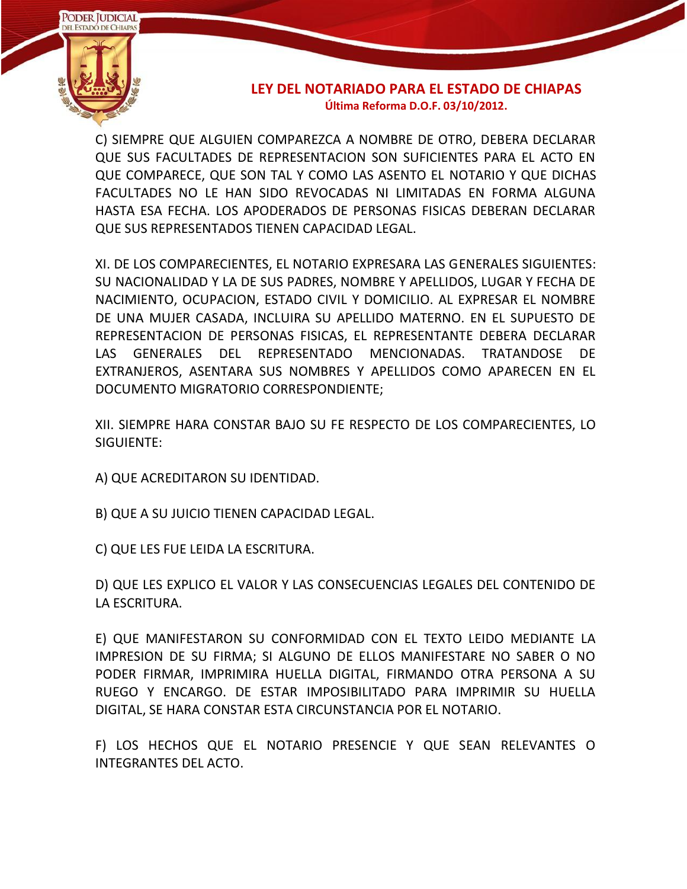C) SIEMPRE QUE ALGUIEN COMPAREZCA A NOMBRE DE OTRO, DEBERA DECLARAR QUE SUS FACULTADES DE REPRESENTACION SON SUFICIENTES PARA EL ACTO EN QUE COMPARECE, QUE SON TAL Y COMO LAS ASENTO EL NOTARIO Y QUE DICHAS FACULTADES NO LE HAN SIDO REVOCADAS NI LIMITADAS EN FORMA ALGUNA HASTA ESA FECHA. LOS APODERADOS DE PERSONAS FISICAS DEBERAN DECLARAR QUE SUS REPRESENTADOS TIENEN CAPACIDAD LEGAL.

XI. DE LOS COMPARECIENTES, EL NOTARIO EXPRESARA LAS GENERALES SIGUIENTES: SU NACIONALIDAD Y LA DE SUS PADRES, NOMBRE Y APELLIDOS, LUGAR Y FECHA DE NACIMIENTO, OCUPACION, ESTADO CIVIL Y DOMICILIO. AL EXPRESAR EL NOMBRE DE UNA MUJER CASADA, INCLUIRA SU APELLIDO MATERNO. EN EL SUPUESTO DE REPRESENTACION DE PERSONAS FISICAS, EL REPRESENTANTE DEBERA DECLARAR LAS GENERALES DEL REPRESENTADO MENCIONADAS. TRATANDOSE DE EXTRANJEROS, ASENTARA SUS NOMBRES Y APELLIDOS COMO APARECEN EN EL DOCUMENTO MIGRATORIO CORRESPONDIENTE;

XII. SIEMPRE HARA CONSTAR BAJO SU FE RESPECTO DE LOS COMPARECIENTES, LO SIGUIENTE:

A) QUE ACREDITARON SU IDENTIDAD.

B) QUE A SU JUICIO TIENEN CAPACIDAD LEGAL.

C) QUE LES FUE LEIDA LA ESCRITURA.

D) QUE LES EXPLICO EL VALOR Y LAS CONSECUENCIAS LEGALES DEL CONTENIDO DE LA ESCRITURA.

E) QUE MANIFESTARON SU CONFORMIDAD CON EL TEXTO LEIDO MEDIANTE LA IMPRESION DE SU FIRMA; SI ALGUNO DE ELLOS MANIFESTARE NO SABER O NO PODER FIRMAR, IMPRIMIRA HUELLA DIGITAL, FIRMANDO OTRA PERSONA A SU RUEGO Y ENCARGO. DE ESTAR IMPOSIBILITADO PARA IMPRIMIR SU HUELLA DIGITAL, SE HARA CONSTAR ESTA CIRCUNSTANCIA POR EL NOTARIO.

F) LOS HECHOS QUE EL NOTARIO PRESENCIE Y QUE SEAN RELEVANTES O INTEGRANTES DEL ACTO.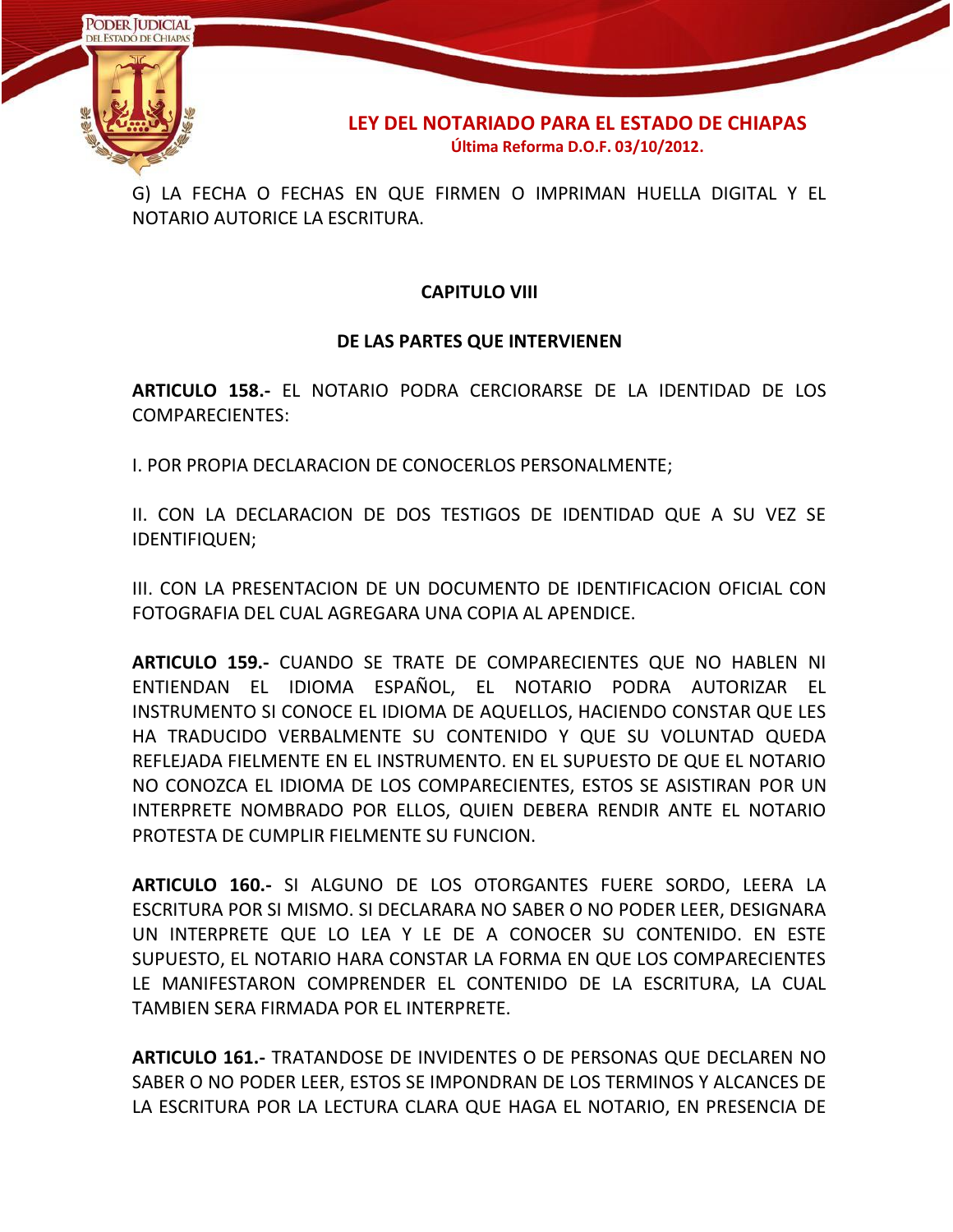G) LA FECHA O FECHAS EN QUE FIRMEN O IMPRIMAN HUELLA DIGITAL Y EL NOTARIO AUTORICE LA ESCRITURA.

## CAPITULO VIII

## DE LAS PARTES QUE INTERVIENEN

**ARTICULO 158.-** EL NOTARIO PODRA CERCIORARSE DE LA IDENTIDAD DE LOS COMPARECIENTES:

I. POR PROPIA DECLARACION DE CONOCERLOS PERSONALMENTE;

II. CON LA DECLARACION DE DOS TESTIGOS DE IDENTIDAD QUE A SU VEZ SE IDENTIFIQUEN;

III. CON LA PRESENTACION DE UN DOCUMENTO DE IDENTIFICACION OFICIAL CON FOTOGRAFIA DEL CUAL AGREGARA UNA COPIA AL APENDICE.

**ARTICULO 159.-** CUANDO SE TRATE DE COMPARECIENTES QUE NO HABLEN NI ENTIENDAN EL IDIOMA ESPAÑOL, EL NOTARIO PODRA AUTORIZAR EL INSTRUMENTO SI CONOCE EL IDIOMA DE AQUELLOS, HACIENDO CONSTAR QUE LES HA TRADUCIDO VERBALMENTE SU CONTENIDO Y QUE SU VOLUNTAD QUEDA REFLEJADA FIELMENTE EN EL INSTRUMENTO. EN EL SUPUESTO DE QUE EL NOTARIO NO CONOZCA EL IDIOMA DE LOS COMPARECIENTES, ESTOS SE ASISTIRAN POR UN INTERPRETE NOMBRADO POR ELLOS, QUIEN DEBERA RENDIR ANTE EL NOTARIO PROTESTA DE CUMPLIR FIELMENTE SU FUNCION.

**ARTICULO 160.-** SI ALGUNO DE LOS OTORGANTES FUERE SORDO, LEERA LA ESCRITURA POR SI MISMO. SI DECLARARA NO SABER O NO PODER LEER, DESIGNARA UN INTERPRETE QUE LO LEA Y LE DE A CONOCER SU CONTENIDO. EN ESTE SUPUESTO, EL NOTARIO HARA CONSTAR LA FORMA EN QUE LOS COMPARECIENTES LE MANIFESTARON COMPRENDER EL CONTENIDO DE LA ESCRITURA, LA CUAL TAMBIEN SERA FIRMADA POR EL INTERPRETE.

**ARTICULO 161.-** TRATANDOSE DE INVIDENTES O DE PERSONAS QUE DECLAREN NO SABER O NO PODER LEER, ESTOS SE IMPONDRAN DE LOS TERMINOS Y ALCANCES DE LA ESCRITURA POR LA LECTURA CLARA QUE HAGA EL NOTARIO, EN PRESENCIA DE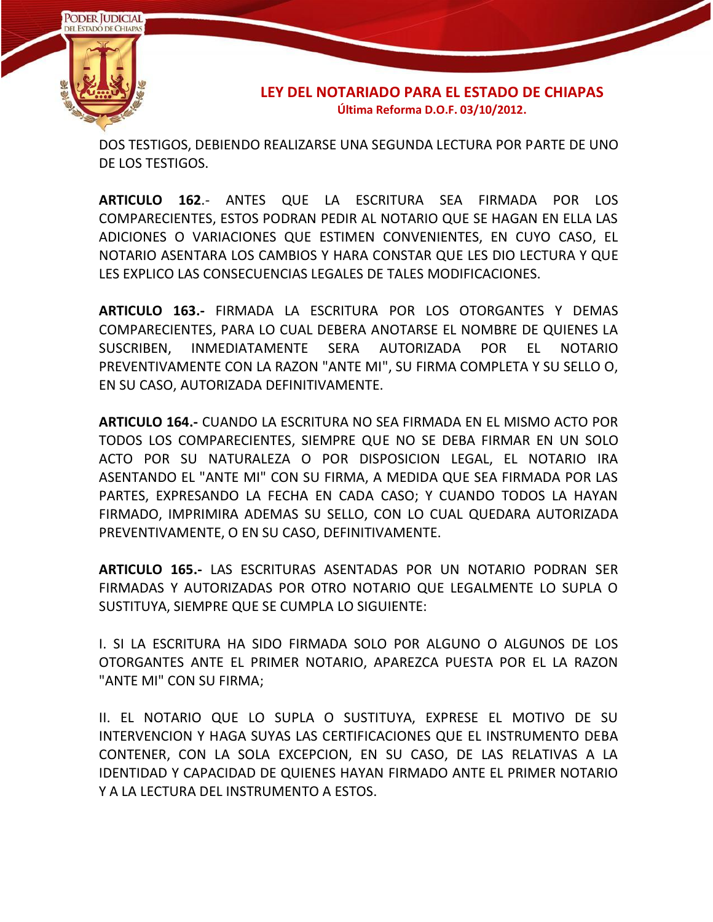DOS TESTIGOS, DEBIENDO REALIZARSE UNA SEGUNDA LECTURA POR PARTE DE UNO DE LOS TESTIGOS.

**ARTICULO 162**.- ANTES QUE LA ESCRITURA SEA FIRMADA POR LOS COMPARECIENTES, ESTOS PODRAN PEDIR AL NOTARIO QUE SE HAGAN EN ELLA LAS ADICIONES O VARIACIONES QUE ESTIMEN CONVENIENTES, EN CUYO CASO, EL NOTARIO ASENTARA LOS CAMBIOS Y HARA CONSTAR QUE LES DIO LECTURA Y QUE LES EXPLICO LAS CONSECUENCIAS LEGALES DE TALES MODIFICACIONES.

**ARTICULO 163.-** FIRMADA LA ESCRITURA POR LOS OTORGANTES Y DEMAS COMPARECIENTES, PARA LO CUAL DEBERA ANOTARSE EL NOMBRE DE QUIENES LA SUSCRIBEN, INMEDIATAMENTE SERA AUTORIZADA POR EL NOTARIO PREVENTIVAMENTE CON LA RAZON "ANTE MI", SU FIRMA COMPLETA Y SU SELLO O, EN SU CASO, AUTORIZADA DEFINITIVAMENTE.

**ARTICULO 164.-** CUANDO LA ESCRITURA NO SEA FIRMADA EN EL MISMO ACTO POR TODOS LOS COMPARECIENTES, SIEMPRE QUE NO SE DEBA FIRMAR EN UN SOLO ACTO POR SU NATURALEZA O POR DISPOSICION LEGAL, EL NOTARIO IRA ASENTANDO EL "ANTE MI" CON SU FIRMA, A MEDIDA QUE SEA FIRMADA POR LAS PARTES, EXPRESANDO LA FECHA EN CADA CASO; Y CUANDO TODOS LA HAYAN FIRMADO, IMPRIMIRA ADEMAS SU SELLO, CON LO CUAL QUEDARA AUTORIZADA PREVENTIVAMENTE, O EN SU CASO, DEFINITIVAMENTE.

**ARTICULO 165.-** LAS ESCRITURAS ASENTADAS POR UN NOTARIO PODRAN SER FIRMADAS Y AUTORIZADAS POR OTRO NOTARIO QUE LEGALMENTE LO SUPLA O SUSTITUYA, SIEMPRE QUE SE CUMPLA LO SIGUIENTE:

I. SI LA ESCRITURA HA SIDO FIRMADA SOLO POR ALGUNO O ALGUNOS DE LOS OTORGANTES ANTE EL PRIMER NOTARIO, APAREZCA PUESTA POR EL LA RAZON "ANTE MI" CON SU FIRMA;

II. EL NOTARIO QUE LO SUPLA O SUSTITUYA, EXPRESE EL MOTIVO DE SU INTERVENCION Y HAGA SUYAS LAS CERTIFICACIONES QUE EL INSTRUMENTO DEBA CONTENER, CON LA SOLA EXCEPCION, EN SU CASO, DE LAS RELATIVAS A LA IDENTIDAD Y CAPACIDAD DE QUIENES HAYAN FIRMADO ANTE EL PRIMER NOTARIO Y A LA LECTURA DEL INSTRUMENTO A ESTOS.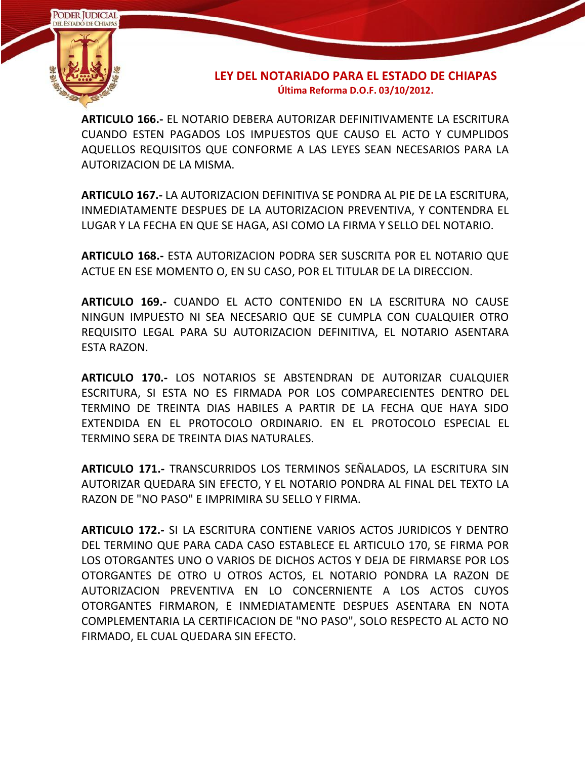**ARTICULO 166.-** EL NOTARIO DEBERA AUTORIZAR DEFINITIVAMENTE LA ESCRITURA CUANDO ESTEN PAGADOS LOS IMPUESTOS QUE CAUSO EL ACTO Y CUMPLIDOS AQUELLOS REQUISITOS QUE CONFORME A LAS LEYES SEAN NECESARIOS PARA LA AUTORIZACION DE LA MISMA.

**ARTICULO 167.-** LA AUTORIZACION DEFINITIVA SE PONDRA AL PIE DE LA ESCRITURA, INMEDIATAMENTE DESPUES DE LA AUTORIZACION PREVENTIVA, Y CONTENDRA EL LUGAR Y LA FECHA EN QUE SE HAGA, ASI COMO LA FIRMA Y SELLO DEL NOTARIO.

**ARTICULO 168.-** ESTA AUTORIZACION PODRA SER SUSCRITA POR EL NOTARIO QUE ACTUE EN ESE MOMENTO O, EN SU CASO, POR EL TITULAR DE LA DIRECCION.

**ARTICULO 169.-** CUANDO EL ACTO CONTENIDO EN LA ESCRITURA NO CAUSE NINGUN IMPUESTO NI SEA NECESARIO QUE SE CUMPLA CON CUALQUIER OTRO REQUISITO LEGAL PARA SU AUTORIZACION DEFINITIVA, EL NOTARIO ASENTARA ESTA RAZON.

**ARTICULO 170.-** LOS NOTARIOS SE ABSTENDRAN DE AUTORIZAR CUALQUIER ESCRITURA, SI ESTA NO ES FIRMADA POR LOS COMPARECIENTES DENTRO DEL TERMINO DE TREINTA DIAS HABILES A PARTIR DE LA FECHA QUE HAYA SIDO EXTENDIDA EN EL PROTOCOLO ORDINARIO. EN EL PROTOCOLO ESPECIAL EL TERMINO SERA DE TREINTA DIAS NATURALES.

**ARTICULO 171.-** TRANSCURRIDOS LOS TERMINOS SEÑALADOS, LA ESCRITURA SIN AUTORIZAR QUEDARA SIN EFECTO, Y EL NOTARIO PONDRA AL FINAL DEL TEXTO LA RAZON DE "NO PASO" E IMPRIMIRA SU SELLO Y FIRMA.

**ARTICULO 172.-** SI LA ESCRITURA CONTIENE VARIOS ACTOS JURIDICOS Y DENTRO DEL TERMINO QUE PARA CADA CASO ESTABLECE EL ARTICULO 170, SE FIRMA POR LOS OTORGANTES UNO O VARIOS DE DICHOS ACTOS Y DEJA DE FIRMARSE POR LOS OTORGANTES DE OTRO U OTROS ACTOS, EL NOTARIO PONDRA LA RAZON DE AUTORIZACION PREVENTIVA EN LO CONCERNIENTE A LOS ACTOS CUYOS OTORGANTES FIRMARON, E INMEDIATAMENTE DESPUES ASENTARA EN NOTA COMPLEMENTARIA LA CERTIFICACION DE "NO PASO", SOLO RESPECTO AL ACTO NO FIRMADO, EL CUAL QUEDARA SIN EFECTO.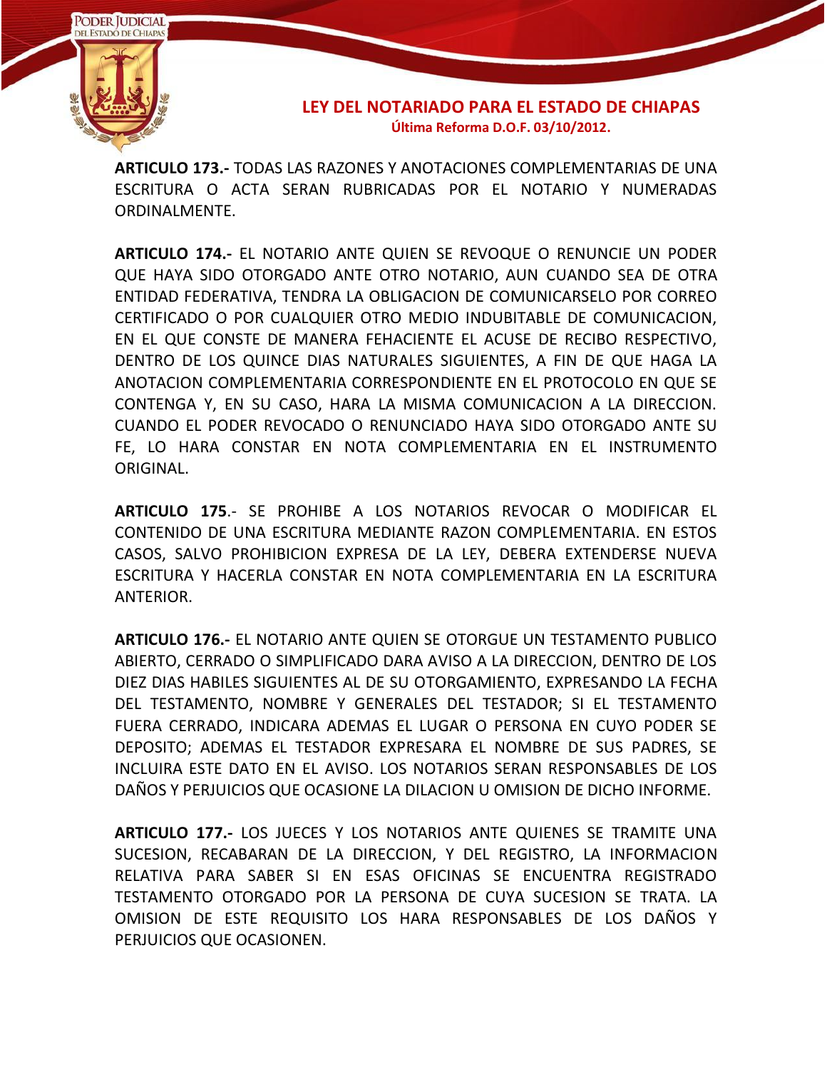**ARTICULO 173.-** TODAS LAS RAZONES Y ANOTACIONES COMPLEMENTARIAS DE UNA ESCRITURA O ACTA SERAN RUBRICADAS POR EL NOTARIO Y NUMERADAS ORDINALMENTE.

**ARTICULO 174.-** EL NOTARIO ANTE QUIEN SE REVOQUE O RENUNCIE UN PODER QUE HAYA SIDO OTORGADO ANTE OTRO NOTARIO, AUN CUANDO SEA DE OTRA ENTIDAD FEDERATIVA, TENDRA LA OBLIGACION DE COMUNICARSELO POR CORREO CERTIFICADO O POR CUALQUIER OTRO MEDIO INDUBITABLE DE COMUNICACION, EN EL QUE CONSTE DE MANERA FEHACIENTE EL ACUSE DE RECIBO RESPECTIVO, DENTRO DE LOS QUINCE DIAS NATURALES SIGUIENTES, A FIN DE QUE HAGA LA ANOTACION COMPLEMENTARIA CORRESPONDIENTE EN EL PROTOCOLO EN QUE SE CONTENGA Y, EN SU CASO, HARA LA MISMA COMUNICACION A LA DIRECCION. CUANDO EL PODER REVOCADO O RENUNCIADO HAYA SIDO OTORGADO ANTE SU FE, LO HARA CONSTAR EN NOTA COMPLEMENTARIA EN EL INSTRUMENTO ORIGINAL.

**ARTICULO 175**.- SE PROHIBE A LOS NOTARIOS REVOCAR O MODIFICAR EL CONTENIDO DE UNA ESCRITURA MEDIANTE RAZON COMPLEMENTARIA. EN ESTOS CASOS, SALVO PROHIBICION EXPRESA DE LA LEY, DEBERA EXTENDERSE NUEVA ESCRITURA Y HACERLA CONSTAR EN NOTA COMPLEMENTARIA EN LA ESCRITURA ANTERIOR.

**ARTICULO 176.-** EL NOTARIO ANTE QUIEN SE OTORGUE UN TESTAMENTO PUBLICO ABIERTO, CERRADO O SIMPLIFICADO DARA AVISO A LA DIRECCION, DENTRO DE LOS DIEZ DIAS HABILES SIGUIENTES AL DE SU OTORGAMIENTO, EXPRESANDO LA FECHA DEL TESTAMENTO, NOMBRE Y GENERALES DEL TESTADOR; SI EL TESTAMENTO FUERA CERRADO, INDICARA ADEMAS EL LUGAR O PERSONA EN CUYO PODER SE DEPOSITO; ADEMAS EL TESTADOR EXPRESARA EL NOMBRE DE SUS PADRES, SE INCLUIRA ESTE DATO EN EL AVISO. LOS NOTARIOS SERAN RESPONSABLES DE LOS DAÑOS Y PERJUICIOS QUE OCASIONE LA DILACION U OMISION DE DICHO INFORME.

**ARTICULO 177.-** LOS JUECES Y LOS NOTARIOS ANTE QUIENES SE TRAMITE UNA SUCESION, RECABARAN DE LA DIRECCION, Y DEL REGISTRO, LA INFORMACION RELATIVA PARA SABER SI EN ESAS OFICINAS SE ENCUENTRA REGISTRADO TESTAMENTO OTORGADO POR LA PERSONA DE CUYA SUCESION SE TRATA. LA OMISION DE ESTE REQUISITO LOS HARA RESPONSABLES DE LOS DAÑOS Y PERJUICIOS QUE OCASIONEN.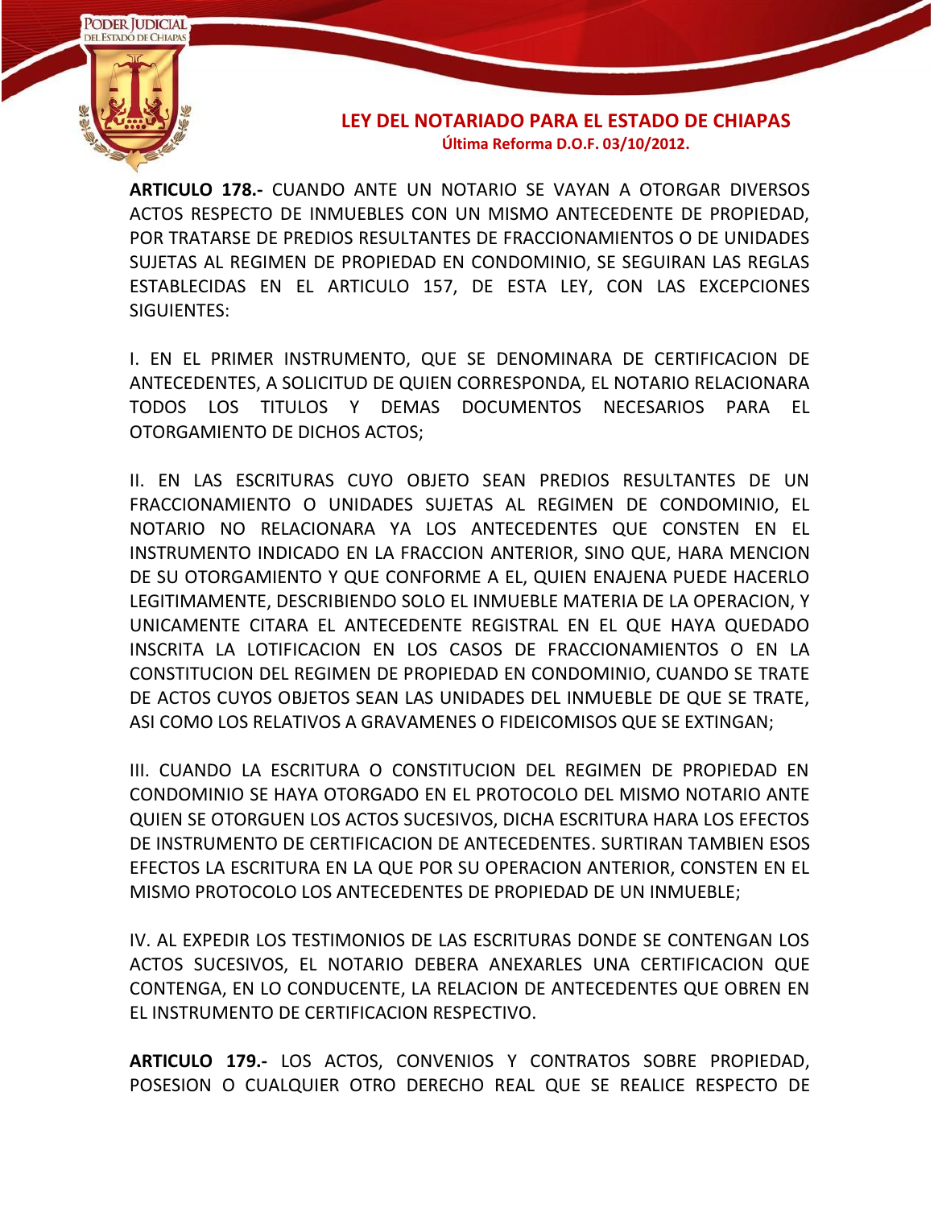**ARTICULO 178.-** CUANDO ANTE UN NOTARIO SE VAYAN A OTORGAR DIVERSOS ACTOS RESPECTO DE INMUEBLES CON UN MISMO ANTECEDENTE DE PROPIEDAD, POR TRATARSE DE PREDIOS RESULTANTES DE FRACCIONAMIENTOS O DE UNIDADES SUJETAS AL REGIMEN DE PROPIEDAD EN CONDOMINIO, SE SEGUIRAN LAS REGLAS ESTABLECIDAS EN EL ARTICULO 157, DE ESTA LEY, CON LAS EXCEPCIONES SIGUIENTES:

I. EN EL PRIMER INSTRUMENTO, QUE SE DENOMINARA DE CERTIFICACION DE ANTECEDENTES, A SOLICITUD DE QUIEN CORRESPONDA, EL NOTARIO RELACIONARA TODOS LOS TITULOS Y DEMAS DOCUMENTOS NECESARIOS PARA EL OTORGAMIENTO DE DICHOS ACTOS;

II. EN LAS ESCRITURAS CUYO OBJETO SEAN PREDIOS RESULTANTES DE UN FRACCIONAMIENTO O UNIDADES SUJETAS AL REGIMEN DE CONDOMINIO, EL NOTARIO NO RELACIONARA YA LOS ANTECEDENTES QUE CONSTEN EN EL INSTRUMENTO INDICADO EN LA FRACCION ANTERIOR, SINO QUE, HARA MENCION DE SU OTORGAMIENTO Y QUE CONFORME A EL, QUIEN ENAJENA PUEDE HACERLO LEGITIMAMENTE, DESCRIBIENDO SOLO EL INMUEBLE MATERIA DE LA OPERACION, Y UNICAMENTE CITARA EL ANTECEDENTE REGISTRAL EN EL QUE HAYA QUEDADO INSCRITA LA LOTIFICACION EN LOS CASOS DE FRACCIONAMIENTOS O EN LA CONSTITUCION DEL REGIMEN DE PROPIEDAD EN CONDOMINIO, CUANDO SE TRATE DE ACTOS CUYOS OBJETOS SEAN LAS UNIDADES DEL INMUEBLE DE QUE SE TRATE, ASI COMO LOS RELATIVOS A GRAVAMENES O FIDEICOMISOS QUE SE EXTINGAN;

III. CUANDO LA ESCRITURA O CONSTITUCION DEL REGIMEN DE PROPIEDAD EN CONDOMINIO SE HAYA OTORGADO EN EL PROTOCOLO DEL MISMO NOTARIO ANTE QUIEN SE OTORGUEN LOS ACTOS SUCESIVOS, DICHA ESCRITURA HARA LOS EFECTOS DE INSTRUMENTO DE CERTIFICACION DE ANTECEDENTES. SURTIRAN TAMBIEN ESOS EFECTOS LA ESCRITURA EN LA QUE POR SU OPERACION ANTERIOR, CONSTEN EN EL MISMO PROTOCOLO LOS ANTECEDENTES DE PROPIEDAD DE UN INMUEBLE;

IV. AL EXPEDIR LOS TESTIMONIOS DE LAS ESCRITURAS DONDE SE CONTENGAN LOS ACTOS SUCESIVOS, EL NOTARIO DEBERA ANEXARLES UNA CERTIFICACION QUE CONTENGA, EN LO CONDUCENTE, LA RELACION DE ANTECEDENTES QUE OBREN EN EL INSTRUMENTO DE CERTIFICACION RESPECTIVO.

**ARTICULO 179.-** LOS ACTOS, CONVENIOS Y CONTRATOS SOBRE PROPIEDAD, POSESION O CUALQUIER OTRO DERECHO REAL QUE SE REALICE RESPECTO DE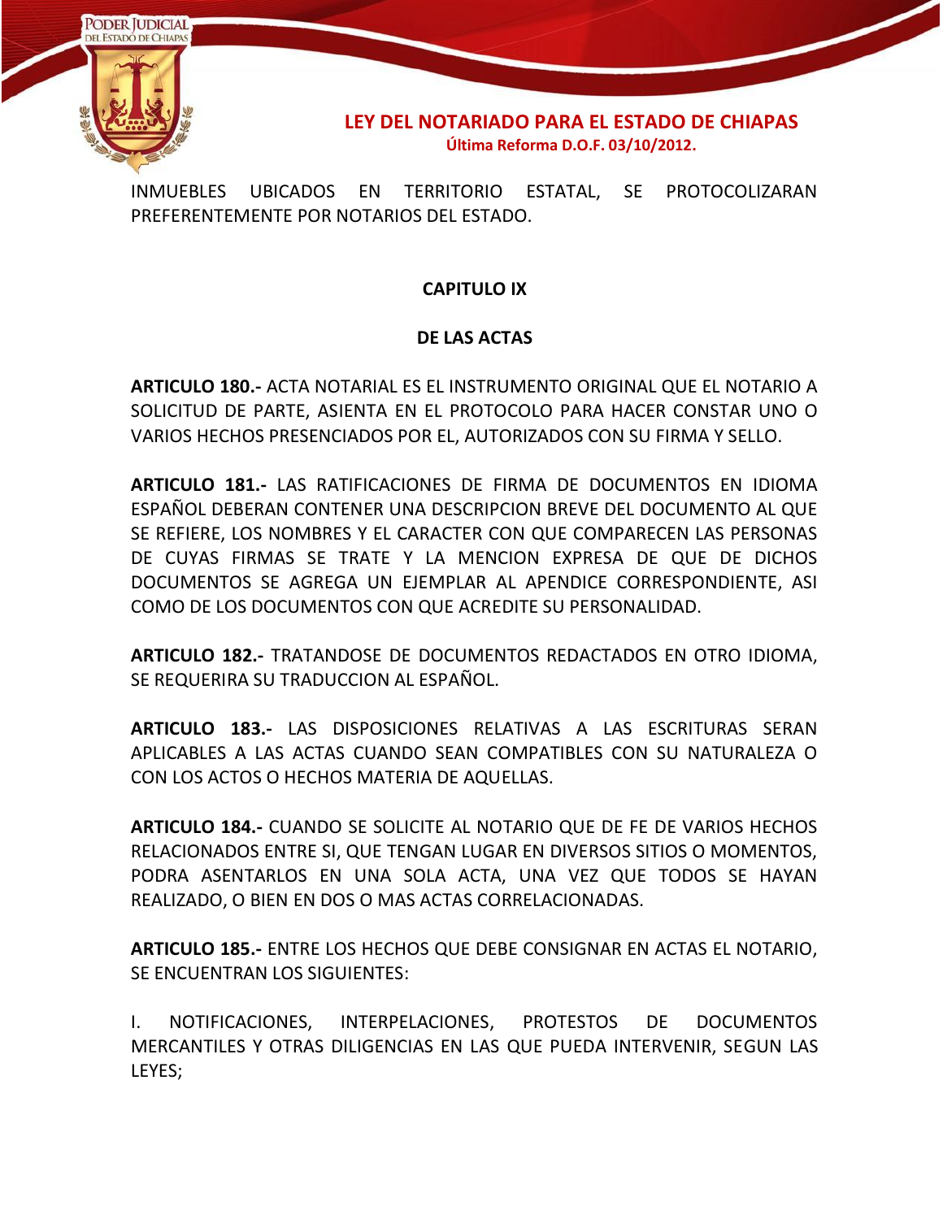INMUEBLES UBICADOS EN TERRITORIO ESTATAL, SE PROTOCOLIZARAN PREFERENTEMENTE POR NOTARIOS DEL ESTADO.

## CAPITULO IX

## DE LAS ACTAS

**ARTICULO 180.-** ACTA NOTARIAL ES EL INSTRUMENTO ORIGINAL QUE EL NOTARIO A SOLICITUD DE PARTE, ASIENTA EN EL PROTOCOLO PARA HACER CONSTAR UNO O VARIOS HECHOS PRESENCIADOS POR EL, AUTORIZADOS CON SU FIRMA Y SELLO.

**ARTICULO 181.-** LAS RATIFICACIONES DE FIRMA DE DOCUMENTOS EN IDIOMA ESPAÑOL DEBERAN CONTENER UNA DESCRIPCION BREVE DEL DOCUMENTO AL QUE SE REFIERE, LOS NOMBRES Y EL CARACTER CON QUE COMPARECEN LAS PERSONAS DE CUYAS FIRMAS SE TRATE Y LA MENCION EXPRESA DE QUE DE DICHOS DOCUMENTOS SE AGREGA UN EJEMPLAR AL APENDICE CORRESPONDIENTE, ASI COMO DE LOS DOCUMENTOS CON QUE ACREDITE SU PERSONALIDAD.

**ARTICULO 182.-** TRATANDOSE DE DOCUMENTOS REDACTADOS EN OTRO IDIOMA, SE REQUERIRA SU TRADUCCION AL ESPAÑOL.

**ARTICULO 183.-** LAS DISPOSICIONES RELATIVAS A LAS ESCRITURAS SERAN APLICABLES A LAS ACTAS CUANDO SEAN COMPATIBLES CON SU NATURALEZA O CON LOS ACTOS O HECHOS MATERIA DE AQUELLAS.

**ARTICULO 184.-** CUANDO SE SOLICITE AL NOTARIO QUE DE FE DE VARIOS HECHOS RELACIONADOS ENTRE SI, QUE TENGAN LUGAR EN DIVERSOS SITIOS O MOMENTOS, PODRA ASENTARLOS EN UNA SOLA ACTA, UNA VEZ QUE TODOS SE HAYAN REALIZADO, O BIEN EN DOS O MAS ACTAS CORRELACIONADAS.

**ARTICULO 185.-** ENTRE LOS HECHOS QUE DEBE CONSIGNAR EN ACTAS EL NOTARIO, SE ENCUENTRAN LOS SIGUIENTES:

I. NOTIFICACIONES, INTERPELACIONES, PROTESTOS DE DOCUMENTOS MERCANTILES Y OTRAS DILIGENCIAS EN LAS QUE PUEDA INTERVENIR, SEGUN LAS LEYES;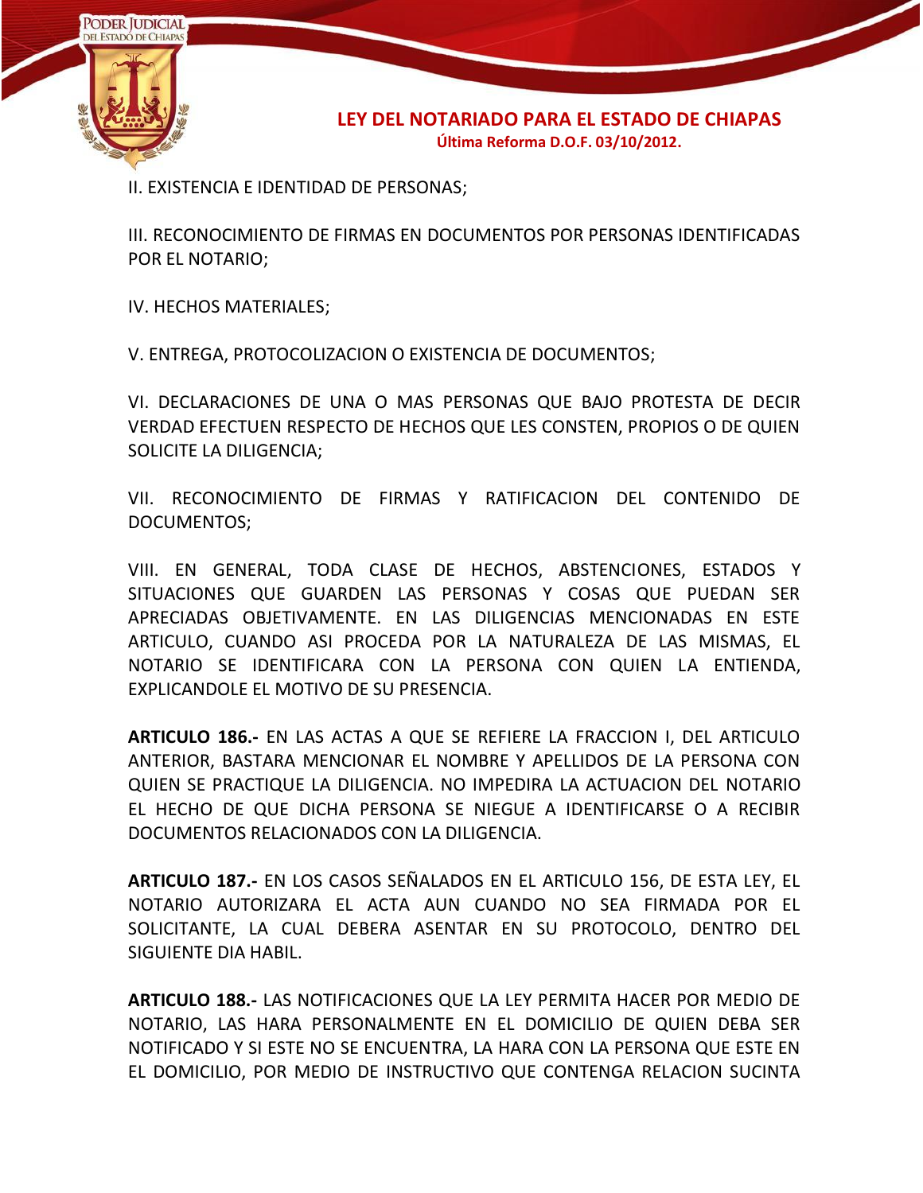II. EXISTENCIA E IDENTIDAD DE PERSONAS;

III. RECONOCIMIENTO DE FIRMAS EN DOCUMENTOS POR PERSONAS IDENTIFICADAS POR EL NOTARIO;

IV. HECHOS MATERIALES;

V. ENTREGA, PROTOCOLIZACION O EXISTENCIA DE DOCUMENTOS;

VI. DECLARACIONES DE UNA O MAS PERSONAS QUE BAJO PROTESTA DE DECIR VERDAD EFECTUEN RESPECTO DE HECHOS QUE LES CONSTEN, PROPIOS O DE QUIEN SOLICITE LA DILIGENCIA;

VII. RECONOCIMIENTO DE FIRMAS Y RATIFICACION DEL CONTENIDO DE DOCUMENTOS;

VIII. EN GENERAL, TODA CLASE DE HECHOS, ABSTENCIONES, ESTADOS Y SITUACIONES QUE GUARDEN LAS PERSONAS Y COSAS QUE PUEDAN SER APRECIADAS OBJETIVAMENTE. EN LAS DILIGENCIAS MENCIONADAS EN ESTE ARTICULO, CUANDO ASI PROCEDA POR LA NATURALEZA DE LAS MISMAS, EL NOTARIO SE IDENTIFICARA CON LA PERSONA CON QUIEN LA ENTIENDA, EXPLICANDOLE EL MOTIVO DE SU PRESENCIA.

**ARTICULO 186.-** EN LAS ACTAS A QUE SE REFIERE LA FRACCION I, DEL ARTICULO ANTERIOR, BASTARA MENCIONAR EL NOMBRE Y APELLIDOS DE LA PERSONA CON QUIEN SE PRACTIQUE LA DILIGENCIA. NO IMPEDIRA LA ACTUACION DEL NOTARIO EL HECHO DE QUE DICHA PERSONA SE NIEGUE A IDENTIFICARSE O A RECIBIR DOCUMENTOS RELACIONADOS CON LA DILIGENCIA.

**ARTICULO 187.-** EN LOS CASOS SEÑALADOS EN EL ARTICULO 156, DE ESTA LEY, EL NOTARIO AUTORIZARA EL ACTA AUN CUANDO NO SEA FIRMADA POR EL SOLICITANTE, LA CUAL DEBERA ASENTAR EN SU PROTOCOLO, DENTRO DEL SIGUIENTE DIA HABIL.

**ARTICULO 188.-** LAS NOTIFICACIONES QUE LA LEY PERMITA HACER POR MEDIO DE NOTARIO, LAS HARA PERSONALMENTE EN EL DOMICILIO DE QUIEN DEBA SER NOTIFICADO Y SI ESTE NO SE ENCUENTRA, LA HARA CON LA PERSONA QUE ESTE EN EL DOMICILIO, POR MEDIO DE INSTRUCTIVO QUE CONTENGA RELACION SUCINTA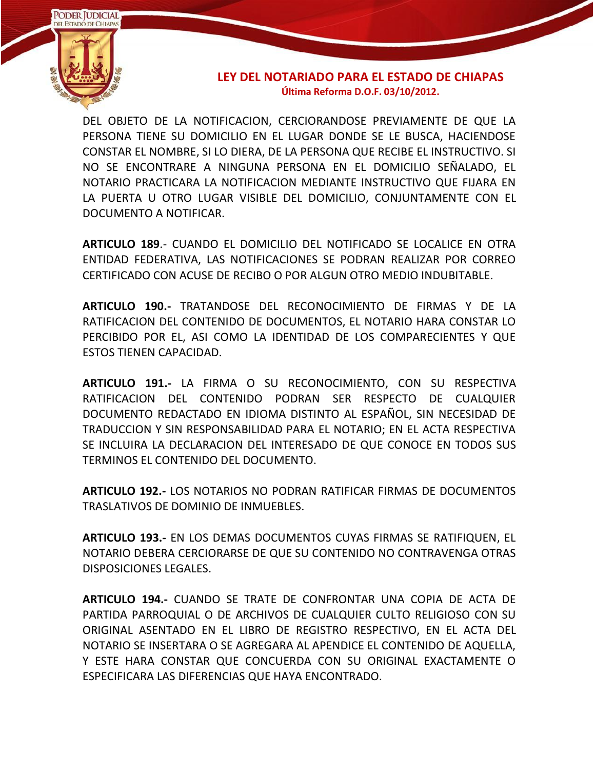DEL OBJETO DE LA NOTIFICACION, CERCIORANDOSE PREVIAMENTE DE QUE LA PERSONA TIENE SU DOMICILIO EN EL LUGAR DONDE SE LE BUSCA, HACIENDOSE CONSTAR EL NOMBRE, SI LO DIERA, DE LA PERSONA QUE RECIBE EL INSTRUCTIVO. SI NO SE ENCONTRARE A NINGUNA PERSONA EN EL DOMICILIO SEÑALADO, EL NOTARIO PRACTICARA LA NOTIFICACION MEDIANTE INSTRUCTIVO QUE FIJARA EN LA PUERTA U OTRO LUGAR VISIBLE DEL DOMICILIO, CONJUNTAMENTE CON EL DOCUMENTO A NOTIFICAR.

**ARTICULO 189**.- CUANDO EL DOMICILIO DEL NOTIFICADO SE LOCALICE EN OTRA ENTIDAD FEDERATIVA, LAS NOTIFICACIONES SE PODRAN REALIZAR POR CORREO CERTIFICADO CON ACUSE DE RECIBO O POR ALGUN OTRO MEDIO INDUBITABLE.

**ARTICULO 190.-** TRATANDOSE DEL RECONOCIMIENTO DE FIRMAS Y DE LA RATIFICACION DEL CONTENIDO DE DOCUMENTOS, EL NOTARIO HARA CONSTAR LO PERCIBIDO POR EL, ASI COMO LA IDENTIDAD DE LOS COMPARECIENTES Y QUE ESTOS TIENEN CAPACIDAD.

**ARTICULO 191.-** LA FIRMA O SU RECONOCIMIENTO, CON SU RESPECTIVA RATIFICACION DEL CONTENIDO PODRAN SER RESPECTO DE CUALQUIER DOCUMENTO REDACTADO EN IDIOMA DISTINTO AL ESPAÑOL, SIN NECESIDAD DE TRADUCCION Y SIN RESPONSABILIDAD PARA EL NOTARIO; EN EL ACTA RESPECTIVA SE INCLUIRA LA DECLARACION DEL INTERESADO DE QUE CONOCE EN TODOS SUS TERMINOS EL CONTENIDO DEL DOCUMENTO.

**ARTICULO 192.-** LOS NOTARIOS NO PODRAN RATIFICAR FIRMAS DE DOCUMENTOS TRASLATIVOS DE DOMINIO DE INMUEBLES.

**ARTICULO 193.-** EN LOS DEMAS DOCUMENTOS CUYAS FIRMAS SE RATIFIQUEN, EL NOTARIO DEBERA CERCIORARSE DE QUE SU CONTENIDO NO CONTRAVENGA OTRAS DISPOSICIONES LEGALES.

**ARTICULO 194.-** CUANDO SE TRATE DE CONFRONTAR UNA COPIA DE ACTA DE PARTIDA PARROQUIAL O DE ARCHIVOS DE CUALQUIER CULTO RELIGIOSO CON SU ORIGINAL ASENTADO EN EL LIBRO DE REGISTRO RESPECTIVO, EN EL ACTA DEL NOTARIO SE INSERTARA O SE AGREGARA AL APENDICE EL CONTENIDO DE AQUELLA, Y ESTE HARA CONSTAR QUE CONCUERDA CON SU ORIGINAL EXACTAMENTE O ESPECIFICARA LAS DIFERENCIAS QUE HAYA ENCONTRADO.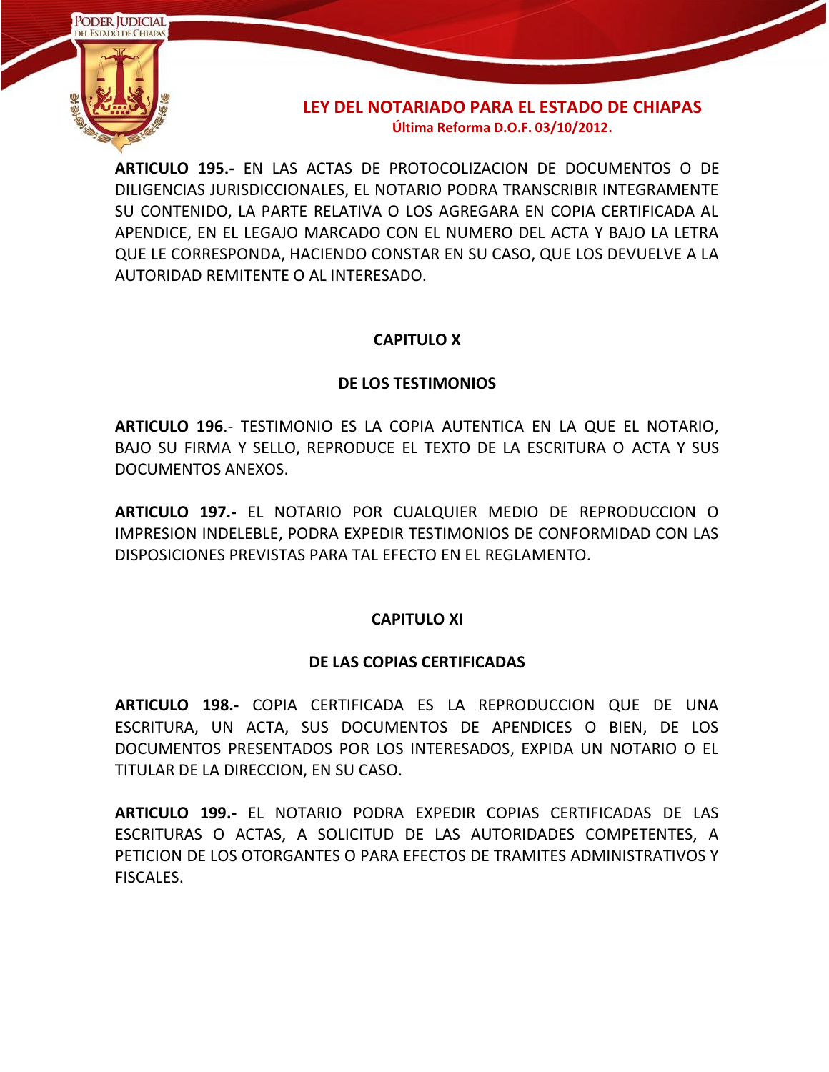**ARTICULO 195.-** EN LAS ACTAS DE PROTOCOLIZACION DE DOCUMENTOS O DE DILIGENCIAS JURISDICCIONALES, EL NOTARIO PODRA TRANSCRIBIR INTEGRAMENTE SU CONTENIDO, LA PARTE RELATIVA O LOS AGREGARA EN COPIA CERTIFICADA AL APENDICE, EN EL LEGAJO MARCADO CON EL NUMERO DEL ACTA Y BAJO LA LETRA QUE LE CORRESPONDA, HACIENDO CONSTAR EN SU CASO, QUE LOS DEVUELVE A LA AUTORIDAD REMITENTE O AL INTERESADO.

## CAPITULO X

## DE LOS TESTIMONIOS

**ARTICULO 196**.- TESTIMONIO ES LA COPIA AUTENTICA EN LA QUE EL NOTARIO, BAJO SU FIRMA Y SELLO, REPRODUCE EL TEXTO DE LA ESCRITURA O ACTA Y SUS DOCUMENTOS ANEXOS.

**ARTICULO 197.-** EL NOTARIO POR CUALQUIER MEDIO DE REPRODUCCION O IMPRESION INDELEBLE, PODRA EXPEDIR TESTIMONIOS DE CONFORMIDAD CON LAS DISPOSICIONES PREVISTAS PARA TAL EFECTO EN EL REGLAMENTO.

## CAPITULO XI

## DE LAS COPIAS CERTIFICADAS

**ARTICULO 198.-** COPIA CERTIFICADA ES LA REPRODUCCION QUE DE UNA ESCRITURA, UN ACTA, SUS DOCUMENTOS DE APENDICES O BIEN, DE LOS DOCUMENTOS PRESENTADOS POR LOS INTERESADOS, EXPIDA UN NOTARIO O EL TITULAR DE LA DIRECCION, EN SU CASO.

**ARTICULO 199.-** EL NOTARIO PODRA EXPEDIR COPIAS CERTIFICADAS DE LAS ESCRITURAS O ACTAS, A SOLICITUD DE LAS AUTORIDADES COMPETENTES, A PETICION DE LOS OTORGANTES O PARA EFECTOS DE TRAMITES ADMINISTRATIVOS Y FISCALES.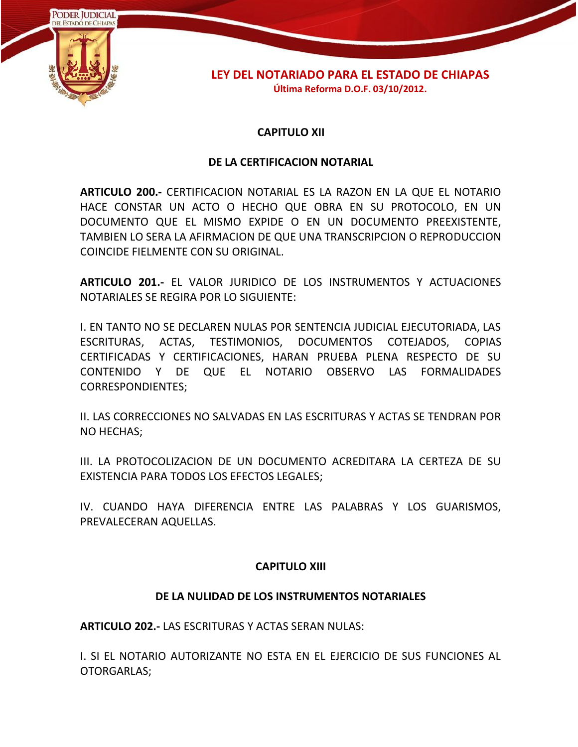## CAPITULO XII

## DE LA CERTIFICACION NOTARIAL

**ARTICULO 200.-** CERTIFICACION NOTARIAL ES LA RAZON EN LA QUE EL NOTARIO HACE CONSTAR UN ACTO O HECHO QUE OBRA EN SU PROTOCOLO, EN UN DOCUMENTO QUE EL MISMO EXPIDE O EN UN DOCUMENTO PREEXISTENTE, TAMBIEN LO SERA LA AFIRMACION DE QUE UNA TRANSCRIPCION O REPRODUCCION COINCIDE FIELMENTE CON SU ORIGINAL.

**ARTICULO 201.-** EL VALOR JURIDICO DE LOS INSTRUMENTOS Y ACTUACIONES NOTARIALES SE REGIRA POR LO SIGUIENTE:

I. EN TANTO NO SE DECLAREN NULAS POR SENTENCIA JUDICIAL EJECUTORIADA, LAS ESCRITURAS, ACTAS, TESTIMONIOS, DOCUMENTOS COTEJADOS, COPIAS CERTIFICADAS Y CERTIFICACIONES, HARAN PRUEBA PLENA RESPECTO DE SU CONTENIDO Y DE QUE EL NOTARIO OBSERVO LAS FORMALIDADES CORRESPONDIENTES;

II. LAS CORRECCIONES NO SALVADAS EN LAS ESCRITURAS Y ACTAS SE TENDRAN POR NO HECHAS;

III. LA PROTOCOLIZACION DE UN DOCUMENTO ACREDITARA LA CERTEZA DE SU EXISTENCIA PARA TODOS LOS EFECTOS LEGALES;

IV. CUANDO HAYA DIFERENCIA ENTRE LAS PALABRAS Y LOS GUARISMOS, PREVALECERAN AQUELLAS.

## CAPITULO XIII

## DE LA NULIDAD DE LOS INSTRUMENTOS NOTARIALES

**ARTICULO 202.-** LAS ESCRITURAS Y ACTAS SERAN NULAS:

I. SI EL NOTARIO AUTORIZANTE NO ESTA EN EL EJERCICIO DE SUS FUNCIONES AL OTORGARLAS;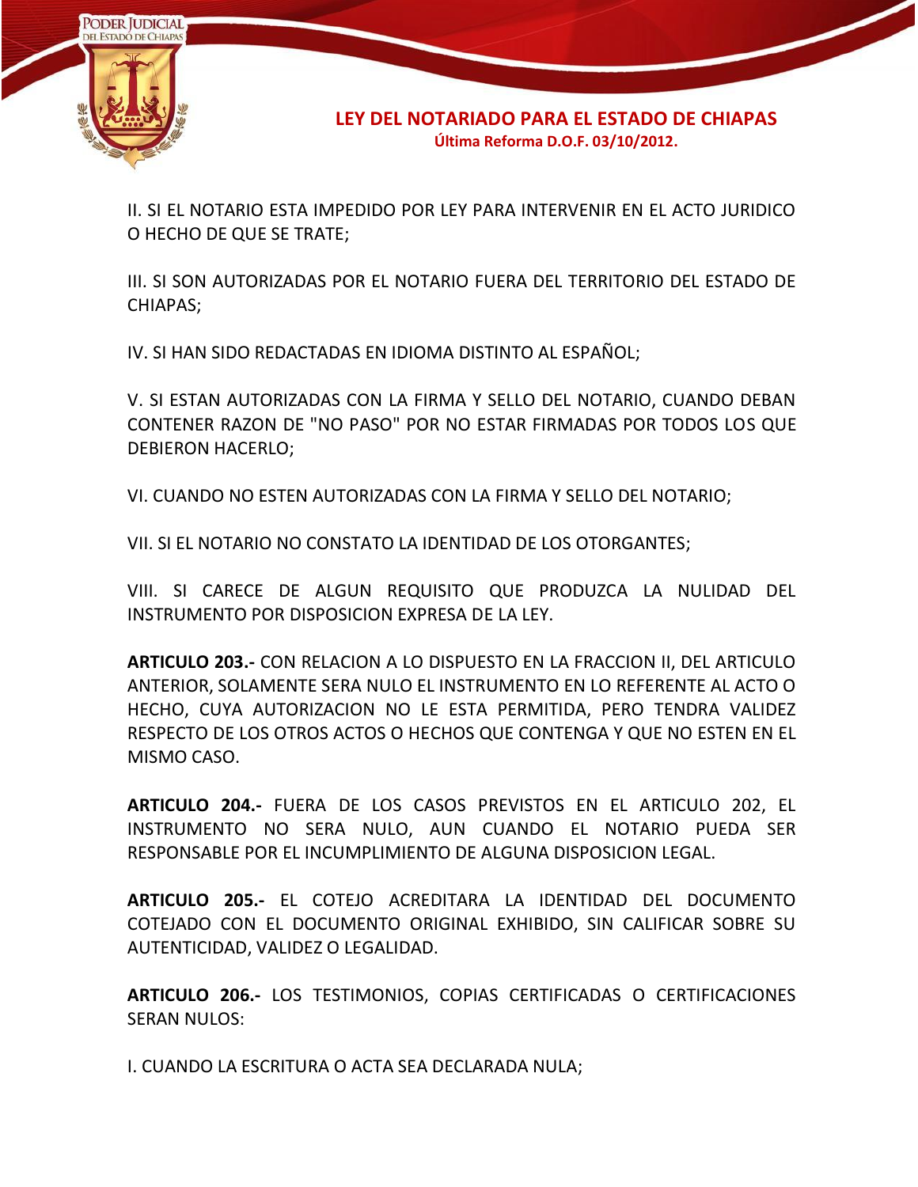II. SI EL NOTARIO ESTA IMPEDIDO POR LEY PARA INTERVENIR EN EL ACTO JURIDICO O HECHO DE QUE SE TRATE;

III. SI SON AUTORIZADAS POR EL NOTARIO FUERA DEL TERRITORIO DEL ESTADO DE CHIAPAS;

IV. SI HAN SIDO REDACTADAS EN IDIOMA DISTINTO AL ESPAÑOL;

V. SI ESTAN AUTORIZADAS CON LA FIRMA Y SELLO DEL NOTARIO, CUANDO DEBAN CONTENER RAZON DE "NO PASO" POR NO ESTAR FIRMADAS POR TODOS LOS QUE DEBIERON HACERLO;

VI. CUANDO NO ESTEN AUTORIZADAS CON LA FIRMA Y SELLO DEL NOTARIO;

VII. SI EL NOTARIO NO CONSTATO LA IDENTIDAD DE LOS OTORGANTES;

VIII. SI CARECE DE ALGUN REQUISITO QUE PRODUZCA LA NULIDAD DEL INSTRUMENTO POR DISPOSICION EXPRESA DE LA LEY.

**ARTICULO 203.-** CON RELACION A LO DISPUESTO EN LA FRACCION II, DEL ARTICULO ANTERIOR, SOLAMENTE SERA NULO EL INSTRUMENTO EN LO REFERENTE AL ACTO O HECHO, CUYA AUTORIZACION NO LE ESTA PERMITIDA, PERO TENDRA VALIDEZ RESPECTO DE LOS OTROS ACTOS O HECHOS QUE CONTENGA Y QUE NO ESTEN EN EL MISMO CASO.

**ARTICULO 204.-** FUERA DE LOS CASOS PREVISTOS EN EL ARTICULO 202, EL INSTRUMENTO NO SERA NULO, AUN CUANDO EL NOTARIO PUEDA SER RESPONSABLE POR EL INCUMPLIMIENTO DE ALGUNA DISPOSICION LEGAL.

**ARTICULO 205.-** EL COTEJO ACREDITARA LA IDENTIDAD DEL DOCUMENTO COTEJADO CON EL DOCUMENTO ORIGINAL EXHIBIDO, SIN CALIFICAR SOBRE SU AUTENTICIDAD, VALIDEZ O LEGALIDAD.

**ARTICULO 206.-** LOS TESTIMONIOS, COPIAS CERTIFICADAS O CERTIFICACIONES SERAN NULOS:

I. CUANDO LA ESCRITURA O ACTA SEA DECLARADA NULA;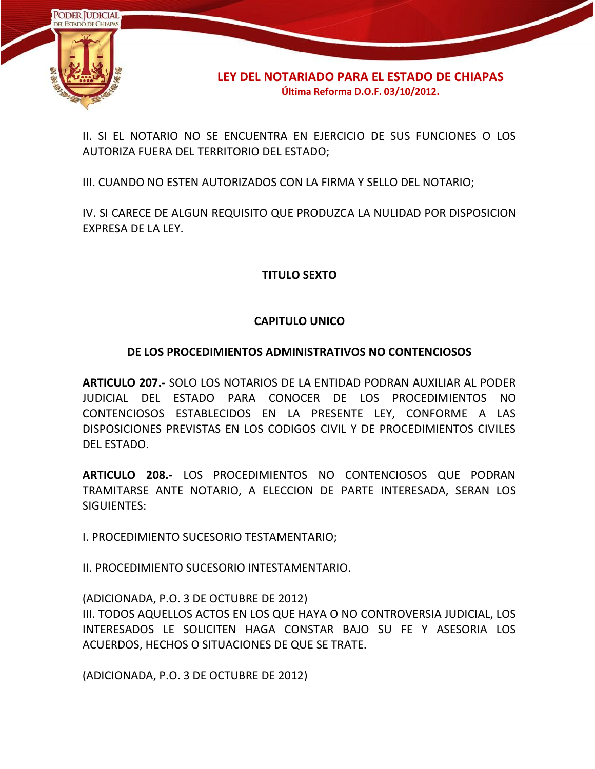II. SI EL NOTARIO NO SE ENCUENTRA EN EJERCICIO DE SUS FUNCIONES O LOS AUTORIZA FUERA DEL TERRITORIO DEL ESTADO;

III. CUANDO NO ESTEN AUTORIZADOS CON LA FIRMA Y SELLO DEL NOTARIO;

IV. SI CARECE DE ALGUN REQUISITO QUE PRODUZCA LA NULIDAD POR DISPOSICION EXPRESA DE LA LEY.

## TITULO SEXTO

## CAPITULO UNICO

### DE LOS PROCEDIMIENTOS ADMINISTRATIVOS NO CONTENCIOSOS

**ARTICULO 207.-** SOLO LOS NOTARIOS DE LA ENTIDAD PODRAN AUXILIAR AL PODER JUDICIAL DEL ESTADO PARA CONOCER DE LOS PROCEDIMIENTOS NO CONTENCIOSOS ESTABLECIDOS EN LA PRESENTE LEY, CONFORME A LAS DISPOSICIONES PREVISTAS EN LOS CODIGOS CIVIL Y DE PROCEDIMIENTOS CIVILES DEL ESTADO.

**ARTICULO 208.-** LOS PROCEDIMIENTOS NO CONTENCIOSOS QUE PODRAN TRAMITARSE ANTE NOTARIO, A ELECCION DE PARTE INTERESADA, SERAN LOS SIGUIENTES:

I. PROCEDIMIENTO SUCESORIO TESTAMENTARIO;

II. PROCEDIMIENTO SUCESORIO INTESTAMENTARIO.

(ADICIONADA, P.O. 3 DE OCTUBRE DE 2012)
III. TODOS AQUELLOS ACTOS EN LOS QUE HAYA O NO CONTROVERSIA JUDICIAL, LOS INTERESADOS LE SOLICITEN HAGA CONSTAR BAJO SU FE Y ASESORIA LOS ACUERDOS, HECHOS O SITUACIONES DE QUE SE TRATE.

(ADICIONADA, P.O. 3 DE OCTUBRE DE 2012)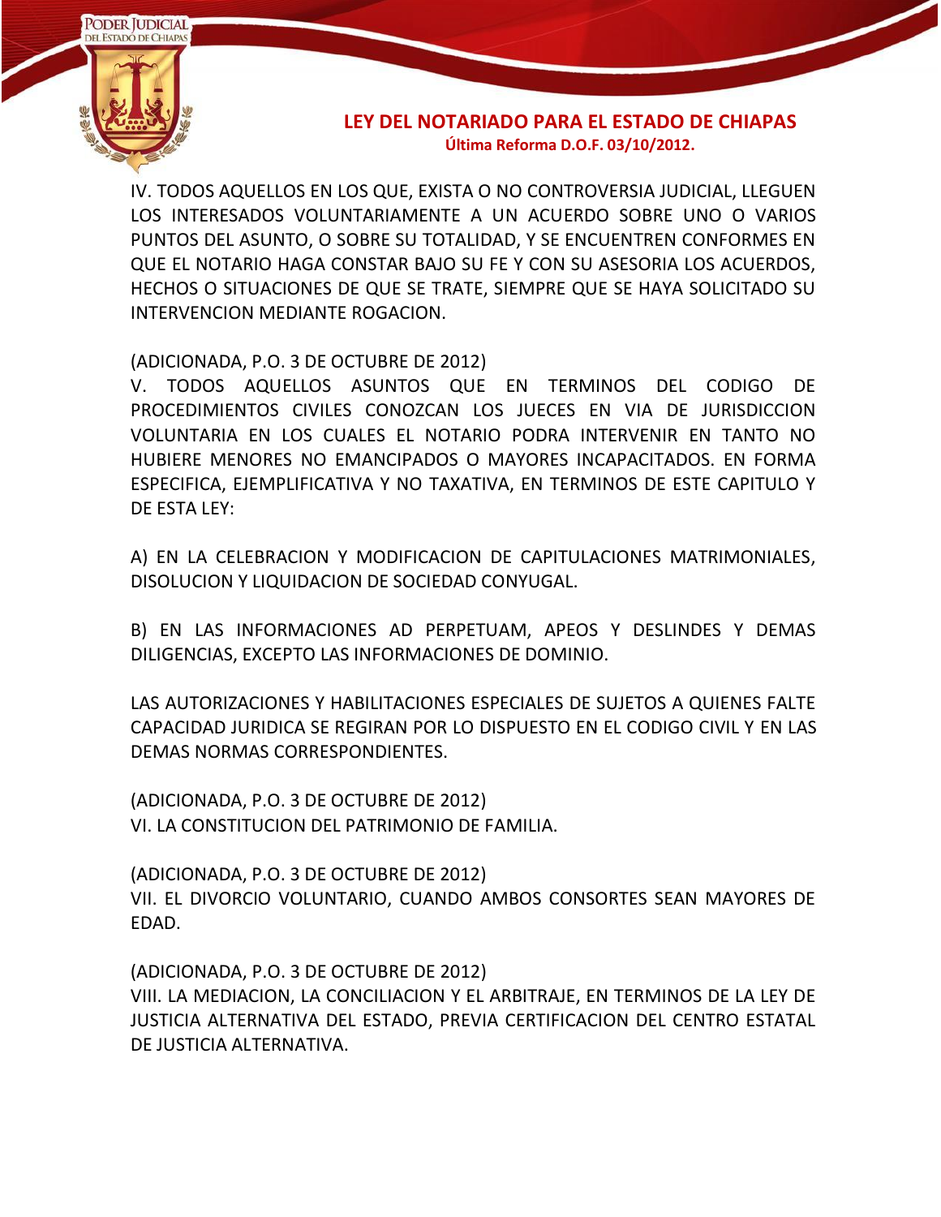IV. TODOS AQUELLOS EN LOS QUE, EXISTA O NO CONTROVERSIA JUDICIAL, LLEGUEN LOS INTERESADOS VOLUNTARIAMENTE A UN ACUERDO SOBRE UNO O VARIOS PUNTOS DEL ASUNTO, O SOBRE SU TOTALIDAD, Y SE ENCUENTREN CONFORMES EN QUE EL NOTARIO HAGA CONSTAR BAJO SU FE Y CON SU ASESORIA LOS ACUERDOS, HECHOS O SITUACIONES DE QUE SE TRATE, SIEMPRE QUE SE HAYA SOLICITADO SU INTERVENCION MEDIANTE ROGACION.

(ADICIONADA, P.O. 3 DE OCTUBRE DE 2012)
V. TODOS AQUELLOS ASUNTOS QUE EN TERMINOS DEL CODIGO DE PROCEDIMIENTOS CIVILES CONOZCAN LOS JUECES EN VIA DE JURISDICCION VOLUNTARIA EN LOS CUALES EL NOTARIO PODRA INTERVENIR EN TANTO NO HUBIERE MENORES NO EMANCIPADOS O MAYORES INCAPACITADOS. EN FORMA ESPECIFICA, EJEMPLIFICATIVA Y NO TAXATIVA, EN TERMINOS DE ESTE CAPITULO Y DE ESTA LEY:

A) EN LA CELEBRACION Y MODIFICACION DE CAPITULACIONES MATRIMONIALES, DISOLUCION Y LIQUIDACION DE SOCIEDAD CONYUGAL.

B) EN LAS INFORMACIONES AD PERPETUAM, APEOS Y DESLINDES Y DEMAS DILIGENCIAS, EXCEPTO LAS INFORMACIONES DE DOMINIO.

LAS AUTORIZACIONES Y HABILITACIONES ESPECIALES DE SUJETOS A QUIENES FALTE CAPACIDAD JURIDICA SE REGIRAN POR LO DISPUESTO EN EL CODIGO CIVIL Y EN LAS DEMAS NORMAS CORRESPONDIENTES.

(ADICIONADA, P.O. 3 DE OCTUBRE DE 2012)
VI. LA CONSTITUCION DEL PATRIMONIO DE FAMILIA.

(ADICIONADA, P.O. 3 DE OCTUBRE DE 2012)
VII. EL DIVORCIO VOLUNTARIO, CUANDO AMBOS CONSORTES SEAN MAYORES DE EDAD.

(ADICIONADA, P.O. 3 DE OCTUBRE DE 2012)
VIII. LA MEDIACION, LA CONCILIACION Y EL ARBITRAJE, EN TERMINOS DE LA LEY DE JUSTICIA ALTERNATIVA DEL ESTADO, PREVIA CERTIFICACION DEL CENTRO ESTATAL DE JUSTICIA ALTERNATIVA.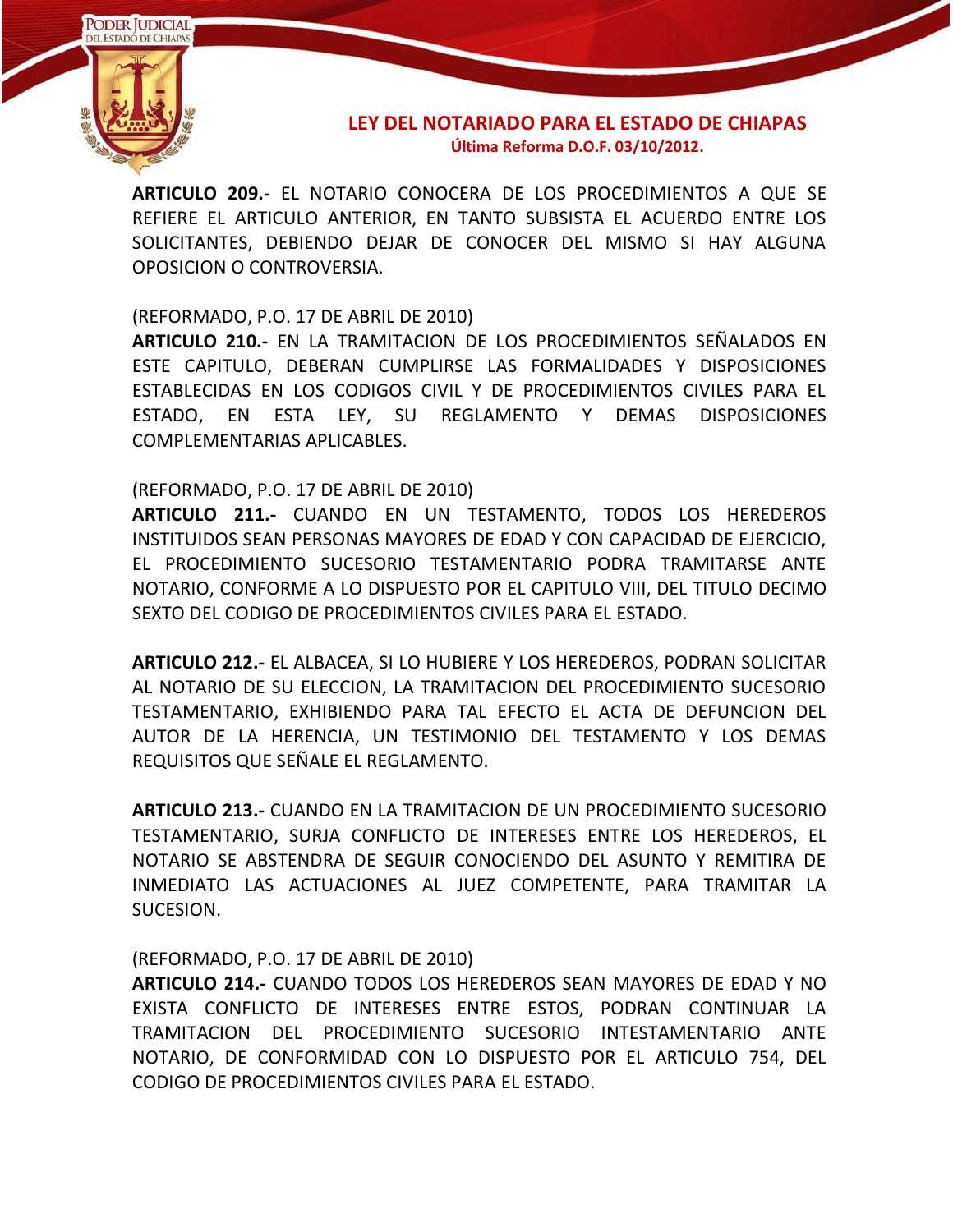**ARTICULO 209.-** EL NOTARIO CONOCERA DE LOS PROCEDIMIENTOS A QUE SE REFIERE EL ARTICULO ANTERIOR, EN TANTO SUBSISTA EL ACUERDO ENTRE LOS SOLICITANTES, DEBIENDO DEJAR DE CONOCER DEL MISMO SI HAY ALGUNA OPOSICION O CONTROVERSIA.

(REFORMADO, P.O. 17 DE ABRIL DE 2010)
**ARTICULO 210.-** EN LA TRAMITACION DE LOS PROCEDIMIENTOS SEÑALADOS EN ESTE CAPITULO, DEBERAN CUMPLIRSE LAS FORMALIDADES Y DISPOSICIONES ESTABLECIDAS EN LOS CODIGOS CIVIL Y DE PROCEDIMIENTOS CIVILES PARA EL ESTADO, EN ESTA LEY, SU REGLAMENTO Y DEMAS DISPOSICIONES COMPLEMENTARIAS APLICABLES.

(REFORMADO, P.O. 17 DE ABRIL DE 2010)
**ARTICULO 211.-** CUANDO EN UN TESTAMENTO, TODOS LOS HEREDEROS INSTITUIDOS SEAN PERSONAS MAYORES DE EDAD Y CON CAPACIDAD DE EJERCICIO, EL PROCEDIMIENTO SUCESORIO TESTAMENTARIO PODRA TRAMITARSE ANTE NOTARIO, CONFORME A LO DISPUESTO POR EL CAPITULO VIII, DEL TITULO DECIMO SEXTO DEL CODIGO DE PROCEDIMIENTOS CIVILES PARA EL ESTADO.

**ARTICULO 212.-** EL ALBACEA, SI LO HUBIERE Y LOS HEREDEROS, PODRAN SOLICITAR AL NOTARIO DE SU ELECCION, LA TRAMITACION DEL PROCEDIMIENTO SUCESORIO TESTAMENTARIO, EXHIBIENDO PARA TAL EFECTO EL ACTA DE DEFUNCION DEL AUTOR DE LA HERENCIA, UN TESTIMONIO DEL TESTAMENTO Y LOS DEMAS REQUISITOS QUE SEÑALE EL REGLAMENTO.

**ARTICULO 213.-** CUANDO EN LA TRAMITACION DE UN PROCEDIMIENTO SUCESORIO TESTAMENTARIO, SURJA CONFLICTO DE INTERESES ENTRE LOS HEREDEROS, EL NOTARIO SE ABSTENDRA DE SEGUIR CONOCIENDO DEL ASUNTO Y REMITIRA DE INMEDIATO LAS ACTUACIONES AL JUEZ COMPETENTE, PARA TRAMITAR LA SUCESION.

(REFORMADO, P.O. 17 DE ABRIL DE 2010)
**ARTICULO 214.-** CUANDO TODOS LOS HEREDEROS SEAN MAYORES DE EDAD Y NO EXISTA CONFLICTO DE INTERESES ENTRE ESTOS, PODRAN CONTINUAR LA TRAMITACION DEL PROCEDIMIENTO SUCESORIO INTESTAMENTARIO ANTE NOTARIO, DE CONFORMIDAD CON LO DISPUESTO POR EL ARTICULO 754, DEL CODIGO DE PROCEDIMIENTOS CIVILES PARA EL ESTADO.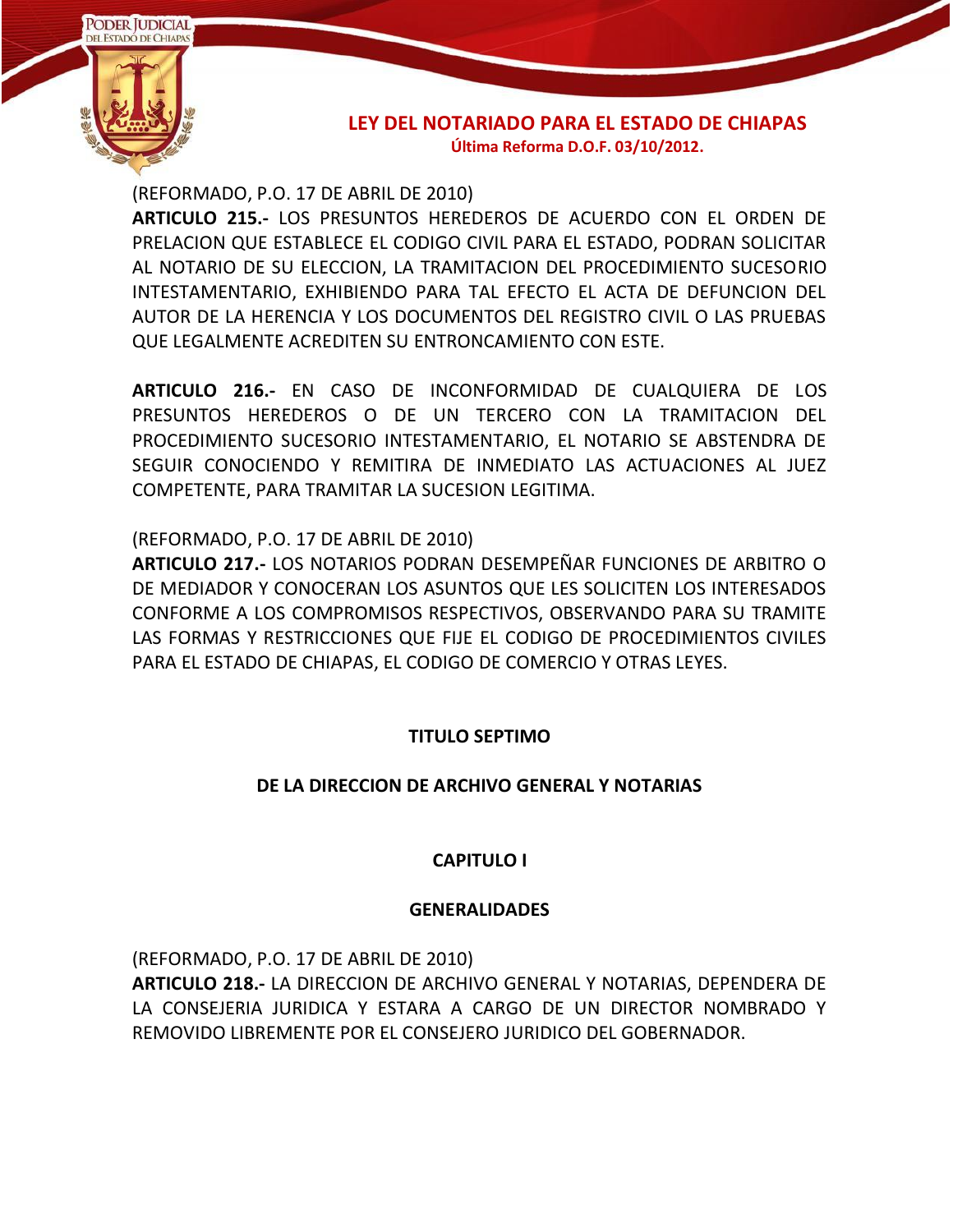(REFORMADO, P.O. 17 DE ABRIL DE 2010)
**ARTICULO 215.-** LOS PRESUNTOS HEREDEROS DE ACUERDO CON EL ORDEN DE PRELACION QUE ESTABLECE EL CODIGO CIVIL PARA EL ESTADO, PODRAN SOLICITAR AL NOTARIO DE SU ELECCION, LA TRAMITACION DEL PROCEDIMIENTO SUCESORIO INTESTAMENTARIO, EXHIBIENDO PARA TAL EFECTO EL ACTA DE DEFUNCION DEL AUTOR DE LA HERENCIA Y LOS DOCUMENTOS DEL REGISTRO CIVIL O LAS PRUEBAS QUE LEGALMENTE ACREDITEN SU ENTRONCAMIENTO CON ESTE.

**ARTICULO 216.-** EN CASO DE INCONFORMIDAD DE CUALQUIERA DE LOS PRESUNTOS HEREDEROS O DE UN TERCERO CON LA TRAMITACION DEL PROCEDIMIENTO SUCESORIO INTESTAMENTARIO, EL NOTARIO SE ABSTENDRA DE SEGUIR CONOCIENDO Y REMITIRA DE INMEDIATO LAS ACTUACIONES AL JUEZ COMPETENTE, PARA TRAMITAR LA SUCESION LEGITIMA.

(REFORMADO, P.O. 17 DE ABRIL DE 2010)
**ARTICULO 217.-** LOS NOTARIOS PODRAN DESEMPEÑAR FUNCIONES DE ARBITRO O DE MEDIADOR Y CONOCERAN LOS ASUNTOS QUE LES SOLICITEN LOS INTERESADOS CONFORME A LOS COMPROMISOS RESPECTIVOS, OBSERVANDO PARA SU TRAMITE LAS FORMAS Y RESTRICCIONES QUE FIJE EL CODIGO DE PROCEDIMIENTOS CIVILES PARA EL ESTADO DE CHIAPAS, EL CODIGO DE COMERCIO Y OTRAS LEYES.

## TITULO SEPTIMO

## DE LA DIRECCION DE ARCHIVO GENERAL Y NOTARIAS

### CAPITULO I

### GENERALIDADES

(REFORMADO, P.O. 17 DE ABRIL DE 2010)
**ARTICULO 218.-** LA DIRECCION DE ARCHIVO GENERAL Y NOTARIAS, DEPENDERA DE LA CONSEJERIA JURIDICA Y ESTARA A CARGO DE UN DIRECTOR NOMBRADO Y REMOVIDO LIBREMENTE POR EL CONSEJERO JURIDICO DEL GOBERNADOR.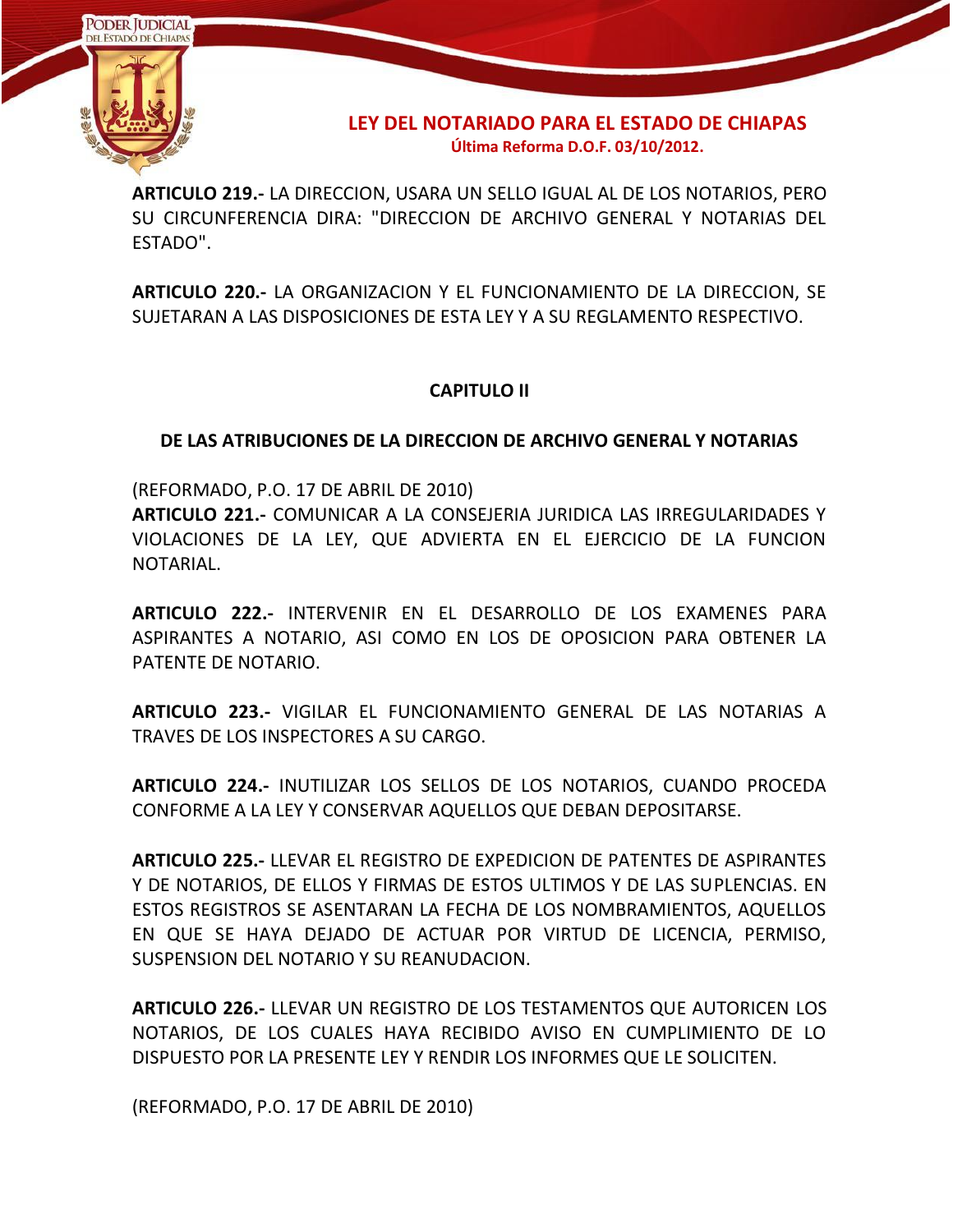**ARTICULO 219.-** LA DIRECCION, USARA UN SELLO IGUAL AL DE LOS NOTARIOS, PERO SU CIRCUNFERENCIA DIRA: "DIRECCION DE ARCHIVO GENERAL Y NOTARIAS DEL ESTADO".

**ARTICULO 220.-** LA ORGANIZACION Y EL FUNCIONAMIENTO DE LA DIRECCION, SE SUJETARAN A LAS DISPOSICIONES DE ESTA LEY Y A SU REGLAMENTO RESPECTIVO.

## CAPITULO II

## DE LAS ATRIBUCIONES DE LA DIRECCION DE ARCHIVO GENERAL Y NOTARIAS

(REFORMADO, P.O. 17 DE ABRIL DE 2010)
**ARTICULO 221.-** COMUNICAR A LA CONSEJERIA JURIDICA LAS IRREGULARIDADES Y VIOLACIONES DE LA LEY, QUE ADVIERTA EN EL EJERCICIO DE LA FUNCION NOTARIAL.

**ARTICULO 222.-** INTERVENIR EN EL DESARROLLO DE LOS EXAMENES PARA ASPIRANTES A NOTARIO, ASI COMO EN LOS DE OPOSICION PARA OBTENER LA PATENTE DE NOTARIO.

**ARTICULO 223.-** VIGILAR EL FUNCIONAMIENTO GENERAL DE LAS NOTARIAS A TRAVES DE LOS INSPECTORES A SU CARGO.

**ARTICULO 224.-** INUTILIZAR LOS SELLOS DE LOS NOTARIOS, CUANDO PROCEDA CONFORME A LA LEY Y CONSERVAR AQUELLOS QUE DEBAN DEPOSITARSE.

**ARTICULO 225.-** LLEVAR EL REGISTRO DE EXPEDICION DE PATENTES DE ASPIRANTES Y DE NOTARIOS, DE ELLOS Y FIRMAS DE ESTOS ULTIMOS Y DE LAS SUPLENCIAS. EN ESTOS REGISTROS SE ASENTARAN LA FECHA DE LOS NOMBRAMIENTOS, AQUELLOS EN QUE SE HAYA DEJADO DE ACTUAR POR VIRTUD DE LICENCIA, PERMISO, SUSPENSION DEL NOTARIO Y SU REANUDACION.

**ARTICULO 226.-** LLEVAR UN REGISTRO DE LOS TESTAMENTOS QUE AUTORICEN LOS NOTARIOS, DE LOS CUALES HAYA RECIBIDO AVISO EN CUMPLIMIENTO DE LO DISPUESTO POR LA PRESENTE LEY Y RENDIR LOS INFORMES QUE LE SOLICITEN.

(REFORMADO, P.O. 17 DE ABRIL DE 2010)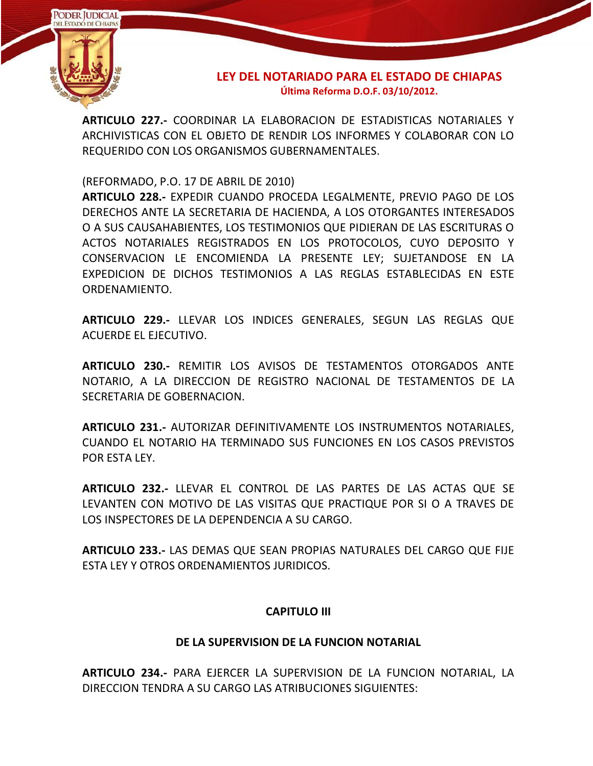**ARTICULO 227.-** COORDINAR LA ELABORACION DE ESTADISTICAS NOTARIALES Y ARCHIVISTICAS CON EL OBJETO DE RENDIR LOS INFORMES Y COLABORAR CON LO REQUERIDO CON LOS ORGANISMOS GUBERNAMENTALES.

(REFORMADO, P.O. 17 DE ABRIL DE 2010)
**ARTICULO 228.-** EXPEDIR CUANDO PROCEDA LEGALMENTE, PREVIO PAGO DE LOS DERECHOS ANTE LA SECRETARIA DE HACIENDA, A LOS OTORGANTES INTERESADOS O A SUS CAUSAHABIENTES, LOS TESTIMONIOS QUE PIDIERAN DE LAS ESCRITURAS O ACTOS NOTARIALES REGISTRADOS EN LOS PROTOCOLOS, CUYO DEPOSITO Y CONSERVACION LE ENCOMIENDA LA PRESENTE LEY; SUJETANDOSE EN LA EXPEDICION DE DICHOS TESTIMONIOS A LAS REGLAS ESTABLECIDAS EN ESTE ORDENAMIENTO.

**ARTICULO 229.-** LLEVAR LOS INDICES GENERALES, SEGUN LAS REGLAS QUE ACUERDE EL EJECUTIVO.

**ARTICULO 230.-** REMITIR LOS AVISOS DE TESTAMENTOS OTORGADOS ANTE NOTARIO, A LA DIRECCION DE REGISTRO NACIONAL DE TESTAMENTOS DE LA SECRETARIA DE GOBERNACION.

**ARTICULO 231.-** AUTORIZAR DEFINITIVAMENTE LOS INSTRUMENTOS NOTARIALES, CUANDO EL NOTARIO HA TERMINADO SUS FUNCIONES EN LOS CASOS PREVISTOS POR ESTA LEY.

**ARTICULO 232.-** LLEVAR EL CONTROL DE LAS PARTES DE LAS ACTAS QUE SE LEVANTEN CON MOTIVO DE LAS VISITAS QUE PRACTIQUE POR SI O A TRAVES DE LOS INSPECTORES DE LA DEPENDENCIA A SU CARGO.

**ARTICULO 233.-** LAS DEMAS QUE SEAN PROPIAS NATURALES DEL CARGO QUE FIJE ESTA LEY Y OTROS ORDENAMIENTOS JURIDICOS.

## CAPITULO III

## DE LA SUPERVISION DE LA FUNCION NOTARIAL

**ARTICULO 234.-** PARA EJERCER LA SUPERVISION DE LA FUNCION NOTARIAL, LA DIRECCION TENDRA A SU CARGO LAS ATRIBUCIONES SIGUIENTES: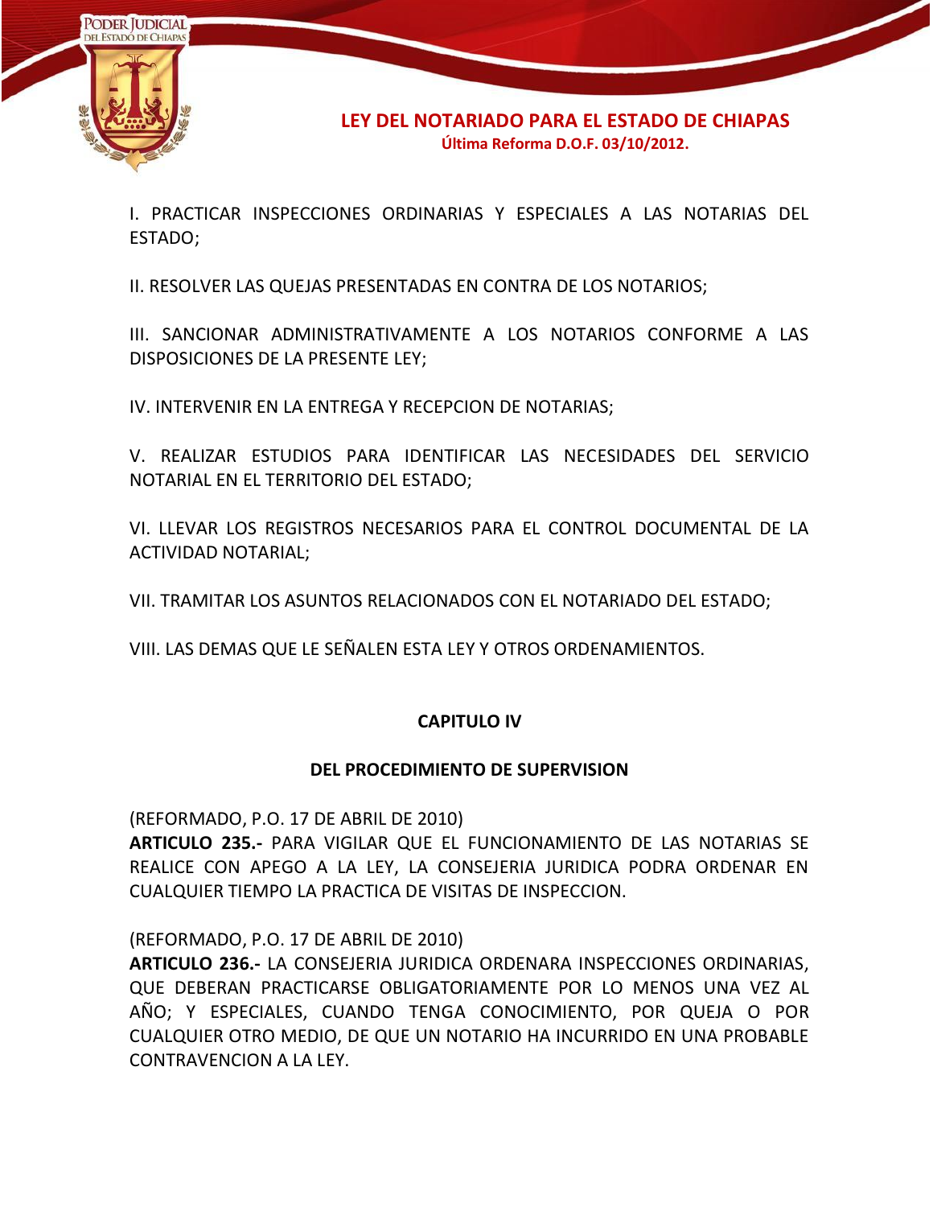I. PRACTICAR INSPECCIONES ORDINARIAS Y ESPECIALES A LAS NOTARIAS DEL ESTADO;

II. RESOLVER LAS QUEJAS PRESENTADAS EN CONTRA DE LOS NOTARIOS;

III. SANCIONAR ADMINISTRATIVAMENTE A LOS NOTARIOS CONFORME A LAS DISPOSICIONES DE LA PRESENTE LEY;

IV. INTERVENIR EN LA ENTREGA Y RECEPCION DE NOTARIAS;

V. REALIZAR ESTUDIOS PARA IDENTIFICAR LAS NECESIDADES DEL SERVICIO NOTARIAL EN EL TERRITORIO DEL ESTADO;

VI. LLEVAR LOS REGISTROS NECESARIOS PARA EL CONTROL DOCUMENTAL DE LA ACTIVIDAD NOTARIAL;

VII. TRAMITAR LOS ASUNTOS RELACIONADOS CON EL NOTARIADO DEL ESTADO;

VIII. LAS DEMAS QUE LE SEÑALEN ESTA LEY Y OTROS ORDENAMIENTOS.

## CAPITULO IV

## DEL PROCEDIMIENTO DE SUPERVISION

(REFORMADO, P.O. 17 DE ABRIL DE 2010)
**ARTICULO 235.-** PARA VIGILAR QUE EL FUNCIONAMIENTO DE LAS NOTARIAS SE REALICE CON APEGO A LA LEY, LA CONSEJERIA JURIDICA PODRA ORDENAR EN CUALQUIER TIEMPO LA PRACTICA DE VISITAS DE INSPECCION.

(REFORMADO, P.O. 17 DE ABRIL DE 2010)
**ARTICULO 236.-** LA CONSEJERIA JURIDICA ORDENARA INSPECCIONES ORDINARIAS, QUE DEBERAN PRACTICARSE OBLIGATORIAMENTE POR LO MENOS UNA VEZ AL AÑO; Y ESPECIALES, CUANDO TENGA CONOCIMIENTO, POR QUEJA O POR CUALQUIER OTRO MEDIO, DE QUE UN NOTARIO HA INCURRIDO EN UNA PROBABLE CONTRAVENCION A LA LEY.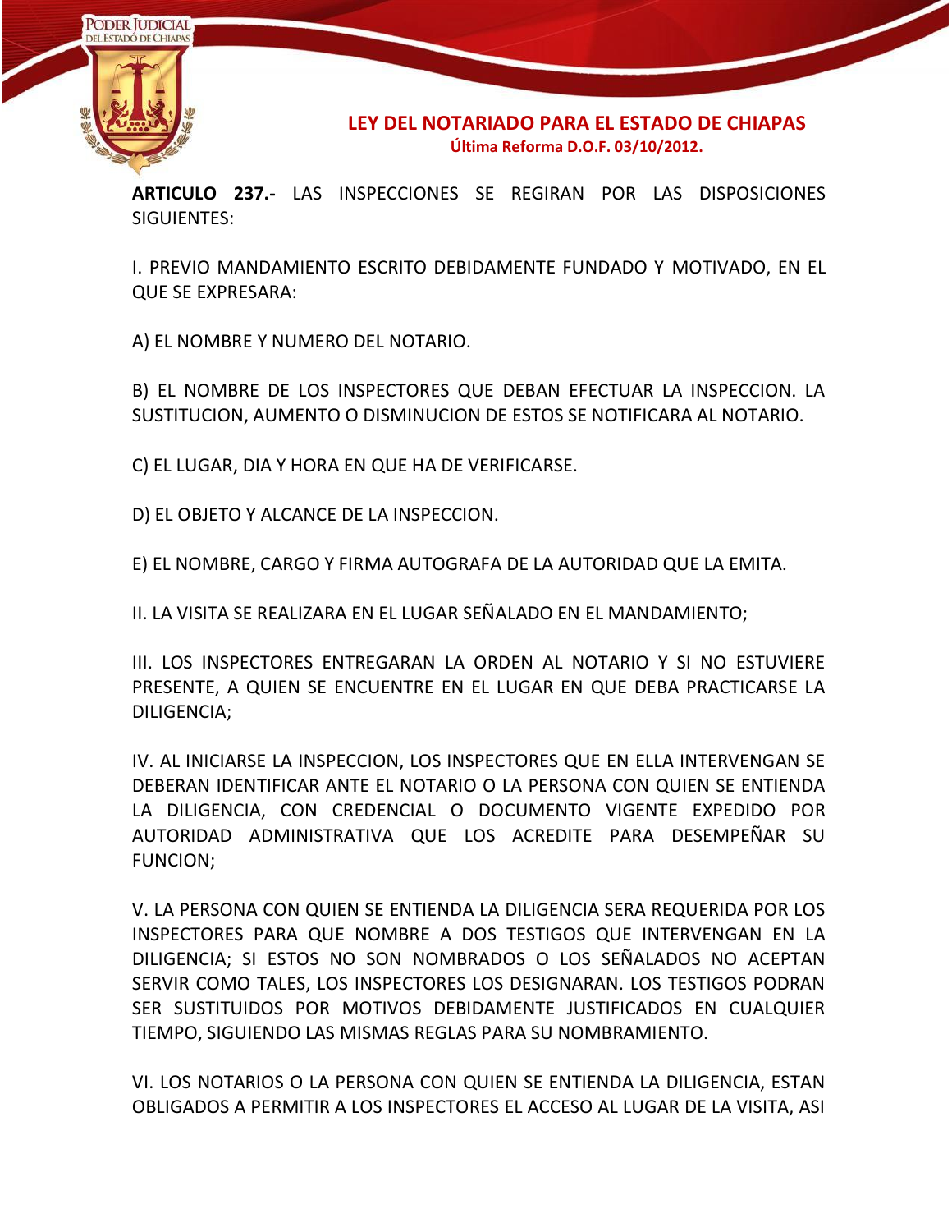**ARTICULO 237.-** LAS INSPECCIONES SE REGIRAN POR LAS DISPOSICIONES SIGUIENTES:

I. PREVIO MANDAMIENTO ESCRITO DEBIDAMENTE FUNDADO Y MOTIVADO, EN EL QUE SE EXPRESARA:

A) EL NOMBRE Y NUMERO DEL NOTARIO.

B) EL NOMBRE DE LOS INSPECTORES QUE DEBAN EFECTUAR LA INSPECCION. LA SUSTITUCION, AUMENTO O DISMINUCION DE ESTOS SE NOTIFICARA AL NOTARIO.

C) EL LUGAR, DIA Y HORA EN QUE HA DE VERIFICARSE.

D) EL OBJETO Y ALCANCE DE LA INSPECCION.

E) EL NOMBRE, CARGO Y FIRMA AUTOGRAFA DE LA AUTORIDAD QUE LA EMITA.

II. LA VISITA SE REALIZARA EN EL LUGAR SEÑALADO EN EL MANDAMIENTO;

III. LOS INSPECTORES ENTREGARAN LA ORDEN AL NOTARIO Y SI NO ESTUVIERE PRESENTE, A QUIEN SE ENCUENTRE EN EL LUGAR EN QUE DEBA PRACTICARSE LA DILIGENCIA;

IV. AL INICIARSE LA INSPECCION, LOS INSPECTORES QUE EN ELLA INTERVENGAN SE DEBERAN IDENTIFICAR ANTE EL NOTARIO O LA PERSONA CON QUIEN SE ENTIENDA LA DILIGENCIA, CON CREDENCIAL O DOCUMENTO VIGENTE EXPEDIDO POR AUTORIDAD ADMINISTRATIVA QUE LOS ACREDITE PARA DESEMPEÑAR SU FUNCION;

V. LA PERSONA CON QUIEN SE ENTIENDA LA DILIGENCIA SERA REQUERIDA POR LOS INSPECTORES PARA QUE NOMBRE A DOS TESTIGOS QUE INTERVENGAN EN LA DILIGENCIA; SI ESTOS NO SON NOMBRADOS O LOS SEÑALADOS NO ACEPTAN SERVIR COMO TALES, LOS INSPECTORES LOS DESIGNARAN. LOS TESTIGOS PODRAN SER SUSTITUIDOS POR MOTIVOS DEBIDAMENTE JUSTIFICADOS EN CUALQUIER TIEMPO, SIGUIENDO LAS MISMAS REGLAS PARA SU NOMBRAMIENTO.

VI. LOS NOTARIOS O LA PERSONA CON QUIEN SE ENTIENDA LA DILIGENCIA, ESTAN OBLIGADOS A PERMITIR A LOS INSPECTORES EL ACCESO AL LUGAR DE LA VISITA, ASI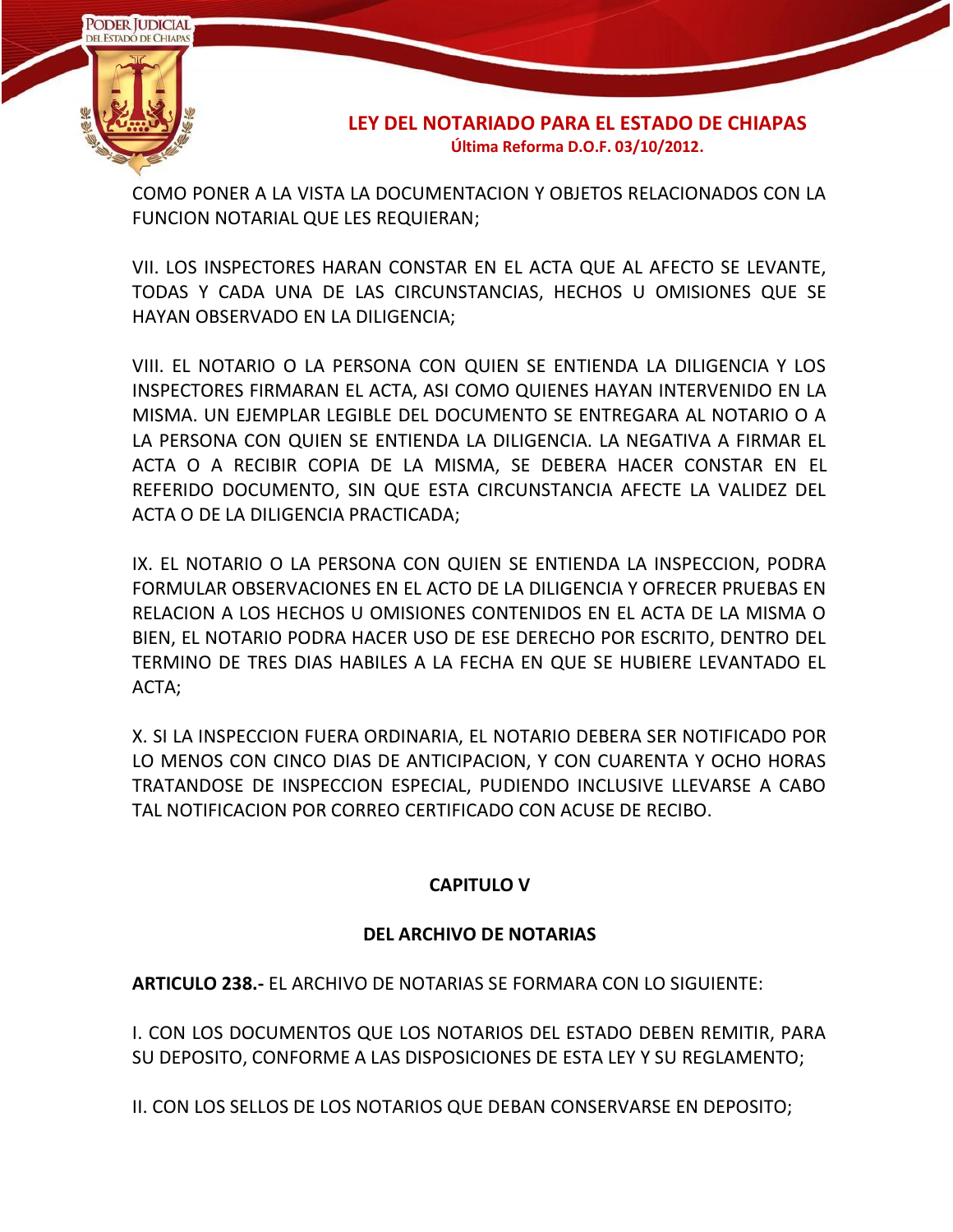COMO PONER A LA VISTA LA DOCUMENTACION Y OBJETOS RELACIONADOS CON LA FUNCION NOTARIAL QUE LES REQUIERAN;

VII. LOS INSPECTORES HARAN CONSTAR EN EL ACTA QUE AL AFECTO SE LEVANTE, TODAS Y CADA UNA DE LAS CIRCUNSTANCIAS, HECHOS U OMISIONES QUE SE HAYAN OBSERVADO EN LA DILIGENCIA;

VIII. EL NOTARIO O LA PERSONA CON QUIEN SE ENTIENDA LA DILIGENCIA Y LOS INSPECTORES FIRMARAN EL ACTA, ASI COMO QUIENES HAYAN INTERVENIDO EN LA MISMA. UN EJEMPLAR LEGIBLE DEL DOCUMENTO SE ENTREGARA AL NOTARIO O A LA PERSONA CON QUIEN SE ENTIENDA LA DILIGENCIA. LA NEGATIVA A FIRMAR EL ACTA O A RECIBIR COPIA DE LA MISMA, SE DEBERA HACER CONSTAR EN EL REFERIDO DOCUMENTO, SIN QUE ESTA CIRCUNSTANCIA AFECTE LA VALIDEZ DEL ACTA O DE LA DILIGENCIA PRACTICADA;

IX. EL NOTARIO O LA PERSONA CON QUIEN SE ENTIENDA LA INSPECCION, PODRA FORMULAR OBSERVACIONES EN EL ACTO DE LA DILIGENCIA Y OFRECER PRUEBAS EN RELACION A LOS HECHOS U OMISIONES CONTENIDOS EN EL ACTA DE LA MISMA O BIEN, EL NOTARIO PODRA HACER USO DE ESE DERECHO POR ESCRITO, DENTRO DEL TERMINO DE TRES DIAS HABILES A LA FECHA EN QUE SE HUBIERE LEVANTADO EL ACTA;

X. SI LA INSPECCION FUERA ORDINARIA, EL NOTARIO DEBERA SER NOTIFICADO POR LO MENOS CON CINCO DIAS DE ANTICIPACION, Y CON CUARENTA Y OCHO HORAS TRATANDOSE DE INSPECCION ESPECIAL, PUDIENDO INCLUSIVE LLEVARSE A CABO TAL NOTIFICACION POR CORREO CERTIFICADO CON ACUSE DE RECIBO.

## CAPITULO V

## DEL ARCHIVO DE NOTARIAS

**ARTICULO 238.-** EL ARCHIVO DE NOTARIAS SE FORMARA CON LO SIGUIENTE:

I. CON LOS DOCUMENTOS QUE LOS NOTARIOS DEL ESTADO DEBEN REMITIR, PARA SU DEPOSITO, CONFORME A LAS DISPOSICIONES DE ESTA LEY Y SU REGLAMENTO;

II. CON LOS SELLOS DE LOS NOTARIOS QUE DEBAN CONSERVARSE EN DEPOSITO;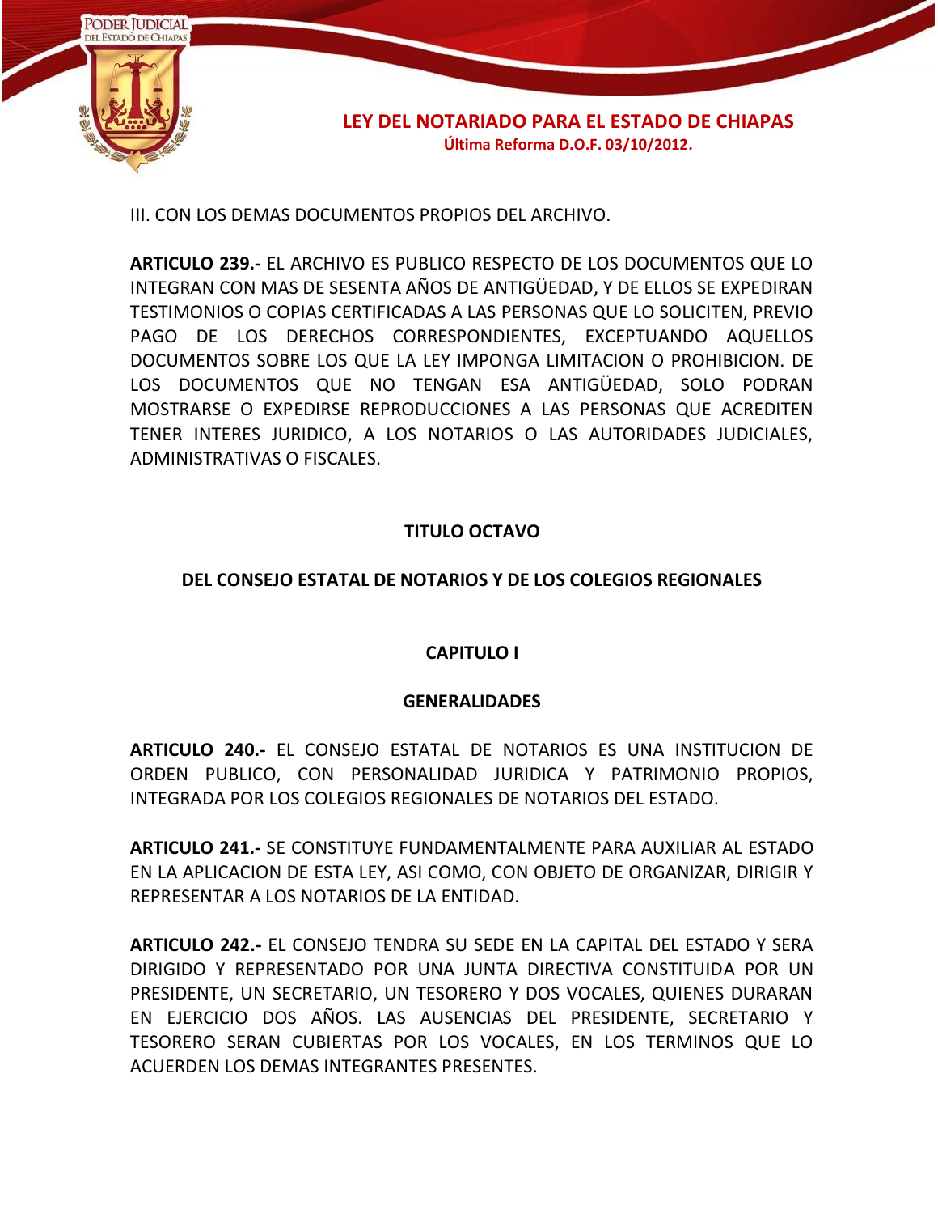III. CON LOS DEMAS DOCUMENTOS PROPIOS DEL ARCHIVO.

**ARTICULO 239.-** EL ARCHIVO ES PUBLICO RESPECTO DE LOS DOCUMENTOS QUE LO INTEGRAN CON MAS DE SESENTA AÑOS DE ANTIGÜEDAD, Y DE ELLOS SE EXPEDIRAN TESTIMONIOS O COPIAS CERTIFICADAS A LAS PERSONAS QUE LO SOLICITEN, PREVIO PAGO DE LOS DERECHOS CORRESPONDIENTES, EXCEPTUANDO AQUELLOS DOCUMENTOS SOBRE LOS QUE LA LEY IMPONGA LIMITACION O PROHIBICION. DE LOS DOCUMENTOS QUE NO TENGAN ESA ANTIGÜEDAD, SOLO PODRAN MOSTRARSE O EXPEDIRSE REPRODUCCIONES A LAS PERSONAS QUE ACREDITEN TENER INTERES JURIDICO, A LOS NOTARIOS O LAS AUTORIDADES JUDICIALES, ADMINISTRATIVAS O FISCALES.

## TITULO OCTAVO

## DEL CONSEJO ESTATAL DE NOTARIOS Y DE LOS COLEGIOS REGIONALES

### CAPITULO I

### GENERALIDADES

**ARTICULO 240.-** EL CONSEJO ESTATAL DE NOTARIOS ES UNA INSTITUCION DE ORDEN PUBLICO, CON PERSONALIDAD JURIDICA Y PATRIMONIO PROPIOS, INTEGRADA POR LOS COLEGIOS REGIONALES DE NOTARIOS DEL ESTADO.

**ARTICULO 241.-** SE CONSTITUYE FUNDAMENTALMENTE PARA AUXILIAR AL ESTADO EN LA APLICACION DE ESTA LEY, ASI COMO, CON OBJETO DE ORGANIZAR, DIRIGIR Y REPRESENTAR A LOS NOTARIOS DE LA ENTIDAD.

**ARTICULO 242.-** EL CONSEJO TENDRA SU SEDE EN LA CAPITAL DEL ESTADO Y SERA DIRIGIDO Y REPRESENTADO POR UNA JUNTA DIRECTIVA CONSTITUIDA POR UN PRESIDENTE, UN SECRETARIO, UN TESORERO Y DOS VOCALES, QUIENES DURARAN EN EJERCICIO DOS AÑOS. LAS AUSENCIAS DEL PRESIDENTE, SECRETARIO Y TESORERO SERAN CUBIERTAS POR LOS VOCALES, EN LOS TERMINOS QUE LO ACUERDEN LOS DEMAS INTEGRANTES PRESENTES.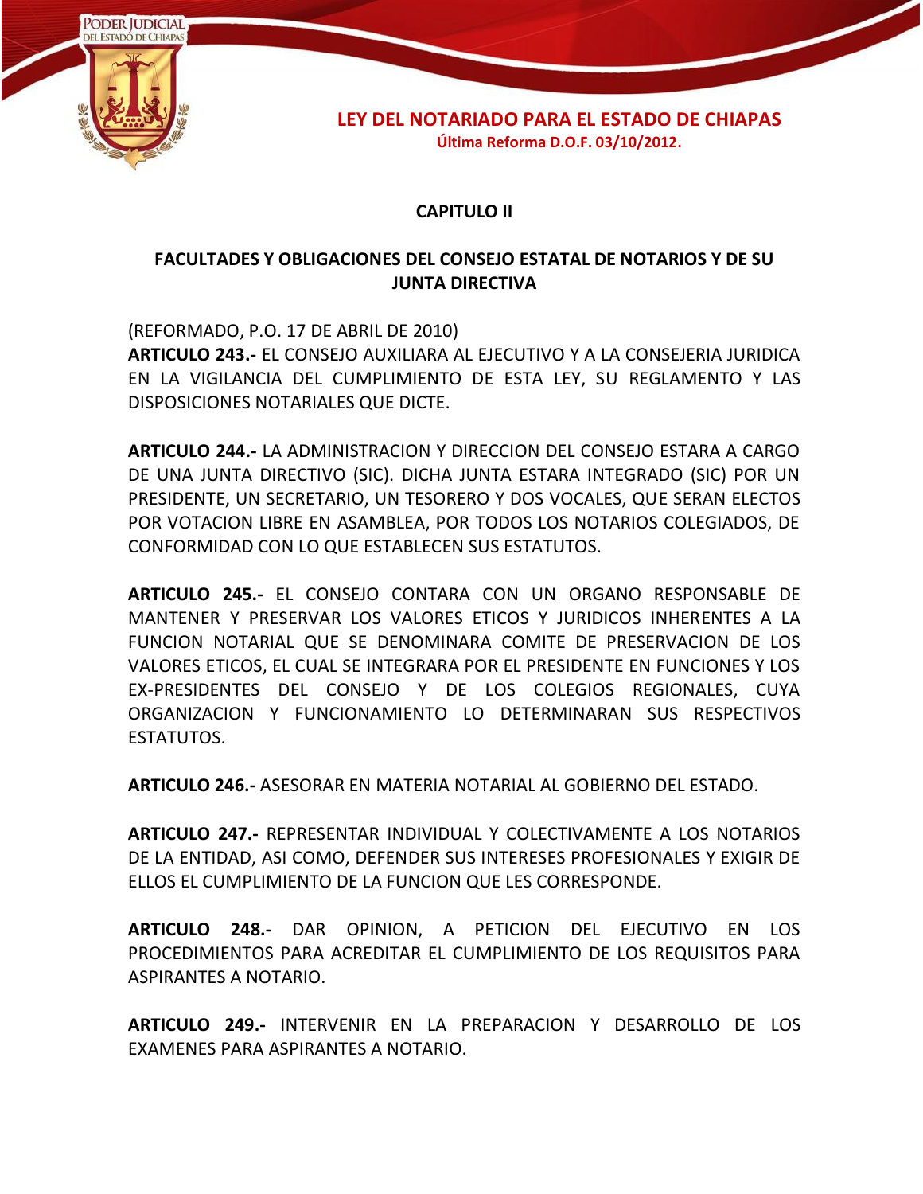## CAPITULO II

## FACULTADES Y OBLIGACIONES DEL CONSEJO ESTATAL DE NOTARIOS Y DE SU JUNTA DIRECTIVA

(REFORMADO, P.O. 17 DE ABRIL DE 2010)
**ARTICULO 243.-** EL CONSEJO AUXILIARA AL EJECUTIVO Y A LA CONSEJERIA JURIDICA EN LA VIGILANCIA DEL CUMPLIMIENTO DE ESTA LEY, SU REGLAMENTO Y LAS DISPOSICIONES NOTARIALES QUE DICTE.

**ARTICULO 244.-** LA ADMINISTRACION Y DIRECCION DEL CONSEJO ESTARA A CARGO DE UNA JUNTA DIRECTIVO (SIC). DICHA JUNTA ESTARA INTEGRADO (SIC) POR UN PRESIDENTE, UN SECRETARIO, UN TESORERO Y DOS VOCALES, QUE SERAN ELECTOS POR VOTACION LIBRE EN ASAMBLEA, POR TODOS LOS NOTARIOS COLEGIADOS, DE CONFORMIDAD CON LO QUE ESTABLECEN SUS ESTATUTOS.

**ARTICULO 245.-** EL CONSEJO CONTARA CON UN ORGANO RESPONSABLE DE MANTENER Y PRESERVAR LOS VALORES ETICOS Y JURIDICOS INHERENTES A LA FUNCION NOTARIAL QUE SE DENOMINARA COMITE DE PRESERVACION DE LOS VALORES ETICOS, EL CUAL SE INTEGRARA POR EL PRESIDENTE EN FUNCIONES Y LOS EX-PRESIDENTES DEL CONSEJO Y DE LOS COLEGIOS REGIONALES, CUYA ORGANIZACION Y FUNCIONAMIENTO LO DETERMINARAN SUS RESPECTIVOS ESTATUTOS.

**ARTICULO 246.-** ASESORAR EN MATERIA NOTARIAL AL GOBIERNO DEL ESTADO.

**ARTICULO 247.-** REPRESENTAR INDIVIDUAL Y COLECTIVAMENTE A LOS NOTARIOS DE LA ENTIDAD, ASI COMO, DEFENDER SUS INTERESES PROFESIONALES Y EXIGIR DE ELLOS EL CUMPLIMIENTO DE LA FUNCION QUE LES CORRESPONDE.

**ARTICULO 248.-** DAR OPINION, A PETICION DEL EJECUTIVO EN LOS PROCEDIMIENTOS PARA ACREDITAR EL CUMPLIMIENTO DE LOS REQUISITOS PARA ASPIRANTES A NOTARIO.

**ARTICULO 249.-** INTERVENIR EN LA PREPARACION Y DESARROLLO DE LOS EXAMENES PARA ASPIRANTES A NOTARIO.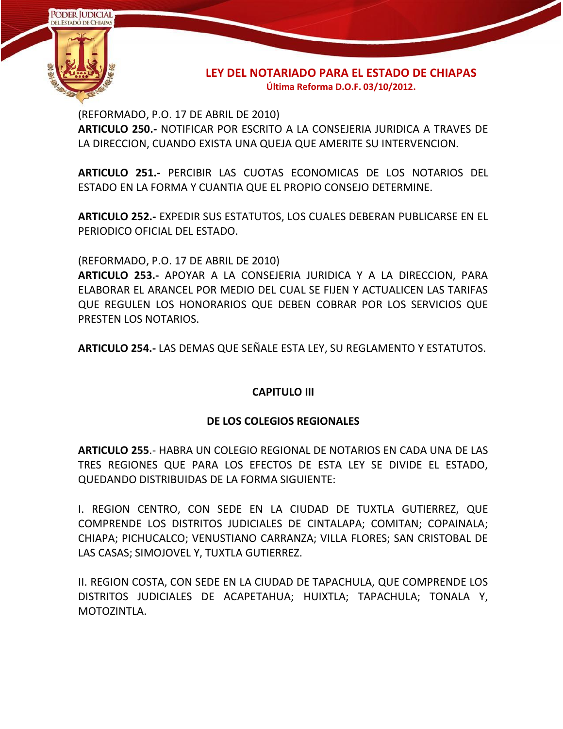(REFORMADO, P.O. 17 DE ABRIL DE 2010)
**ARTICULO 250.-** NOTIFICAR POR ESCRITO A LA CONSEJERIA JURIDICA A TRAVES DE LA DIRECCION, CUANDO EXISTA UNA QUEJA QUE AMERITE SU INTERVENCION.

**ARTICULO 251.-** PERCIBIR LAS CUOTAS ECONOMICAS DE LOS NOTARIOS DEL ESTADO EN LA FORMA Y CUANTIA QUE EL PROPIO CONSEJO DETERMINE.

**ARTICULO 252.-** EXPEDIR SUS ESTATUTOS, LOS CUALES DEBERAN PUBLICARSE EN EL PERIODICO OFICIAL DEL ESTADO.

(REFORMADO, P.O. 17 DE ABRIL DE 2010)
**ARTICULO 253.-** APOYAR A LA CONSEJERIA JURIDICA Y A LA DIRECCION, PARA ELABORAR EL ARANCEL POR MEDIO DEL CUAL SE FIJEN Y ACTUALICEN LAS TARIFAS QUE REGULEN LOS HONORARIOS QUE DEBEN COBRAR POR LOS SERVICIOS QUE PRESTEN LOS NOTARIOS.

**ARTICULO 254.-** LAS DEMAS QUE SEÑALE ESTA LEY, SU REGLAMENTO Y ESTATUTOS.

## CAPITULO III

## DE LOS COLEGIOS REGIONALES

**ARTICULO 255**.- HABRA UN COLEGIO REGIONAL DE NOTARIOS EN CADA UNA DE LAS TRES REGIONES QUE PARA LOS EFECTOS DE ESTA LEY SE DIVIDE EL ESTADO, QUEDANDO DISTRIBUIDAS DE LA FORMA SIGUIENTE:

I. REGION CENTRO, CON SEDE EN LA CIUDAD DE TUXTLA GUTIERREZ, QUE COMPRENDE LOS DISTRITOS JUDICIALES DE CINTALAPA; COMITAN; COPAINALA; CHIAPA; PICHUCALCO; VENUSTIANO CARRANZA; VILLA FLORES; SAN CRISTOBAL DE LAS CASAS; SIMOJOVEL Y, TUXTLA GUTIERREZ.

II. REGION COSTA, CON SEDE EN LA CIUDAD DE TAPACHULA, QUE COMPRENDE LOS DISTRITOS JUDICIALES DE ACAPETAHUA; HUIXTLA; TAPACHULA; TONALA Y, MOTOZINTLA.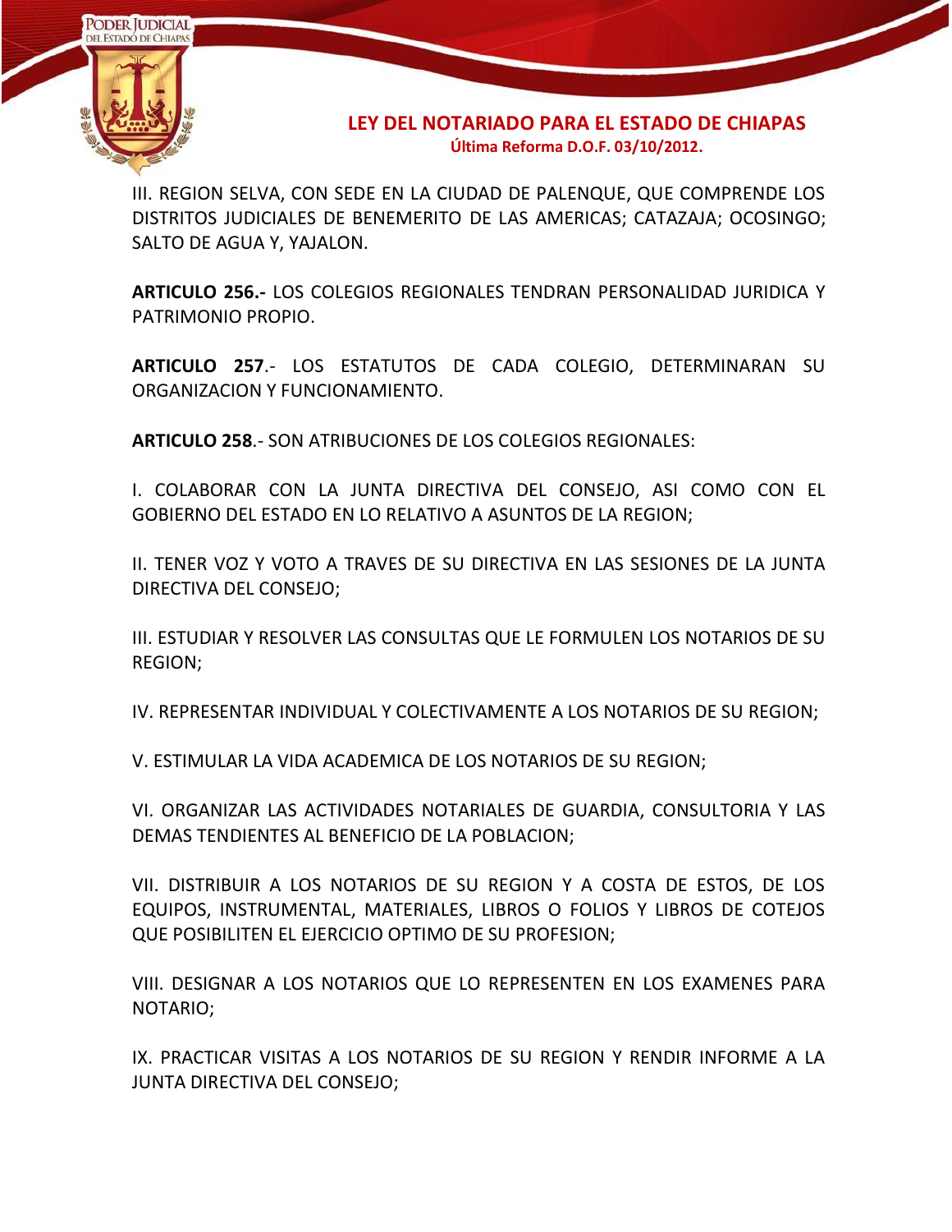III. REGION SELVA, CON SEDE EN LA CIUDAD DE PALENQUE, QUE COMPRENDE LOS DISTRITOS JUDICIALES DE BENEMERITO DE LAS AMERICAS; CATAZAJA; OCOSINGO; SALTO DE AGUA Y, YAJALON.

**ARTICULO 256.-** LOS COLEGIOS REGIONALES TENDRAN PERSONALIDAD JURIDICA Y PATRIMONIO PROPIO.

**ARTICULO 257**.- LOS ESTATUTOS DE CADA COLEGIO, DETERMINARAN SU ORGANIZACION Y FUNCIONAMIENTO.

**ARTICULO 258**.- SON ATRIBUCIONES DE LOS COLEGIOS REGIONALES:

I. COLABORAR CON LA JUNTA DIRECTIVA DEL CONSEJO, ASI COMO CON EL GOBIERNO DEL ESTADO EN LO RELATIVO A ASUNTOS DE LA REGION;

II. TENER VOZ Y VOTO A TRAVES DE SU DIRECTIVA EN LAS SESIONES DE LA JUNTA DIRECTIVA DEL CONSEJO;

III. ESTUDIAR Y RESOLVER LAS CONSULTAS QUE LE FORMULEN LOS NOTARIOS DE SU REGION;

IV. REPRESENTAR INDIVIDUAL Y COLECTIVAMENTE A LOS NOTARIOS DE SU REGION;

V. ESTIMULAR LA VIDA ACADEMICA DE LOS NOTARIOS DE SU REGION;

VI. ORGANIZAR LAS ACTIVIDADES NOTARIALES DE GUARDIA, CONSULTORIA Y LAS DEMAS TENDIENTES AL BENEFICIO DE LA POBLACION;

VII. DISTRIBUIR A LOS NOTARIOS DE SU REGION Y A COSTA DE ESTOS, DE LOS EQUIPOS, INSTRUMENTAL, MATERIALES, LIBROS O FOLIOS Y LIBROS DE COTEJOS QUE POSIBILITEN EL EJERCICIO OPTIMO DE SU PROFESION;

VIII. DESIGNAR A LOS NOTARIOS QUE LO REPRESENTEN EN LOS EXAMENES PARA NOTARIO;

IX. PRACTICAR VISITAS A LOS NOTARIOS DE SU REGION Y RENDIR INFORME A LA JUNTA DIRECTIVA DEL CONSEJO;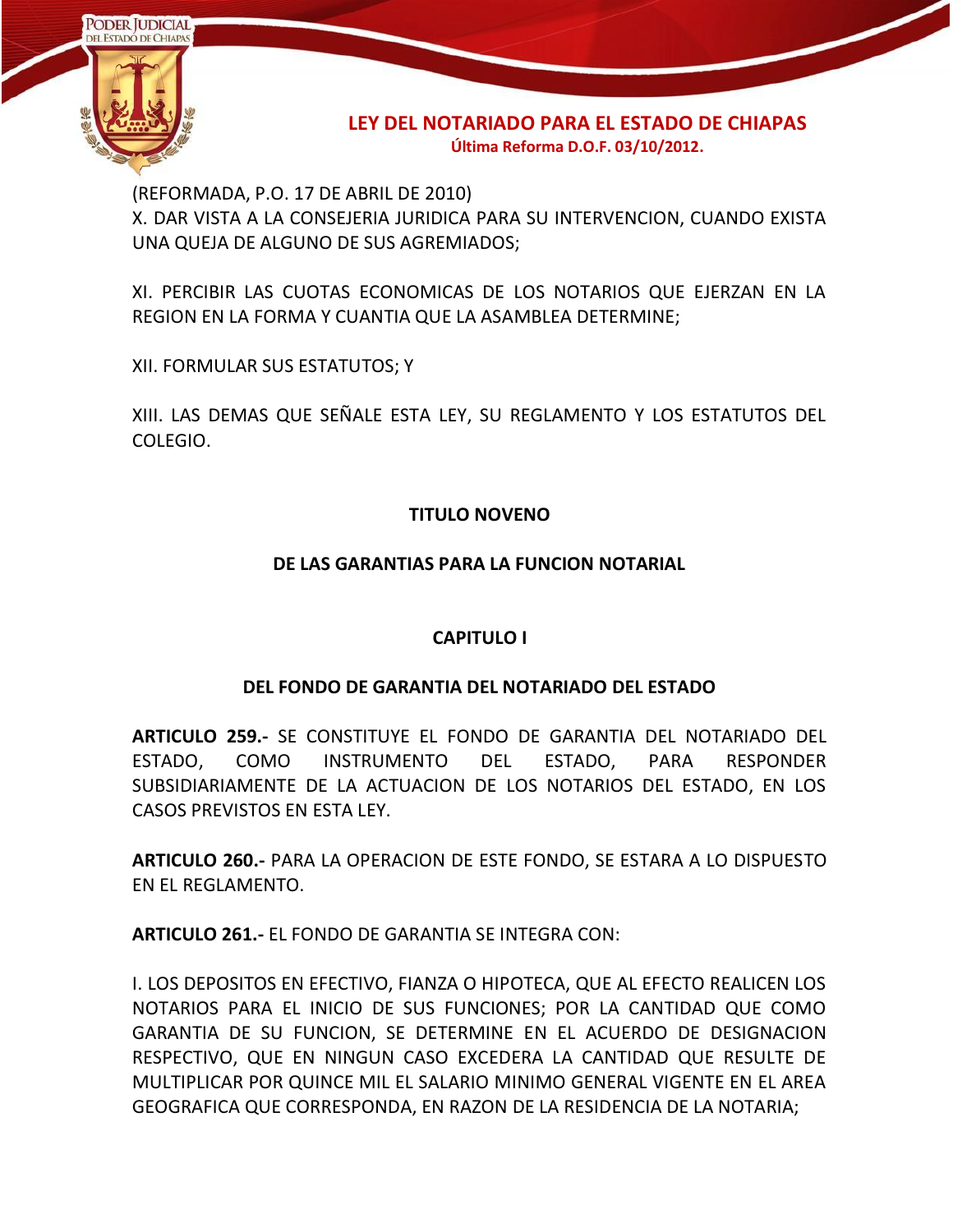(REFORMADA, P.O. 17 DE ABRIL DE 2010)
X. DAR VISTA A LA CONSEJERIA JURIDICA PARA SU INTERVENCION, CUANDO EXISTA UNA QUEJA DE ALGUNO DE SUS AGREMIADOS;

XI. PERCIBIR LAS CUOTAS ECONOMICAS DE LOS NOTARIOS QUE EJERZAN EN LA REGION EN LA FORMA Y CUANTIA QUE LA ASAMBLEA DETERMINE;

XII. FORMULAR SUS ESTATUTOS; Y

XIII. LAS DEMAS QUE SEÑALE ESTA LEY, SU REGLAMENTO Y LOS ESTATUTOS DEL COLEGIO.

## TITULO NOVENO

## DE LAS GARANTIAS PARA LA FUNCION NOTARIAL

### CAPITULO I

### DEL FONDO DE GARANTIA DEL NOTARIADO DEL ESTADO

**ARTICULO 259.-** SE CONSTITUYE EL FONDO DE GARANTIA DEL NOTARIADO DEL ESTADO, COMO INSTRUMENTO DEL ESTADO, PARA RESPONDER SUBSIDIARIAMENTE DE LA ACTUACION DE LOS NOTARIOS DEL ESTADO, EN LOS CASOS PREVISTOS EN ESTA LEY.

**ARTICULO 260.-** PARA LA OPERACION DE ESTE FONDO, SE ESTARA A LO DISPUESTO EN EL REGLAMENTO.

**ARTICULO 261.-** EL FONDO DE GARANTIA SE INTEGRA CON:

I. LOS DEPOSITOS EN EFECTIVO, FIANZA O HIPOTECA, QUE AL EFECTO REALICEN LOS NOTARIOS PARA EL INICIO DE SUS FUNCIONES; POR LA CANTIDAD QUE COMO GARANTIA DE SU FUNCION, SE DETERMINE EN EL ACUERDO DE DESIGNACION RESPECTIVO, QUE EN NINGUN CASO EXCEDERA LA CANTIDAD QUE RESULTE DE MULTIPLICAR POR QUINCE MIL EL SALARIO MINIMO GENERAL VIGENTE EN EL AREA GEOGRAFICA QUE CORRESPONDA, EN RAZON DE LA RESIDENCIA DE LA NOTARIA;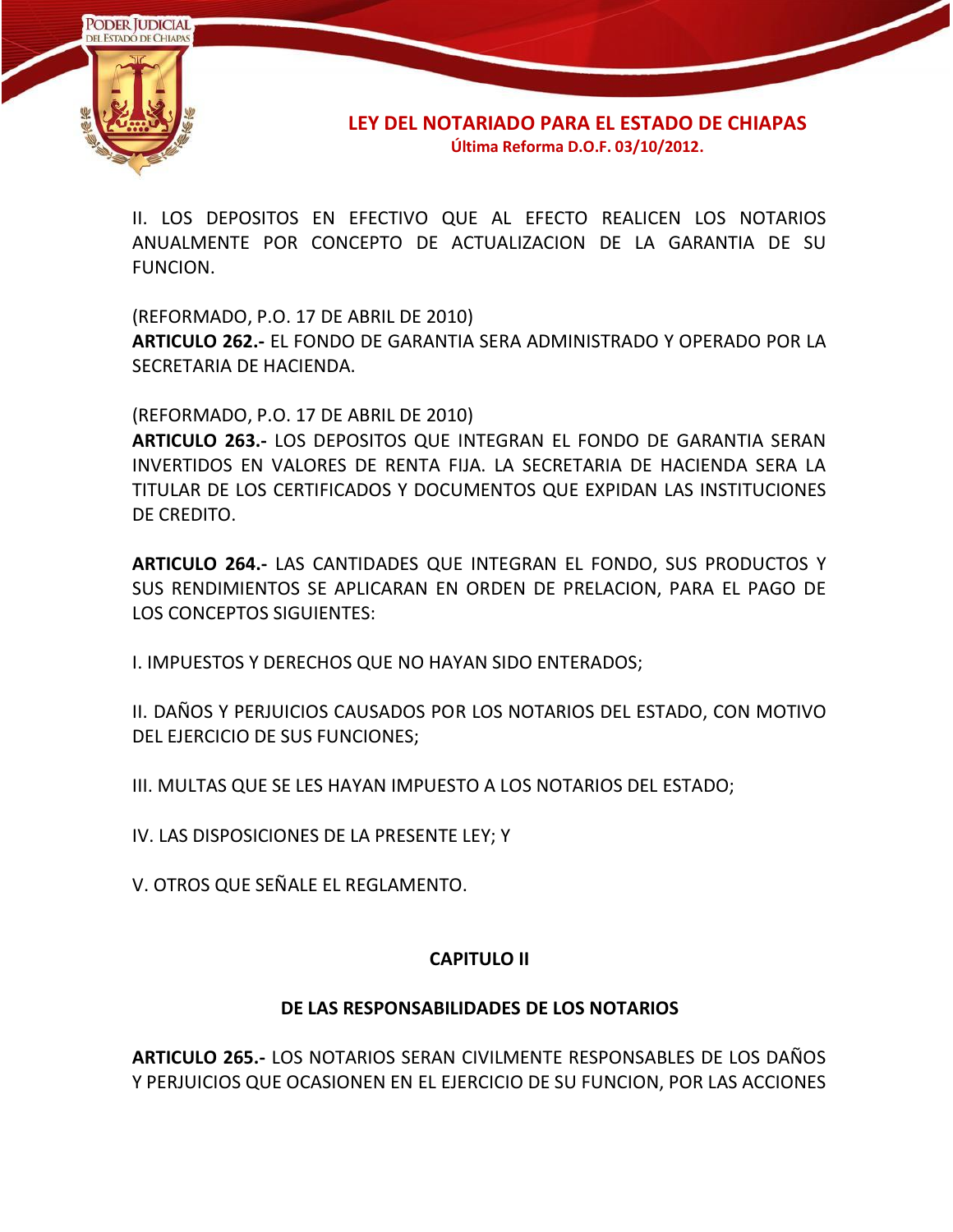II. LOS DEPOSITOS EN EFECTIVO QUE AL EFECTO REALICEN LOS NOTARIOS ANUALMENTE POR CONCEPTO DE ACTUALIZACION DE LA GARANTIA DE SU FUNCION.

(REFORMADO, P.O. 17 DE ABRIL DE 2010)
**ARTICULO 262.-** EL FONDO DE GARANTIA SERA ADMINISTRADO Y OPERADO POR LA SECRETARIA DE HACIENDA.

(REFORMADO, P.O. 17 DE ABRIL DE 2010)
**ARTICULO 263.-** LOS DEPOSITOS QUE INTEGRAN EL FONDO DE GARANTIA SERAN INVERTIDOS EN VALORES DE RENTA FIJA. LA SECRETARIA DE HACIENDA SERA LA TITULAR DE LOS CERTIFICADOS Y DOCUMENTOS QUE EXPIDAN LAS INSTITUCIONES DE CREDITO.

**ARTICULO 264.-** LAS CANTIDADES QUE INTEGRAN EL FONDO, SUS PRODUCTOS Y SUS RENDIMIENTOS SE APLICARAN EN ORDEN DE PRELACION, PARA EL PAGO DE LOS CONCEPTOS SIGUIENTES:

I. IMPUESTOS Y DERECHOS QUE NO HAYAN SIDO ENTERADOS;

II. DAÑOS Y PERJUICIOS CAUSADOS POR LOS NOTARIOS DEL ESTADO, CON MOTIVO DEL EJERCICIO DE SUS FUNCIONES;

III. MULTAS QUE SE LES HAYAN IMPUESTO A LOS NOTARIOS DEL ESTADO;

IV. LAS DISPOSICIONES DE LA PRESENTE LEY; Y

V. OTROS QUE SEÑALE EL REGLAMENTO.

## CAPITULO II

## DE LAS RESPONSABILIDADES DE LOS NOTARIOS

**ARTICULO 265.-** LOS NOTARIOS SERAN CIVILMENTE RESPONSABLES DE LOS DAÑOS Y PERJUICIOS QUE OCASIONEN EN EL EJERCICIO DE SU FUNCION, POR LAS ACCIONES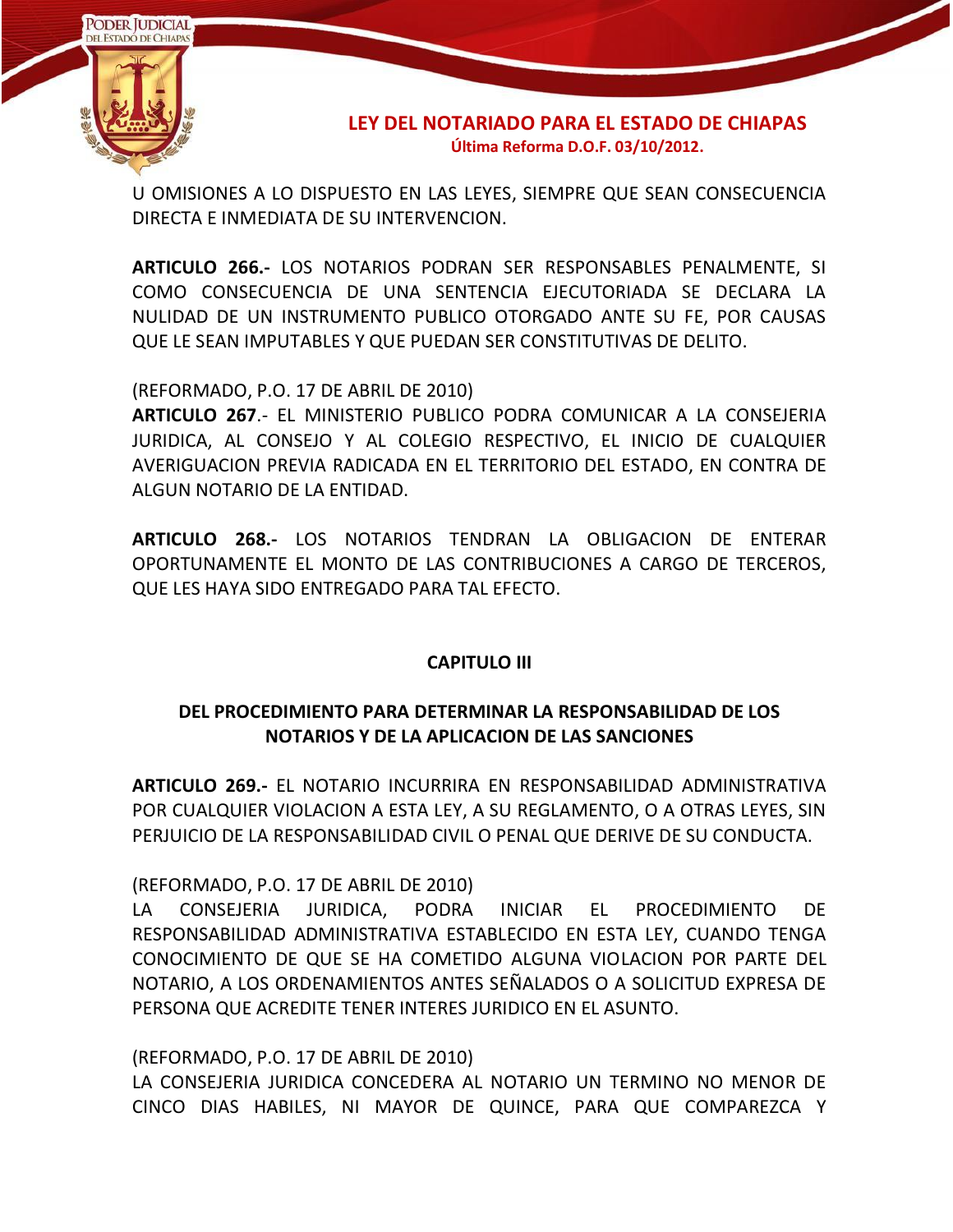U OMISIONES A LO DISPUESTO EN LAS LEYES, SIEMPRE QUE SEAN CONSECUENCIA DIRECTA E INMEDIATA DE SU INTERVENCION.

**ARTICULO 266.-** LOS NOTARIOS PODRAN SER RESPONSABLES PENALMENTE, SI COMO CONSECUENCIA DE UNA SENTENCIA EJECUTORIADA SE DECLARA LA NULIDAD DE UN INSTRUMENTO PUBLICO OTORGADO ANTE SU FE, POR CAUSAS QUE LE SEAN IMPUTABLES Y QUE PUEDAN SER CONSTITUTIVAS DE DELITO.

(REFORMADO, P.O. 17 DE ABRIL DE 2010)
**ARTICULO 267**.- EL MINISTERIO PUBLICO PODRA COMUNICAR A LA CONSEJERIA JURIDICA, AL CONSEJO Y AL COLEGIO RESPECTIVO, EL INICIO DE CUALQUIER AVERIGUACION PREVIA RADICADA EN EL TERRITORIO DEL ESTADO, EN CONTRA DE ALGUN NOTARIO DE LA ENTIDAD.

**ARTICULO 268.-** LOS NOTARIOS TENDRAN LA OBLIGACION DE ENTERAR OPORTUNAMENTE EL MONTO DE LAS CONTRIBUCIONES A CARGO DE TERCEROS, QUE LES HAYA SIDO ENTREGADO PARA TAL EFECTO.

## CAPITULO III

## DEL PROCEDIMIENTO PARA DETERMINAR LA RESPONSABILIDAD DE LOS NOTARIOS Y DE LA APLICACION DE LAS SANCIONES

**ARTICULO 269.-** EL NOTARIO INCURRIRA EN RESPONSABILIDAD ADMINISTRATIVA POR CUALQUIER VIOLACION A ESTA LEY, A SU REGLAMENTO, O A OTRAS LEYES, SIN PERJUICIO DE LA RESPONSABILIDAD CIVIL O PENAL QUE DERIVE DE SU CONDUCTA.

(REFORMADO, P.O. 17 DE ABRIL DE 2010)
LA CONSEJERIA JURIDICA, PODRA INICIAR EL PROCEDIMIENTO DE RESPONSABILIDAD ADMINISTRATIVA ESTABLECIDO EN ESTA LEY, CUANDO TENGA CONOCIMIENTO DE QUE SE HA COMETIDO ALGUNA VIOLACION POR PARTE DEL NOTARIO, A LOS ORDENAMIENTOS ANTES SEÑALADOS O A SOLICITUD EXPRESA DE PERSONA QUE ACREDITE TENER INTERES JURIDICO EN EL ASUNTO.

(REFORMADO, P.O. 17 DE ABRIL DE 2010)
LA CONSEJERIA JURIDICA CONCEDERA AL NOTARIO UN TERMINO NO MENOR DE CINCO DIAS HABILES, NI MAYOR DE QUINCE, PARA QUE COMPAREZCA Y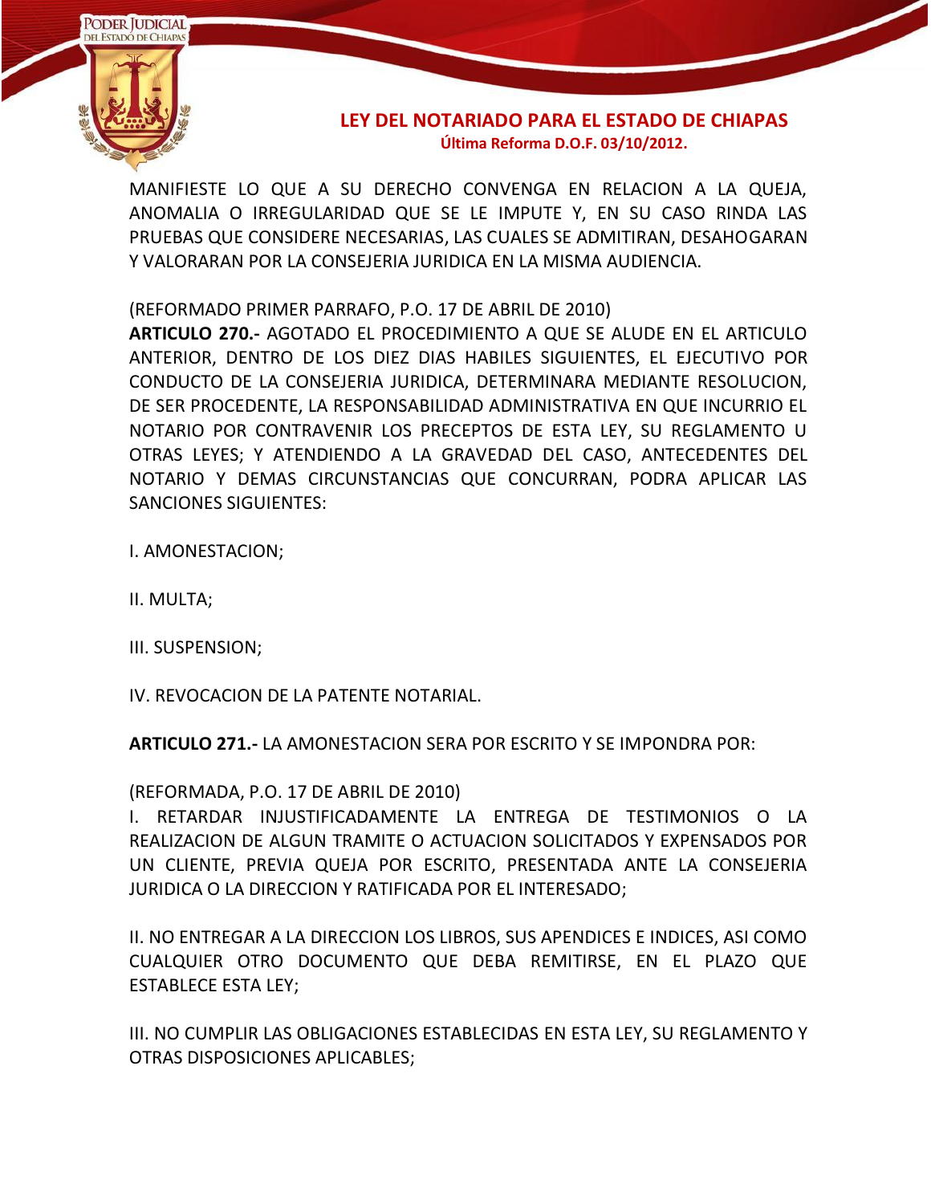MANIFIESTE LO QUE A SU DERECHO CONVENGA EN RELACION A LA QUEJA, ANOMALIA O IRREGULARIDAD QUE SE LE IMPUTE Y, EN SU CASO RINDA LAS PRUEBAS QUE CONSIDERE NECESARIAS, LAS CUALES SE ADMITIRAN, DESAHOGARAN Y VALORARAN POR LA CONSEJERIA JURIDICA EN LA MISMA AUDIENCIA.

(REFORMADO PRIMER PARRAFO, P.O. 17 DE ABRIL DE 2010)
**ARTICULO 270.-** AGOTADO EL PROCEDIMIENTO A QUE SE ALUDE EN EL ARTICULO ANTERIOR, DENTRO DE LOS DIEZ DIAS HABILES SIGUIENTES, EL EJECUTIVO POR CONDUCTO DE LA CONSEJERIA JURIDICA, DETERMINARA MEDIANTE RESOLUCION, DE SER PROCEDENTE, LA RESPONSABILIDAD ADMINISTRATIVA EN QUE INCURRIO EL NOTARIO POR CONTRAVENIR LOS PRECEPTOS DE ESTA LEY, SU REGLAMENTO U OTRAS LEYES; Y ATENDIENDO A LA GRAVEDAD DEL CASO, ANTECEDENTES DEL NOTARIO Y DEMAS CIRCUNSTANCIAS QUE CONCURRAN, PODRA APLICAR LAS SANCIONES SIGUIENTES:

I. AMONESTACION;

II. MULTA;

III. SUSPENSION;

IV. REVOCACION DE LA PATENTE NOTARIAL.

**ARTICULO 271.-** LA AMONESTACION SERA POR ESCRITO Y SE IMPONDRA POR:

(REFORMADA, P.O. 17 DE ABRIL DE 2010)
I. RETARDAR INJUSTIFICADAMENTE LA ENTREGA DE TESTIMONIOS O LA REALIZACION DE ALGUN TRAMITE O ACTUACION SOLICITADOS Y EXPENSADOS POR UN CLIENTE, PREVIA QUEJA POR ESCRITO, PRESENTADA ANTE LA CONSEJERIA JURIDICA O LA DIRECCION Y RATIFICADA POR EL INTERESADO;

II. NO ENTREGAR A LA DIRECCION LOS LIBROS, SUS APENDICES E INDICES, ASI COMO CUALQUIER OTRO DOCUMENTO QUE DEBA REMITIRSE, EN EL PLAZO QUE ESTABLECE ESTA LEY;

III. NO CUMPLIR LAS OBLIGACIONES ESTABLECIDAS EN ESTA LEY, SU REGLAMENTO Y OTRAS DISPOSICIONES APLICABLES;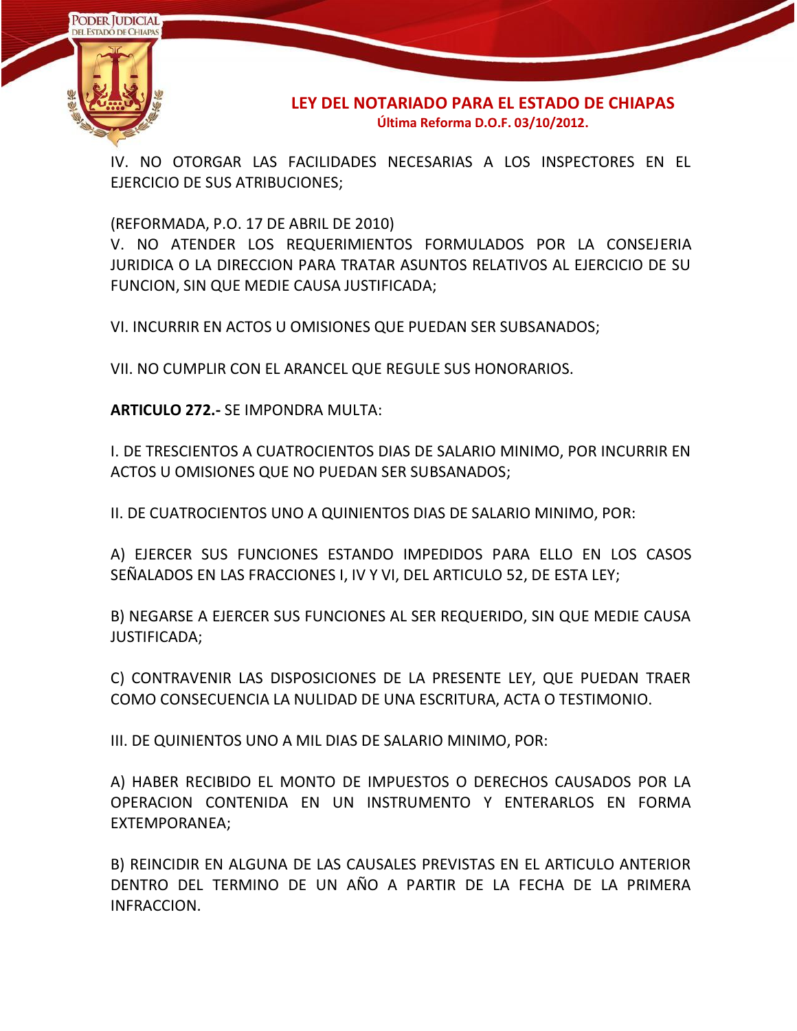IV. NO OTORGAR LAS FACILIDADES NECESARIAS A LOS INSPECTORES EN EL EJERCICIO DE SUS ATRIBUCIONES;

(REFORMADA, P.O. 17 DE ABRIL DE 2010)
V. NO ATENDER LOS REQUERIMIENTOS FORMULADOS POR LA CONSEJERIA JURIDICA O LA DIRECCION PARA TRATAR ASUNTOS RELATIVOS AL EJERCICIO DE SU FUNCION, SIN QUE MEDIE CAUSA JUSTIFICADA;

VI. INCURRIR EN ACTOS U OMISIONES QUE PUEDAN SER SUBSANADOS;

VII. NO CUMPLIR CON EL ARANCEL QUE REGULE SUS HONORARIOS.

**ARTICULO 272.-** SE IMPONDRA MULTA:

I. DE TRESCIENTOS A CUATROCIENTOS DIAS DE SALARIO MINIMO, POR INCURRIR EN ACTOS U OMISIONES QUE NO PUEDAN SER SUBSANADOS;

II. DE CUATROCIENTOS UNO A QUINIENTOS DIAS DE SALARIO MINIMO, POR:

A) EJERCER SUS FUNCIONES ESTANDO IMPEDIDOS PARA ELLO EN LOS CASOS SEÑALADOS EN LAS FRACCIONES I, IV Y VI, DEL ARTICULO 52, DE ESTA LEY;

B) NEGARSE A EJERCER SUS FUNCIONES AL SER REQUERIDO, SIN QUE MEDIE CAUSA JUSTIFICADA;

C) CONTRAVENIR LAS DISPOSICIONES DE LA PRESENTE LEY, QUE PUEDAN TRAER COMO CONSECUENCIA LA NULIDAD DE UNA ESCRITURA, ACTA O TESTIMONIO.

III. DE QUINIENTOS UNO A MIL DIAS DE SALARIO MINIMO, POR:

A) HABER RECIBIDO EL MONTO DE IMPUESTOS O DERECHOS CAUSADOS POR LA OPERACION CONTENIDA EN UN INSTRUMENTO Y ENTERARLOS EN FORMA EXTEMPORANEA;

B) REINCIDIR EN ALGUNA DE LAS CAUSALES PREVISTAS EN EL ARTICULO ANTERIOR DENTRO DEL TERMINO DE UN AÑO A PARTIR DE LA FECHA DE LA PRIMERA INFRACCION.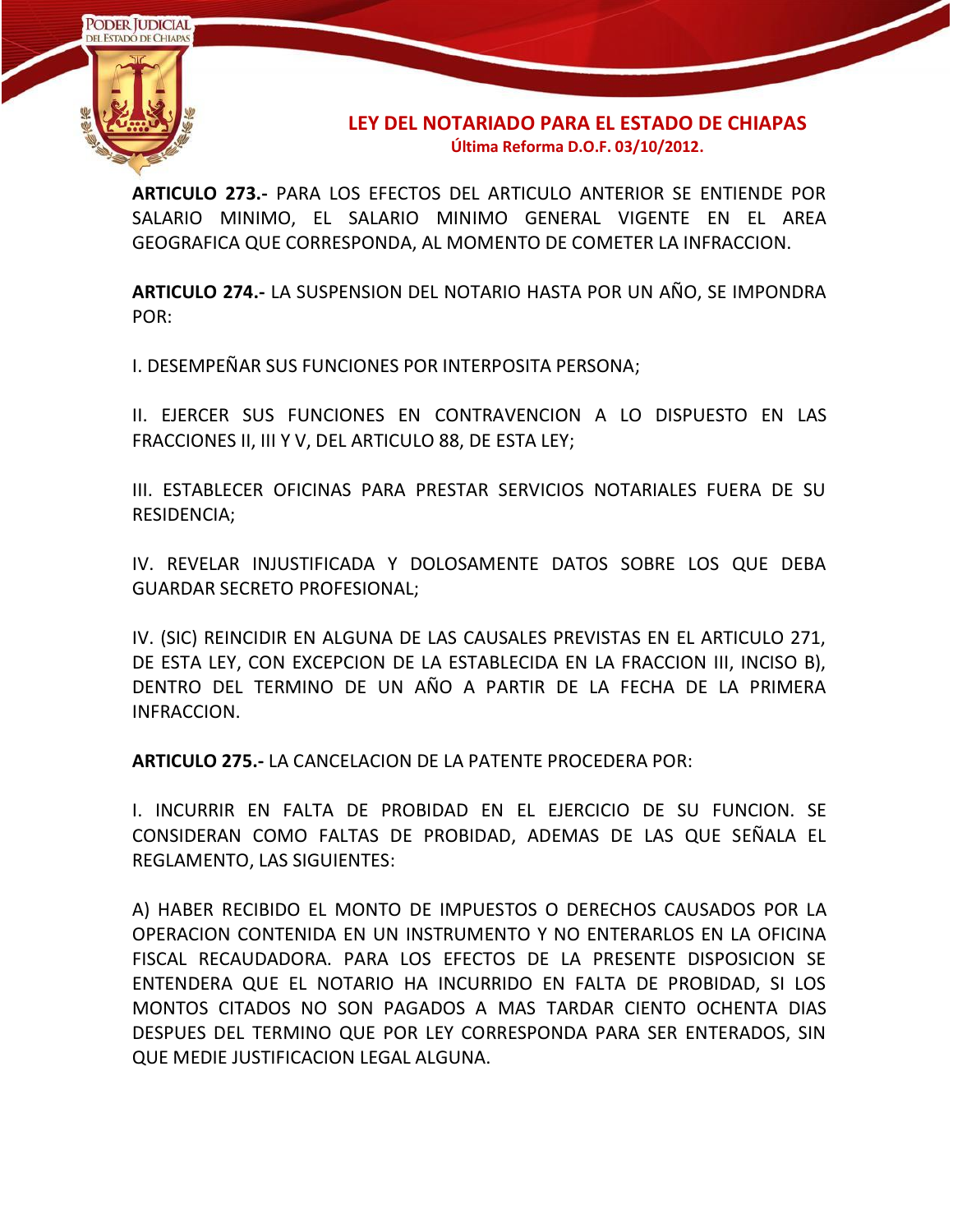**ARTICULO 273.-** PARA LOS EFECTOS DEL ARTICULO ANTERIOR SE ENTIENDE POR SALARIO MINIMO, EL SALARIO MINIMO GENERAL VIGENTE EN EL AREA GEOGRAFICA QUE CORRESPONDA, AL MOMENTO DE COMETER LA INFRACCION.

**ARTICULO 274.-** LA SUSPENSION DEL NOTARIO HASTA POR UN AÑO, SE IMPONDRA POR:

I. DESEMPEÑAR SUS FUNCIONES POR INTERPOSITA PERSONA;

II. EJERCER SUS FUNCIONES EN CONTRAVENCION A LO DISPUESTO EN LAS FRACCIONES II, III Y V, DEL ARTICULO 88, DE ESTA LEY;

III. ESTABLECER OFICINAS PARA PRESTAR SERVICIOS NOTARIALES FUERA DE SU RESIDENCIA;

IV. REVELAR INJUSTIFICADA Y DOLOSAMENTE DATOS SOBRE LOS QUE DEBA GUARDAR SECRETO PROFESIONAL;

IV. (SIC) REINCIDIR EN ALGUNA DE LAS CAUSALES PREVISTAS EN EL ARTICULO 271, DE ESTA LEY, CON EXCEPCION DE LA ESTABLECIDA EN LA FRACCION III, INCISO B), DENTRO DEL TERMINO DE UN AÑO A PARTIR DE LA FECHA DE LA PRIMERA INFRACCION.

**ARTICULO 275.-** LA CANCELACION DE LA PATENTE PROCEDERA POR:

I. INCURRIR EN FALTA DE PROBIDAD EN EL EJERCICIO DE SU FUNCION. SE CONSIDERAN COMO FALTAS DE PROBIDAD, ADEMAS DE LAS QUE SEÑALA EL REGLAMENTO, LAS SIGUIENTES:

A) HABER RECIBIDO EL MONTO DE IMPUESTOS O DERECHOS CAUSADOS POR LA OPERACION CONTENIDA EN UN INSTRUMENTO Y NO ENTERARLOS EN LA OFICINA FISCAL RECAUDADORA. PARA LOS EFECTOS DE LA PRESENTE DISPOSICION SE ENTENDERA QUE EL NOTARIO HA INCURRIDO EN FALTA DE PROBIDAD, SI LOS MONTOS CITADOS NO SON PAGADOS A MAS TARDAR CIENTO OCHENTA DIAS DESPUES DEL TERMINO QUE POR LEY CORRESPONDA PARA SER ENTERADOS, SIN QUE MEDIE JUSTIFICACION LEGAL ALGUNA.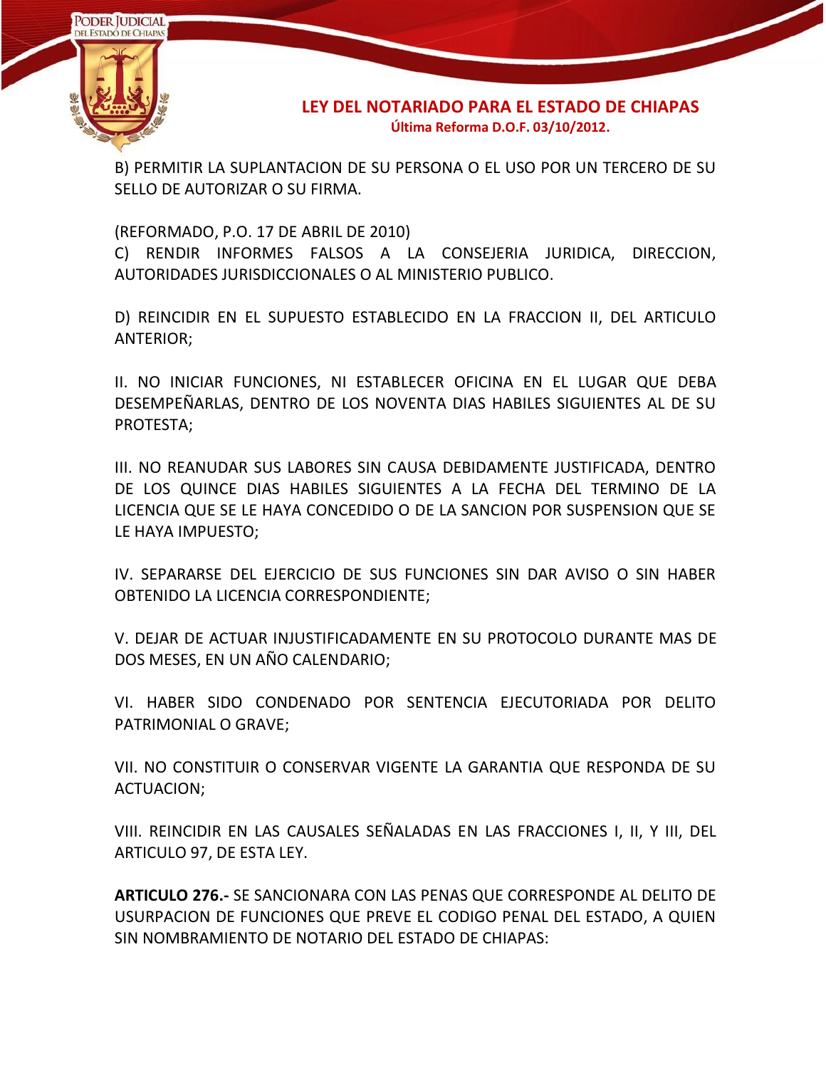B) PERMITIR LA SUPLANTACION DE SU PERSONA O EL USO POR UN TERCERO DE SU SELLO DE AUTORIZAR O SU FIRMA.

(REFORMADO, P.O. 17 DE ABRIL DE 2010)
C) RENDIR INFORMES FALSOS A LA CONSEJERIA JURIDICA, DIRECCION, AUTORIDADES JURISDICCIONALES O AL MINISTERIO PUBLICO.

D) REINCIDIR EN EL SUPUESTO ESTABLECIDO EN LA FRACCION II, DEL ARTICULO ANTERIOR;

II. NO INICIAR FUNCIONES, NI ESTABLECER OFICINA EN EL LUGAR QUE DEBA DESEMPEÑARLAS, DENTRO DE LOS NOVENTA DIAS HABILES SIGUIENTES AL DE SU PROTESTA;

III. NO REANUDAR SUS LABORES SIN CAUSA DEBIDAMENTE JUSTIFICADA, DENTRO DE LOS QUINCE DIAS HABILES SIGUIENTES A LA FECHA DEL TERMINO DE LA LICENCIA QUE SE LE HAYA CONCEDIDO O DE LA SANCION POR SUSPENSION QUE SE LE HAYA IMPUESTO;

IV. SEPARARSE DEL EJERCICIO DE SUS FUNCIONES SIN DAR AVISO O SIN HABER OBTENIDO LA LICENCIA CORRESPONDIENTE;

V. DEJAR DE ACTUAR INJUSTIFICADAMENTE EN SU PROTOCOLO DURANTE MAS DE DOS MESES, EN UN AÑO CALENDARIO;

VI. HABER SIDO CONDENADO POR SENTENCIA EJECUTORIADA POR DELITO PATRIMONIAL O GRAVE;

VII. NO CONSTITUIR O CONSERVAR VIGENTE LA GARANTIA QUE RESPONDA DE SU ACTUACION;

VIII. REINCIDIR EN LAS CAUSALES SEÑALADAS EN LAS FRACCIONES I, II, Y III, DEL ARTICULO 97, DE ESTA LEY.

**ARTICULO 276.-** SE SANCIONARA CON LAS PENAS QUE CORRESPONDE AL DELITO DE USURPACION DE FUNCIONES QUE PREVE EL CODIGO PENAL DEL ESTADO, A QUIEN SIN NOMBRAMIENTO DE NOTARIO DEL ESTADO DE CHIAPAS: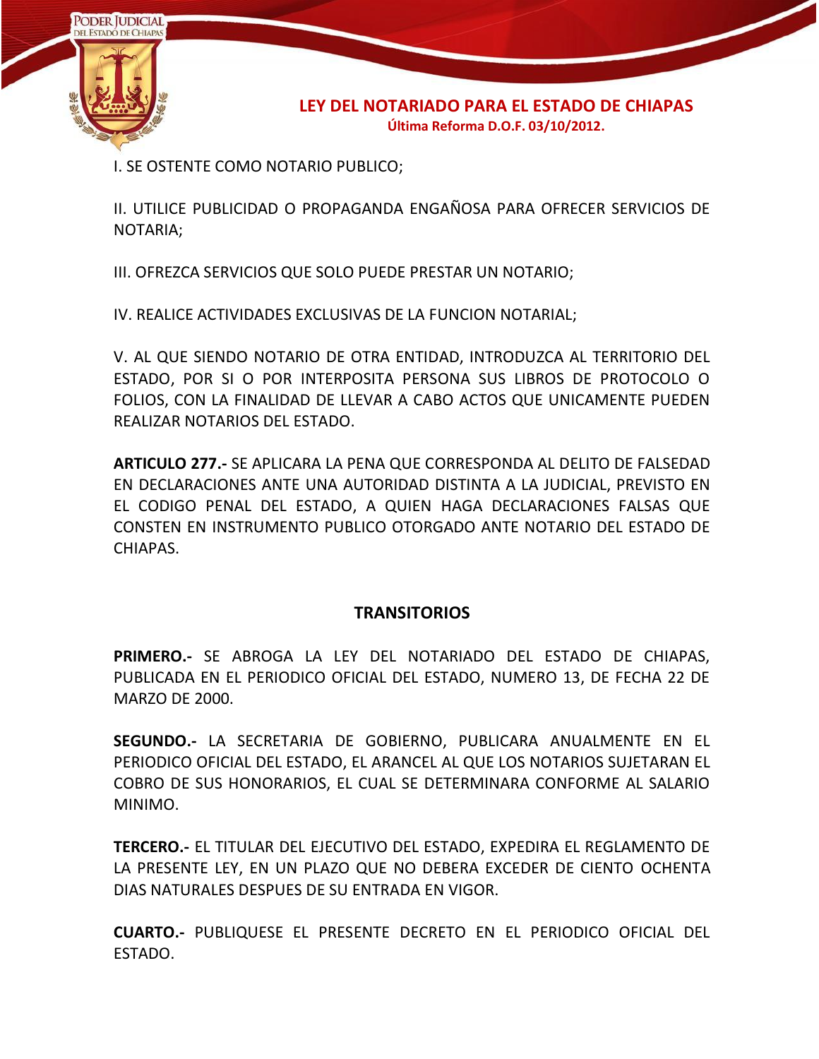I. SE OSTENTE COMO NOTARIO PUBLICO;

II. UTILICE PUBLICIDAD O PROPAGANDA ENGAÑOSA PARA OFRECER SERVICIOS DE NOTARIA;

III. OFREZCA SERVICIOS QUE SOLO PUEDE PRESTAR UN NOTARIO;

IV. REALICE ACTIVIDADES EXCLUSIVAS DE LA FUNCION NOTARIAL;

V. AL QUE SIENDO NOTARIO DE OTRA ENTIDAD, INTRODUZCA AL TERRITORIO DEL ESTADO, POR SI O POR INTERPOSITA PERSONA SUS LIBROS DE PROTOCOLO O FOLIOS, CON LA FINALIDAD DE LLEVAR A CABO ACTOS QUE UNICAMENTE PUEDEN REALIZAR NOTARIOS DEL ESTADO.

**ARTICULO 277.-** SE APLICARA LA PENA QUE CORRESPONDA AL DELITO DE FALSEDAD EN DECLARACIONES ANTE UNA AUTORIDAD DISTINTA A LA JUDICIAL, PREVISTO EN EL CODIGO PENAL DEL ESTADO, A QUIEN HAGA DECLARACIONES FALSAS QUE CONSTEN EN INSTRUMENTO PUBLICO OTORGADO ANTE NOTARIO DEL ESTADO DE CHIAPAS.

## TRANSITORIOS

**PRIMERO.-** SE ABROGA LA LEY DEL NOTARIADO DEL ESTADO DE CHIAPAS, PUBLICADA EN EL PERIODICO OFICIAL DEL ESTADO, NUMERO 13, DE FECHA 22 DE MARZO DE 2000.

**SEGUNDO.-** LA SECRETARIA DE GOBIERNO, PUBLICARA ANUALMENTE EN EL PERIODICO OFICIAL DEL ESTADO, EL ARANCEL AL QUE LOS NOTARIOS SUJETARAN EL COBRO DE SUS HONORARIOS, EL CUAL SE DETERMINARA CONFORME AL SALARIO MINIMO.

**TERCERO.-** EL TITULAR DEL EJECUTIVO DEL ESTADO, EXPEDIRA EL REGLAMENTO DE LA PRESENTE LEY, EN UN PLAZO QUE NO DEBERA EXCEDER DE CIENTO OCHENTA DIAS NATURALES DESPUES DE SU ENTRADA EN VIGOR.

**CUARTO.-** PUBLIQUESE EL PRESENTE DECRETO EN EL PERIODICO OFICIAL DEL ESTADO.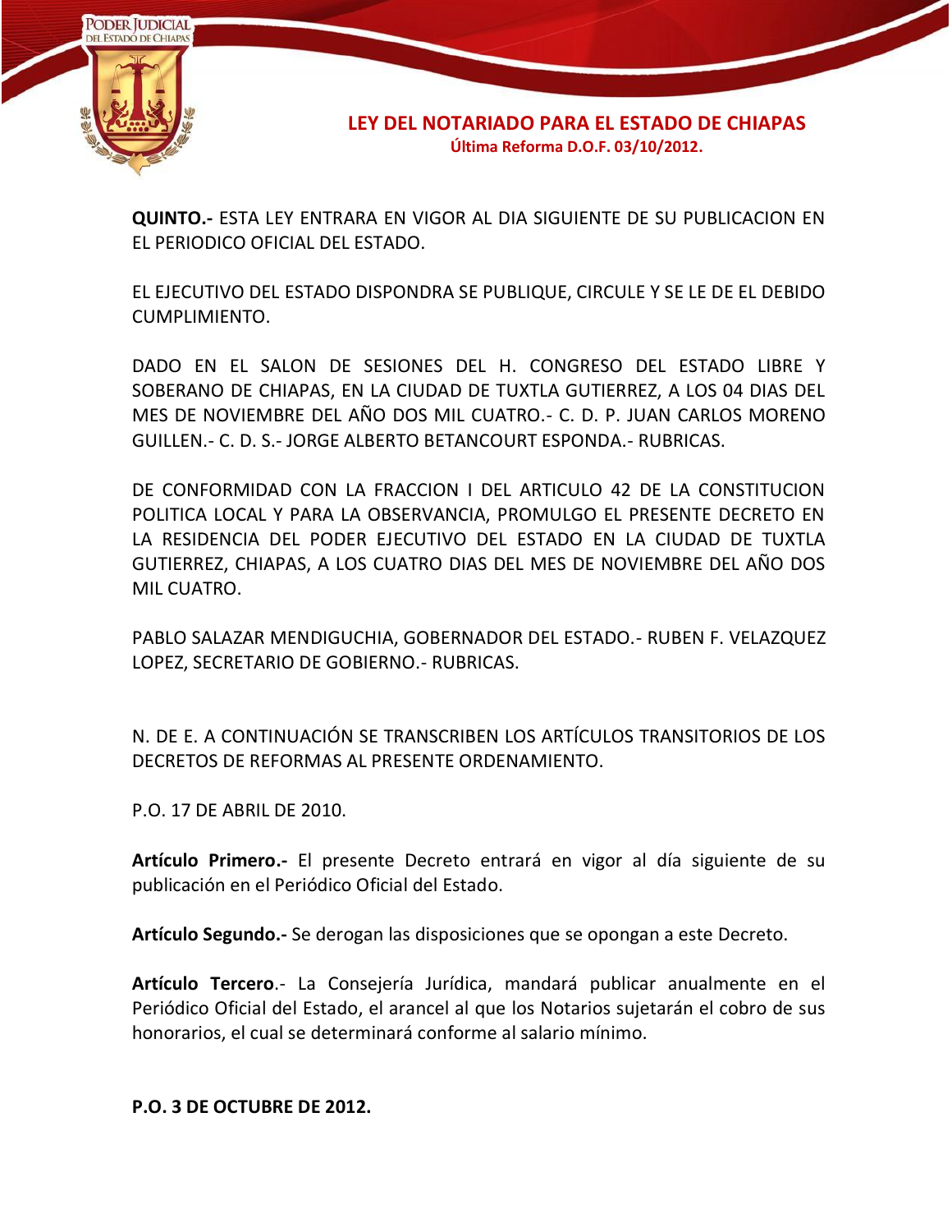**QUINTO.-** ESTA LEY ENTRARA EN VIGOR AL DIA SIGUIENTE DE SU PUBLICACION EN EL PERIODICO OFICIAL DEL ESTADO.

EL EJECUTIVO DEL ESTADO DISPONDRA SE PUBLIQUE, CIRCULE Y SE LE DE EL DEBIDO CUMPLIMIENTO.

DADO EN EL SALON DE SESIONES DEL H. CONGRESO DEL ESTADO LIBRE Y SOBERANO DE CHIAPAS, EN LA CIUDAD DE TUXTLA GUTIERREZ, A LOS 04 DIAS DEL MES DE NOVIEMBRE DEL AÑO DOS MIL CUATRO.- C. D. P. JUAN CARLOS MORENO GUILLEN.- C. D. S.- JORGE ALBERTO BETANCOURT ESPONDA.- RUBRICAS.

DE CONFORMIDAD CON LA FRACCION I DEL ARTICULO 42 DE LA CONSTITUCION POLITICA LOCAL Y PARA LA OBSERVANCIA, PROMULGO EL PRESENTE DECRETO EN LA RESIDENCIA DEL PODER EJECUTIVO DEL ESTADO EN LA CIUDAD DE TUXTLA GUTIERREZ, CHIAPAS, A LOS CUATRO DIAS DEL MES DE NOVIEMBRE DEL AÑO DOS MIL CUATRO.

PABLO SALAZAR MENDIGUCHIA, GOBERNADOR DEL ESTADO.- RUBEN F. VELAZQUEZ LOPEZ, SECRETARIO DE GOBIERNO.- RUBRICAS.

N. DE E. A CONTINUACIÓN SE TRANSCRIBEN LOS ARTÍCULOS TRANSITORIOS DE LOS DECRETOS DE REFORMAS AL PRESENTE ORDENAMIENTO.

P.O. 17 DE ABRIL DE 2010.

**Artículo Primero.-** El presente Decreto entrará en vigor al día siguiente de su publicación en el Periódico Oficial del Estado.

**Artículo Segundo.-** Se derogan las disposiciones que se opongan a este Decreto.

**Artículo Tercero**.- La Consejería Jurídica, mandará publicar anualmente en el Periódico Oficial del Estado, el arancel al que los Notarios sujetarán el cobro de sus honorarios, el cual se determinará conforme al salario mínimo.

**P.O. 3 DE OCTUBRE DE 2012.**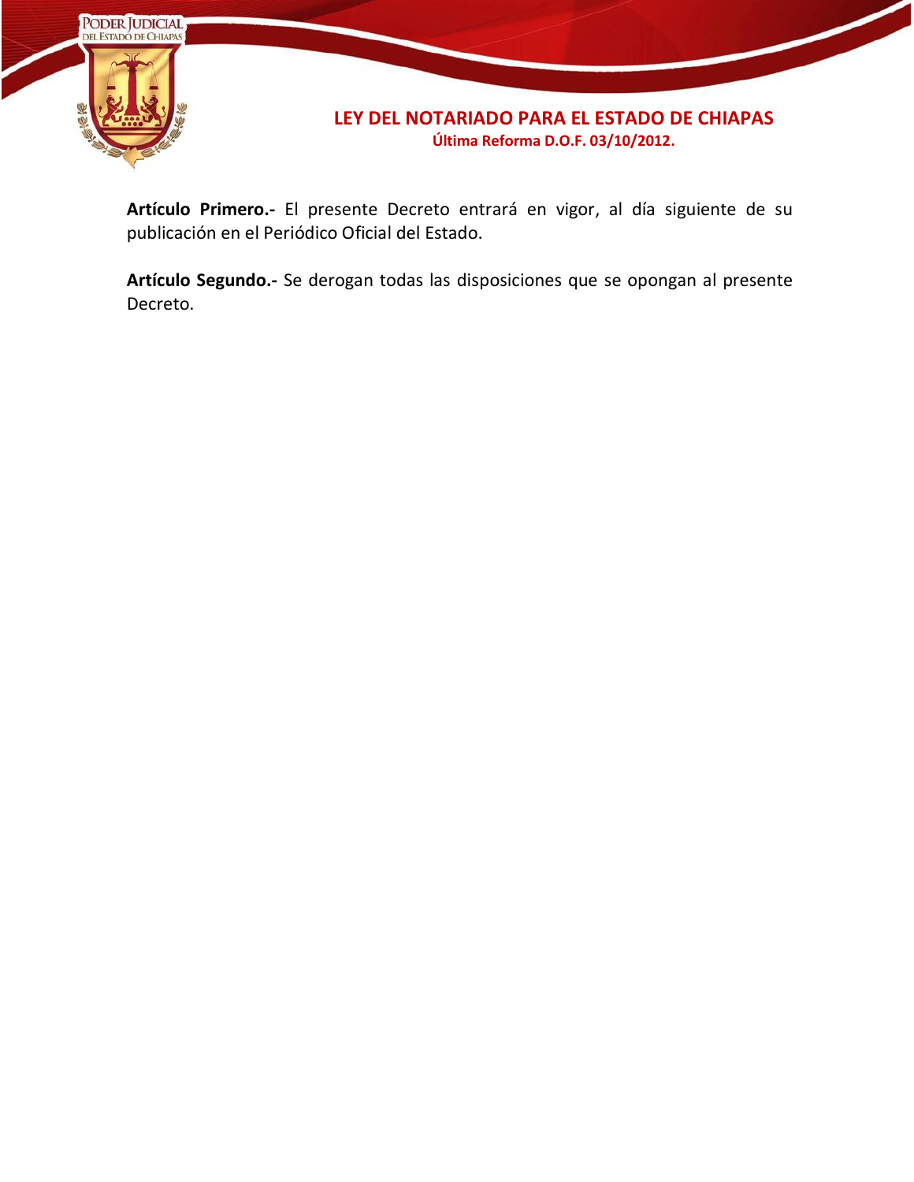**Artículo Primero.-** El presente Decreto entrará en vigor, al día siguiente de su publicación en el Periódico Oficial del Estado.

**Artículo Segundo.-** Se derogan todas las disposiciones que se opongan al presente Decreto.